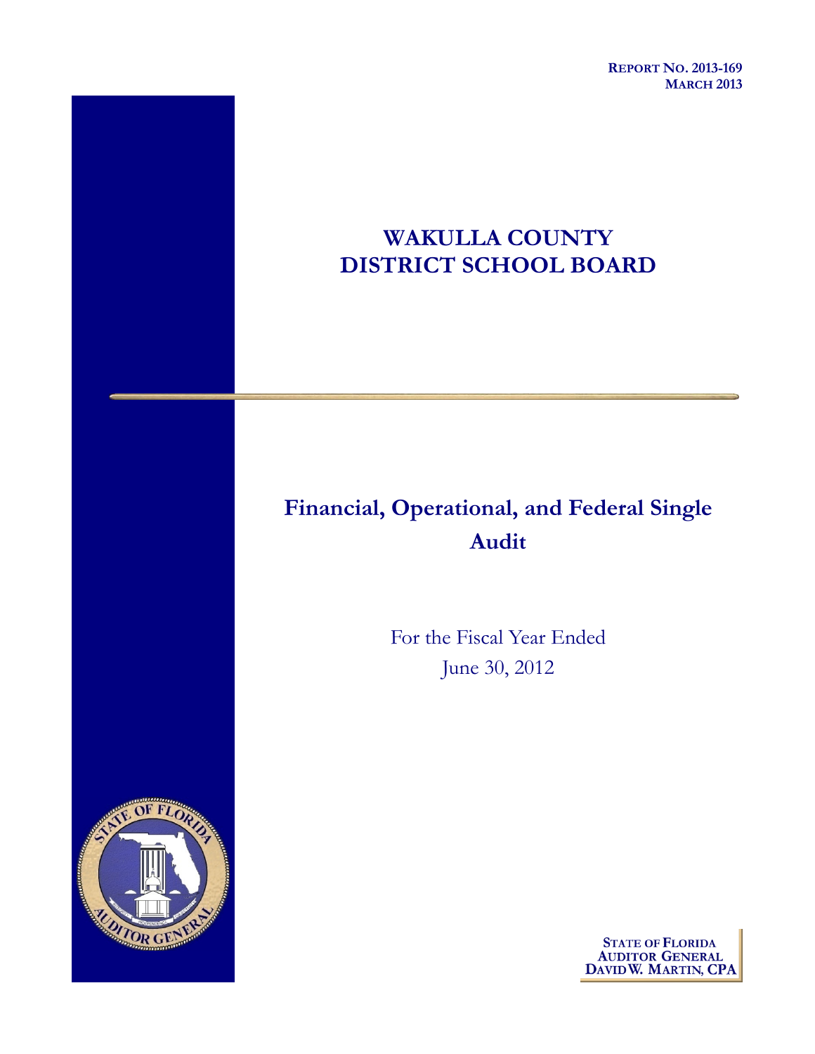**REPORT NO. 2013-169**
**MARCH 2013**

# WAKULLA COUNTY DISTRICT SCHOOL BOARD

## Financial, Operational, and Federal Single Audit

For the Fiscal Year Ended
June 30, 2012

**STATE OF FLORIDA**
**AUDITOR GENERAL**
**DAVID W. MARTIN, CPA**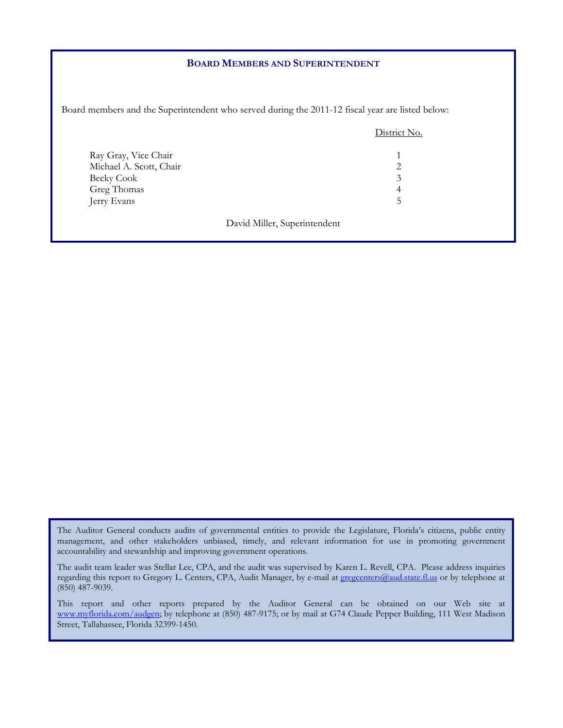## BOARD MEMBERS AND SUPERINTENDENT

Board members and the Superintendent who served during the 2011-12 fiscal year are listed below:

| | District No. |
|---|---|
| Ray Gray, Vice Chair | 1 |
| Michael A. Scott, Chair | 2 |
| Becky Cook | 3 |
| Greg Thomas | 4 |
| Jerry Evans | 5 |

David Miller, Superintendent

The Auditor General conducts audits of governmental entities to provide the Legislature, Florida's citizens, public entity management, and other stakeholders unbiased, timely, and relevant information for use in promoting government accountability and stewardship and improving government operations.

The audit team leader was Stellar Lee, CPA, and the audit was supervised by Karen L. Revell, CPA. Please address inquiries regarding this report to Gregory L. Centers, CPA, Audit Manager, by e-mail at gregcenters@aud.state.fl.us or by telephone at (850) 487-9039.

This report and other reports prepared by the Auditor General can be obtained on our Web site at www.myflorida.com/audgen; by telephone at (850) 487-9175; or by mail at G74 Claude Pepper Building, 111 West Madison Street, Tallahassee, Florida 32399-1450.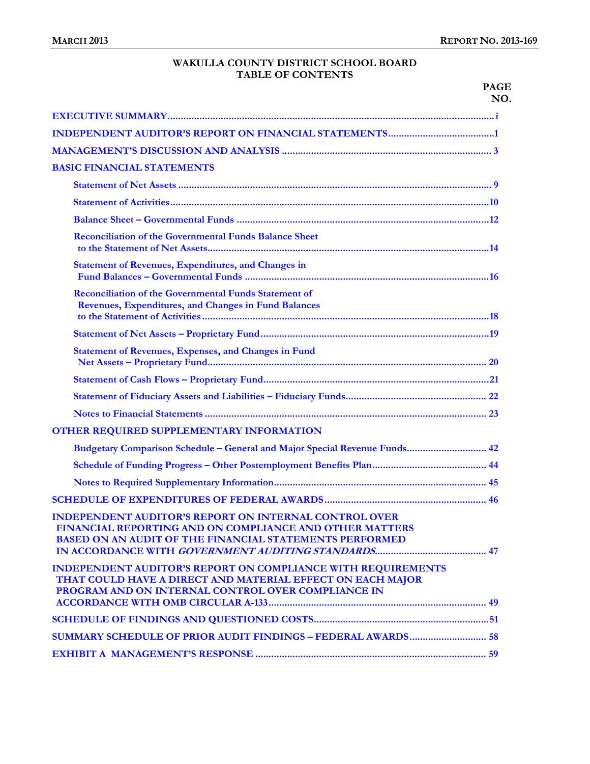# WAKULLA COUNTY DISTRICT SCHOOL BOARD
## TABLE OF CONTENTS

| | PAGE NO. |
|---|---|
| **EXECUTIVE SUMMARY** | i |
| **INDEPENDENT AUDITOR'S REPORT ON FINANCIAL STATEMENTS** | 1 |
| **MANAGEMENT'S DISCUSSION AND ANALYSIS** | 3 |
| **BASIC FINANCIAL STATEMENTS** | |
| Statement of Net Assets | 9 |
| Statement of Activities | 10 |
| Balance Sheet – Governmental Funds | 12 |
| Reconciliation of the Governmental Funds Balance Sheet to the Statement of Net Assets | 14 |
| Statement of Revenues, Expenditures, and Changes in Fund Balances – Governmental Funds | 16 |
| Reconciliation of the Governmental Funds Statement of Revenues, Expenditures, and Changes in Fund Balances to the Statement of Activities | 18 |
| Statement of Net Assets – Proprietary Fund | 19 |
| Statement of Revenues, Expenses, and Changes in Fund Net Assets – Proprietary Fund | 20 |
| Statement of Cash Flows – Proprietary Fund | 21 |
| Statement of Fiduciary Assets and Liabilities – Fiduciary Funds | 22 |
| Notes to Financial Statements | 23 |
| **OTHER REQUIRED SUPPLEMENTARY INFORMATION** | |
| Budgetary Comparison Schedule – General and Major Special Revenue Funds | 42 |
| Schedule of Funding Progress – Other Postemployment Benefits Plan | 44 |
| Notes to Required Supplementary Information | 45 |
| **SCHEDULE OF EXPENDITURES OF FEDERAL AWARDS** | 46 |
| **INDEPENDENT AUDITOR'S REPORT ON INTERNAL CONTROL OVER FINANCIAL REPORTING AND ON COMPLIANCE AND OTHER MATTERS BASED ON AN AUDIT OF THE FINANCIAL STATEMENTS PERFORMED IN ACCORDANCE WITH *GOVERNMENT AUDITING STANDARDS*** | 47 |
| **INDEPENDENT AUDITOR'S REPORT ON COMPLIANCE WITH REQUIREMENTS THAT COULD HAVE A DIRECT AND MATERIAL EFFECT ON EACH MAJOR PROGRAM AND ON INTERNAL CONTROL OVER COMPLIANCE IN ACCORDANCE WITH OMB CIRCULAR A-133** | 49 |
| **SCHEDULE OF FINDINGS AND QUESTIONED COSTS** | 51 |
| **SUMMARY SCHEDULE OF PRIOR AUDIT FINDINGS – FEDERAL AWARDS** | 58 |
| **EXHIBIT A MANAGEMENT'S RESPONSE** | 59 |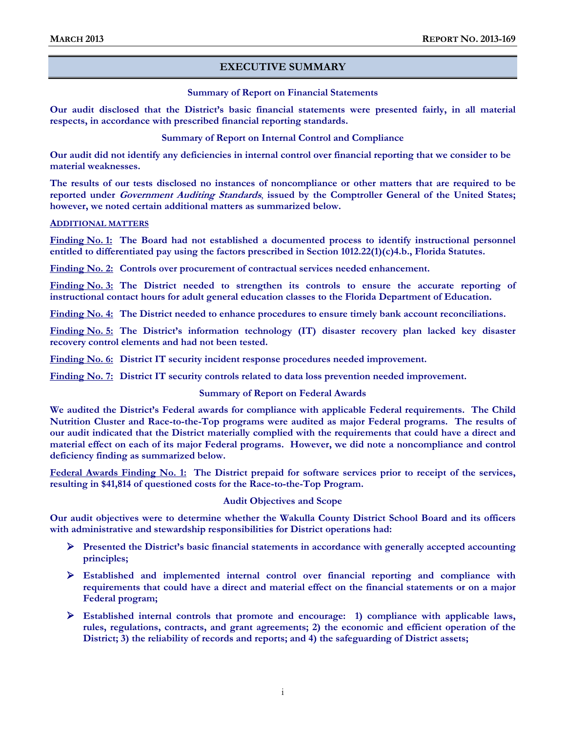## EXECUTIVE SUMMARY

### Summary of Report on Financial Statements

**Our audit disclosed that the District's basic financial statements were presented fairly, in all material respects, in accordance with prescribed financial reporting standards.**

### Summary of Report on Internal Control and Compliance

**Our audit did not identify any deficiencies in internal control over financial reporting that we consider to be material weaknesses.**

**The results of our tests disclosed no instances of noncompliance or other matters that are required to be reported under *Government Auditing Standards*, issued by the Comptroller General of the United States; however, we noted certain additional matters as summarized below.**

**ADDITIONAL MATTERS**

**Finding No. 1: The Board had not established a documented process to identify instructional personnel entitled to differentiated pay using the factors prescribed in Section 1012.22(1)(c)4.b., Florida Statutes.**

**Finding No. 2: Controls over procurement of contractual services needed enhancement.**

**Finding No. 3: The District needed to strengthen its controls to ensure the accurate reporting of instructional contact hours for adult general education classes to the Florida Department of Education.**

**Finding No. 4: The District needed to enhance procedures to ensure timely bank account reconciliations.**

**Finding No. 5: The District's information technology (IT) disaster recovery plan lacked key disaster recovery control elements and had not been tested.**

**Finding No. 6: District IT security incident response procedures needed improvement.**

**Finding No. 7: District IT security controls related to data loss prevention needed improvement.**

### Summary of Report on Federal Awards

**We audited the District's Federal awards for compliance with applicable Federal requirements. The Child Nutrition Cluster and Race-to-the-Top programs were audited as major Federal programs. The results of our audit indicated that the District materially complied with the requirements that could have a direct and material effect on each of its major Federal programs. However, we did note a noncompliance and control deficiency finding as summarized below.**

**Federal Awards Finding No. 1: The District prepaid for software services prior to receipt of the services, resulting in $41,814 of questioned costs for the Race-to-the-Top Program.**

### Audit Objectives and Scope

**Our audit objectives were to determine whether the Wakulla County District School Board and its officers with administrative and stewardship responsibilities for District operations had:**

- **Presented the District's basic financial statements in accordance with generally accepted accounting principles;**
- **Established and implemented internal control over financial reporting and compliance with requirements that could have a direct and material effect on the financial statements or on a major Federal program;**
- **Established internal controls that promote and encourage: 1) compliance with applicable laws, rules, regulations, contracts, and grant agreements; 2) the economic and efficient operation of the District; 3) the reliability of records and reports; and 4) the safeguarding of District assets;**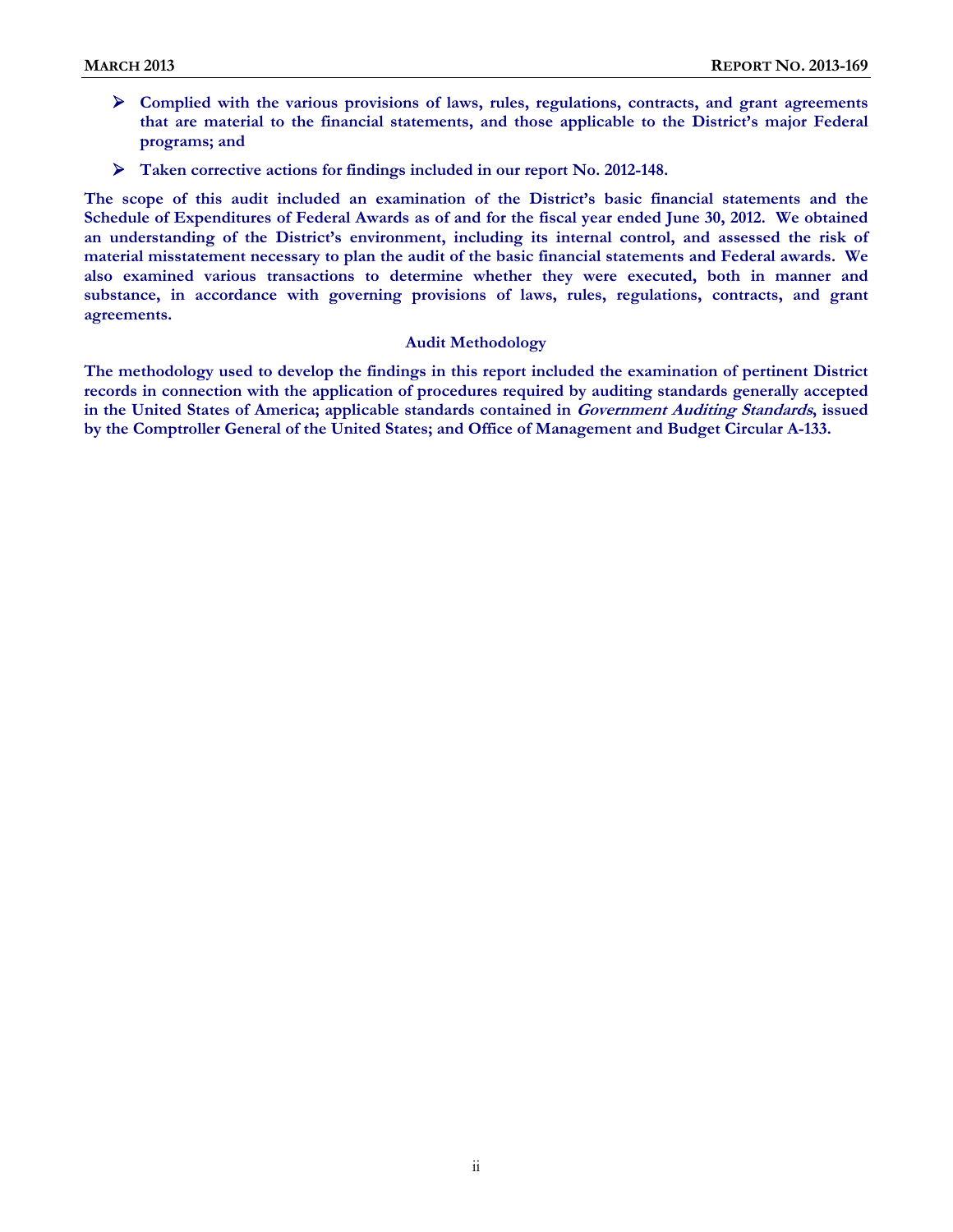- **Complied with the various provisions of laws, rules, regulations, contracts, and grant agreements that are material to the financial statements, and those applicable to the District's major Federal programs; and**
- **Taken corrective actions for findings included in our report No. 2012-148.**

**The scope of this audit included an examination of the District's basic financial statements and the Schedule of Expenditures of Federal Awards as of and for the fiscal year ended June 30, 2012. We obtained an understanding of the District's environment, including its internal control, and assessed the risk of material misstatement necessary to plan the audit of the basic financial statements and Federal awards. We also examined various transactions to determine whether they were executed, both in manner and substance, in accordance with governing provisions of laws, rules, regulations, contracts, and grant agreements.**

### Audit Methodology

**The methodology used to develop the findings in this report included the examination of pertinent District records in connection with the application of procedures required by auditing standards generally accepted in the United States of America; applicable standards contained in *Government Auditing Standards*, issued by the Comptroller General of the United States; and Office of Management and Budget Circular A-133.**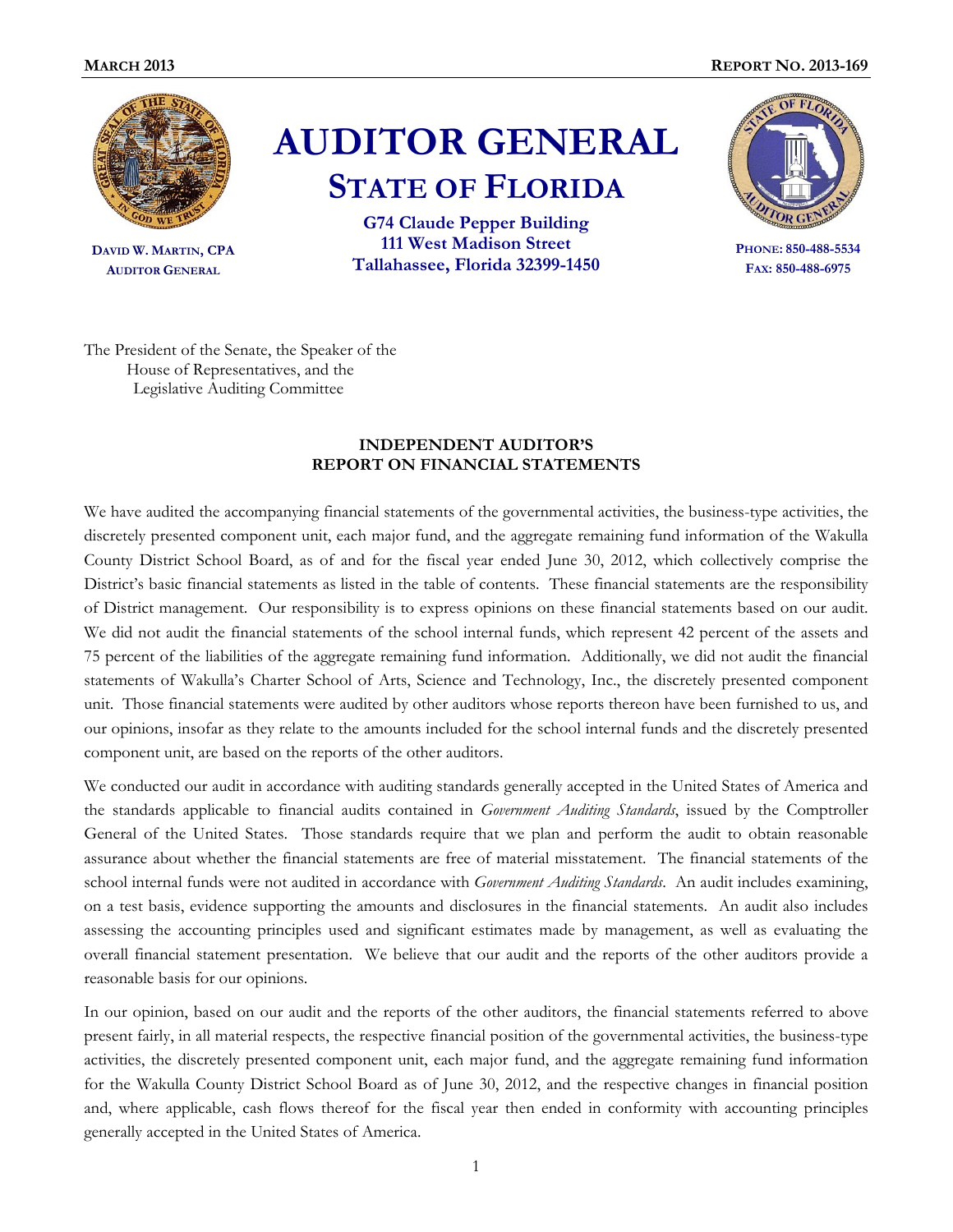# AUDITOR GENERAL

## STATE OF FLORIDA

**G74 Claude Pepper Building**
**111 West Madison Street**
**Tallahassee, Florida 32399-1450**

**DAVID W. MARTIN, CPA**
**AUDITOR GENERAL**

**PHONE: 850-488-5534**
**FAX: 850-488-6975**

The President of the Senate, the Speaker of the House of Representatives, and the Legislative Auditing Committee

### INDEPENDENT AUDITOR'S REPORT ON FINANCIAL STATEMENTS

We have audited the accompanying financial statements of the governmental activities, the business-type activities, the discretely presented component unit, each major fund, and the aggregate remaining fund information of the Wakulla County District School Board, as of and for the fiscal year ended June 30, 2012, which collectively comprise the District's basic financial statements as listed in the table of contents. These financial statements are the responsibility of District management. Our responsibility is to express opinions on these financial statements based on our audit. We did not audit the financial statements of the school internal funds, which represent 42 percent of the assets and 75 percent of the liabilities of the aggregate remaining fund information. Additionally, we did not audit the financial statements of Wakulla's Charter School of Arts, Science and Technology, Inc., the discretely presented component unit. Those financial statements were audited by other auditors whose reports thereon have been furnished to us, and our opinions, insofar as they relate to the amounts included for the school internal funds and the discretely presented component unit, are based on the reports of the other auditors.

We conducted our audit in accordance with auditing standards generally accepted in the United States of America and the standards applicable to financial audits contained in *Government Auditing Standards*, issued by the Comptroller General of the United States. Those standards require that we plan and perform the audit to obtain reasonable assurance about whether the financial statements are free of material misstatement. The financial statements of the school internal funds were not audited in accordance with *Government Auditing Standards*. An audit includes examining, on a test basis, evidence supporting the amounts and disclosures in the financial statements. An audit also includes assessing the accounting principles used and significant estimates made by management, as well as evaluating the overall financial statement presentation. We believe that our audit and the reports of the other auditors provide a reasonable basis for our opinions.

In our opinion, based on our audit and the reports of the other auditors, the financial statements referred to above present fairly, in all material respects, the respective financial position of the governmental activities, the business-type activities, the discretely presented component unit, each major fund, and the aggregate remaining fund information for the Wakulla County District School Board as of June 30, 2012, and the respective changes in financial position and, where applicable, cash flows thereof for the fiscal year then ended in conformity with accounting principles generally accepted in the United States of America.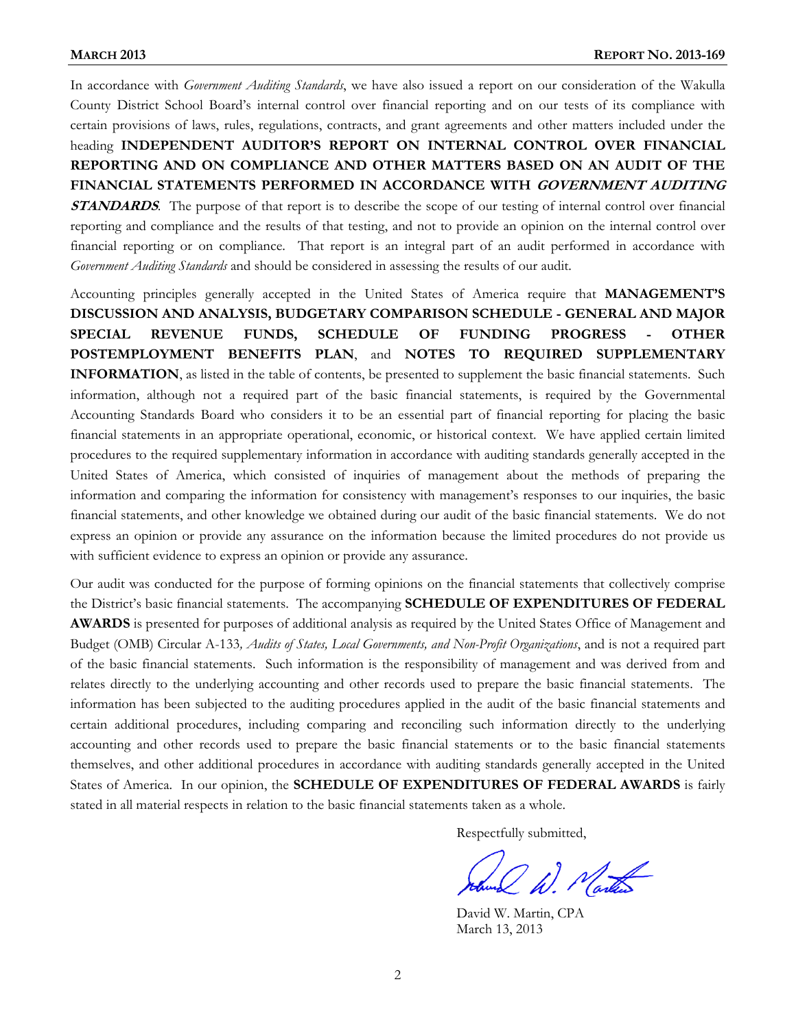In accordance with *Government Auditing Standards*, we have also issued a report on our consideration of the Wakulla County District School Board's internal control over financial reporting and on our tests of its compliance with certain provisions of laws, rules, regulations, contracts, and grant agreements and other matters included under the heading **INDEPENDENT AUDITOR'S REPORT ON INTERNAL CONTROL OVER FINANCIAL REPORTING AND ON COMPLIANCE AND OTHER MATTERS BASED ON AN AUDIT OF THE FINANCIAL STATEMENTS PERFORMED IN ACCORDANCE WITH *GOVERNMENT AUDITING STANDARDS***. The purpose of that report is to describe the scope of our testing of internal control over financial reporting and compliance and the results of that testing, and not to provide an opinion on the internal control over financial reporting or on compliance. That report is an integral part of an audit performed in accordance with *Government Auditing Standards* and should be considered in assessing the results of our audit.

Accounting principles generally accepted in the United States of America require that **MANAGEMENT'S DISCUSSION AND ANALYSIS, BUDGETARY COMPARISON SCHEDULE - GENERAL AND MAJOR SPECIAL REVENUE FUNDS, SCHEDULE OF FUNDING PROGRESS - OTHER POSTEMPLOYMENT BENEFITS PLAN**, and **NOTES TO REQUIRED SUPPLEMENTARY INFORMATION**, as listed in the table of contents, be presented to supplement the basic financial statements. Such information, although not a required part of the basic financial statements, is required by the Governmental Accounting Standards Board who considers it to be an essential part of financial reporting for placing the basic financial statements in an appropriate operational, economic, or historical context. We have applied certain limited procedures to the required supplementary information in accordance with auditing standards generally accepted in the United States of America, which consisted of inquiries of management about the methods of preparing the information and comparing the information for consistency with management's responses to our inquiries, the basic financial statements, and other knowledge we obtained during our audit of the basic financial statements. We do not express an opinion or provide any assurance on the information because the limited procedures do not provide us with sufficient evidence to express an opinion or provide any assurance.

Our audit was conducted for the purpose of forming opinions on the financial statements that collectively comprise the District's basic financial statements. The accompanying **SCHEDULE OF EXPENDITURES OF FEDERAL AWARDS** is presented for purposes of additional analysis as required by the United States Office of Management and Budget (OMB) Circular A-133*, Audits of States, Local Governments, and Non-Profit Organizations*, and is not a required part of the basic financial statements. Such information is the responsibility of management and was derived from and relates directly to the underlying accounting and other records used to prepare the basic financial statements. The information has been subjected to the auditing procedures applied in the audit of the basic financial statements and certain additional procedures, including comparing and reconciling such information directly to the underlying accounting and other records used to prepare the basic financial statements or to the basic financial statements themselves, and other additional procedures in accordance with auditing standards generally accepted in the United States of America. In our opinion, the **SCHEDULE OF EXPENDITURES OF FEDERAL AWARDS** is fairly stated in all material respects in relation to the basic financial statements taken as a whole.

Respectfully submitted,

David W. Martin, CPA
March 13, 2013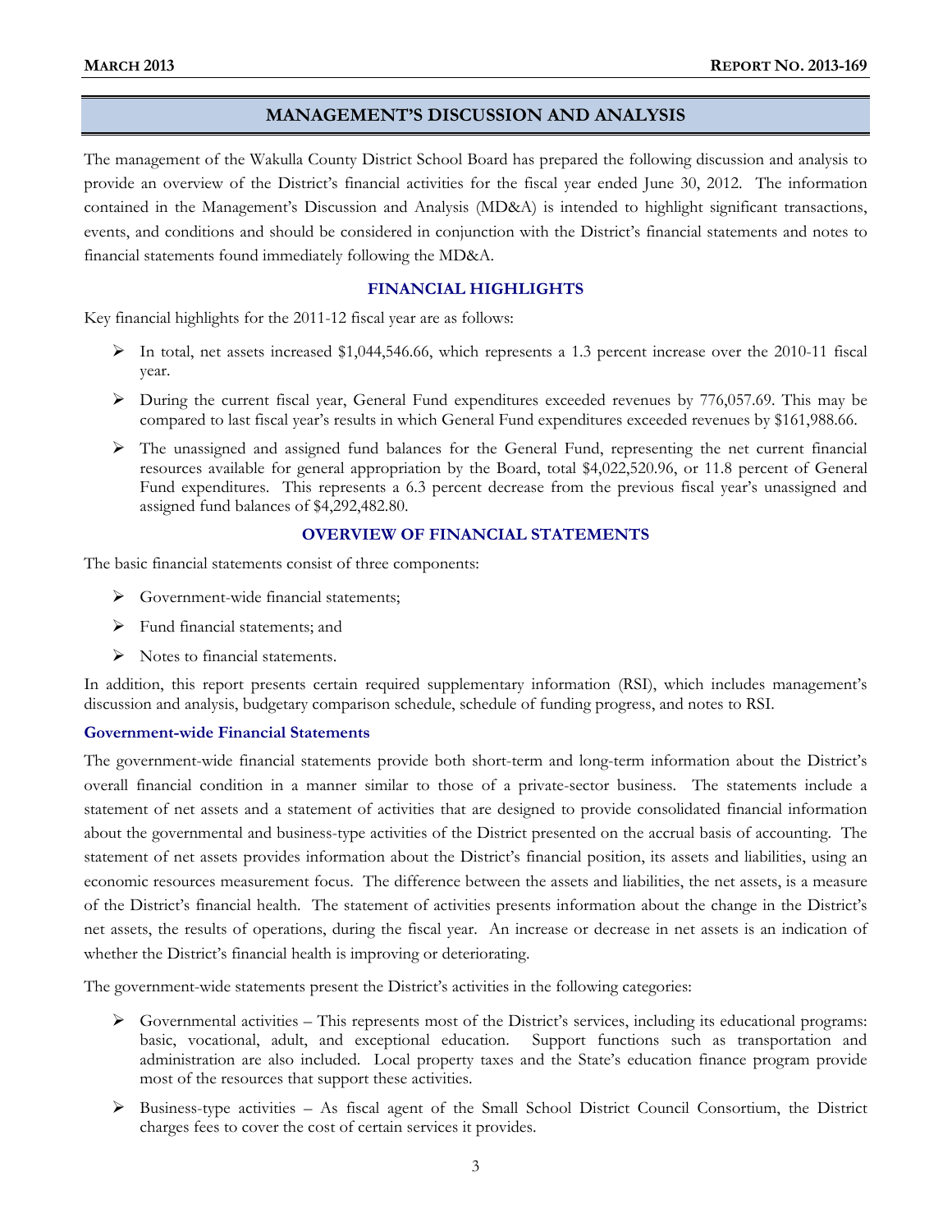# MANAGEMENT'S DISCUSSION AND ANALYSIS

The management of the Wakulla County District School Board has prepared the following discussion and analysis to provide an overview of the District's financial activities for the fiscal year ended June 30, 2012. The information contained in the Management's Discussion and Analysis (MD&A) is intended to highlight significant transactions, events, and conditions and should be considered in conjunction with the District's financial statements and notes to financial statements found immediately following the MD&A.

## FINANCIAL HIGHLIGHTS

Key financial highlights for the 2011-12 fiscal year are as follows:

- In total, net assets increased $1,044,546.66, which represents a 1.3 percent increase over the 2010-11 fiscal year.
- During the current fiscal year, General Fund expenditures exceeded revenues by 776,057.69. This may be compared to last fiscal year's results in which General Fund expenditures exceeded revenues by $161,988.66.
- The unassigned and assigned fund balances for the General Fund, representing the net current financial resources available for general appropriation by the Board, total $4,022,520.96, or 11.8 percent of General Fund expenditures. This represents a 6.3 percent decrease from the previous fiscal year's unassigned and assigned fund balances of $4,292,482.80.

## OVERVIEW OF FINANCIAL STATEMENTS

The basic financial statements consist of three components:

- Government-wide financial statements;
- Fund financial statements; and
- Notes to financial statements.

In addition, this report presents certain required supplementary information (RSI), which includes management's discussion and analysis, budgetary comparison schedule, schedule of funding progress, and notes to RSI.

### Government-wide Financial Statements

The government-wide financial statements provide both short-term and long-term information about the District's overall financial condition in a manner similar to those of a private-sector business. The statements include a statement of net assets and a statement of activities that are designed to provide consolidated financial information about the governmental and business-type activities of the District presented on the accrual basis of accounting. The statement of net assets provides information about the District's financial position, its assets and liabilities, using an economic resources measurement focus. The difference between the assets and liabilities, the net assets, is a measure of the District's financial health. The statement of activities presents information about the change in the District's net assets, the results of operations, during the fiscal year. An increase or decrease in net assets is an indication of whether the District's financial health is improving or deteriorating.

The government-wide statements present the District's activities in the following categories:

- Governmental activities – This represents most of the District's services, including its educational programs: basic, vocational, adult, and exceptional education. Support functions such as transportation and administration are also included. Local property taxes and the State's education finance program provide most of the resources that support these activities.
- Business-type activities – As fiscal agent of the Small School District Council Consortium, the District charges fees to cover the cost of certain services it provides.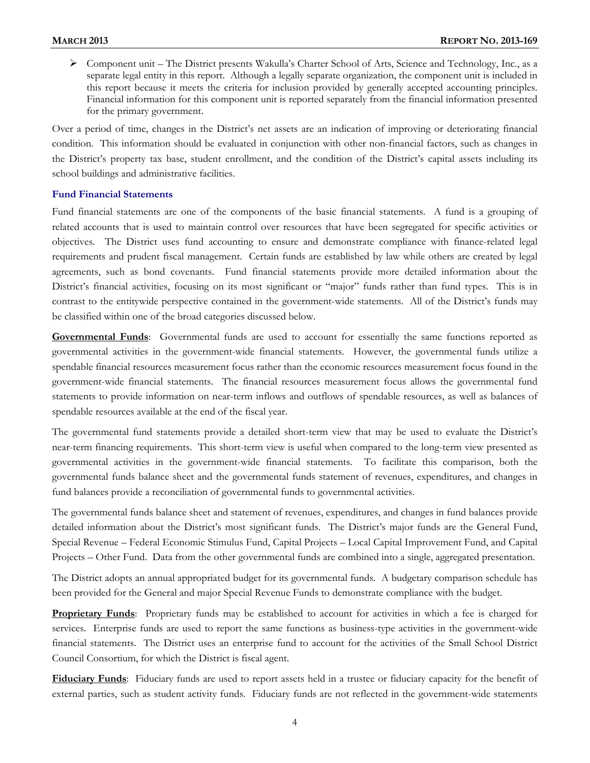- Component unit – The District presents Wakulla's Charter School of Arts, Science and Technology, Inc., as a separate legal entity in this report. Although a legally separate organization, the component unit is included in this report because it meets the criteria for inclusion provided by generally accepted accounting principles. Financial information for this component unit is reported separately from the financial information presented for the primary government.

Over a period of time, changes in the District's net assets are an indication of improving or deteriorating financial condition. This information should be evaluated in conjunction with other non-financial factors, such as changes in the District's property tax base, student enrollment, and the condition of the District's capital assets including its school buildings and administrative facilities.

### Fund Financial Statements

Fund financial statements are one of the components of the basic financial statements. A fund is a grouping of related accounts that is used to maintain control over resources that have been segregated for specific activities or objectives. The District uses fund accounting to ensure and demonstrate compliance with finance-related legal requirements and prudent fiscal management. Certain funds are established by law while others are created by legal agreements, such as bond covenants. Fund financial statements provide more detailed information about the District's financial activities, focusing on its most significant or "major" funds rather than fund types. This is in contrast to the entitywide perspective contained in the government-wide statements. All of the District's funds may be classified within one of the broad categories discussed below.

**Governmental Funds**: Governmental funds are used to account for essentially the same functions reported as governmental activities in the government-wide financial statements. However, the governmental funds utilize a spendable financial resources measurement focus rather than the economic resources measurement focus found in the government-wide financial statements. The financial resources measurement focus allows the governmental fund statements to provide information on near-term inflows and outflows of spendable resources, as well as balances of spendable resources available at the end of the fiscal year.

The governmental fund statements provide a detailed short-term view that may be used to evaluate the District's near-term financing requirements. This short-term view is useful when compared to the long-term view presented as governmental activities in the government-wide financial statements. To facilitate this comparison, both the governmental funds balance sheet and the governmental funds statement of revenues, expenditures, and changes in fund balances provide a reconciliation of governmental funds to governmental activities.

The governmental funds balance sheet and statement of revenues, expenditures, and changes in fund balances provide detailed information about the District's most significant funds. The District's major funds are the General Fund, Special Revenue – Federal Economic Stimulus Fund, Capital Projects – Local Capital Improvement Fund, and Capital Projects – Other Fund. Data from the other governmental funds are combined into a single, aggregated presentation.

The District adopts an annual appropriated budget for its governmental funds. A budgetary comparison schedule has been provided for the General and major Special Revenue Funds to demonstrate compliance with the budget.

**Proprietary Funds**: Proprietary funds may be established to account for activities in which a fee is charged for services. Enterprise funds are used to report the same functions as business-type activities in the government-wide financial statements. The District uses an enterprise fund to account for the activities of the Small School District Council Consortium, for which the District is fiscal agent.

**Fiduciary Funds**: Fiduciary funds are used to report assets held in a trustee or fiduciary capacity for the benefit of external parties, such as student activity funds. Fiduciary funds are not reflected in the government-wide statements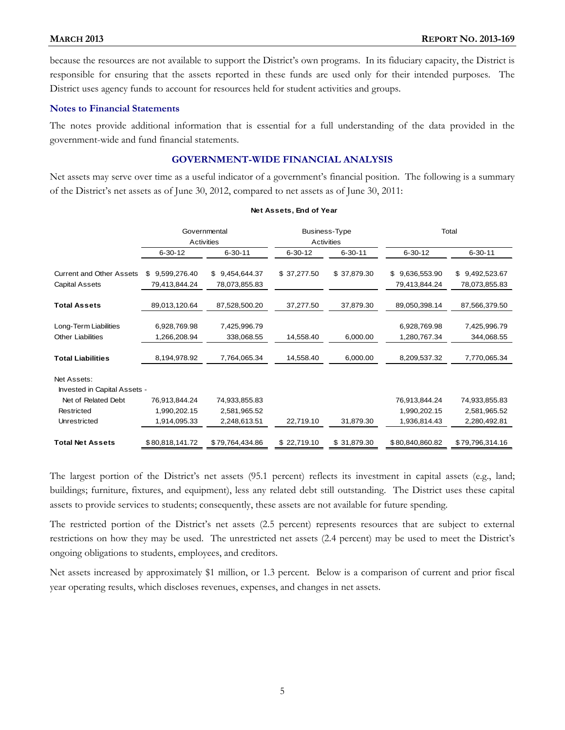because the resources are not available to support the District's own programs. In its fiduciary capacity, the District is responsible for ensuring that the assets reported in these funds are used only for their intended purposes. The District uses agency funds to account for resources held for student activities and groups.

### Notes to Financial Statements

The notes provide additional information that is essential for a full understanding of the data provided in the government-wide and fund financial statements.

## GOVERNMENT-WIDE FINANCIAL ANALYSIS

Net assets may serve over time as a useful indicator of a government's financial position. The following is a summary of the District's net assets as of June 30, 2012, compared to net assets as of June 30, 2011:

**Net Assets, End of Year**

| | Governmental Activities | | Business-Type Activities | | Total | |
|---|---|---|---|---|---|---|
| | 6-30-12 | 6-30-11 | 6-30-12 | 6-30-11 | 6-30-12 | 6-30-11 |
| Current and Other Assets | $ 9,599,276.40 | $ 9,454,644.37 | $ 37,277.50 | $ 37,879.30 | $ 9,636,553.90 | $ 9,492,523.67 |
| Capital Assets | 79,413,844.24 | 78,073,855.83 | | | 79,413,844.24 | 78,073,855.83 |
| **Total Assets** | 89,013,120.64 | 87,528,500.20 | 37,277.50 | 37,879.30 | 89,050,398.14 | 87,566,379.50 |
| Long-Term Liabilities | 6,928,769.98 | 7,425,996.79 | | | 6,928,769.98 | 7,425,996.79 |
| Other Liabilities | 1,266,208.94 | 338,068.55 | 14,558.40 | 6,000.00 | 1,280,767.34 | 344,068.55 |
| **Total Liabilities** | 8,194,978.92 | 7,764,065.34 | 14,558.40 | 6,000.00 | 8,209,537.32 | 7,770,065.34 |
| Net Assets: | | | | | | |
| Invested in Capital Assets - Net of Related Debt | 76,913,844.24 | 74,933,855.83 | | | 76,913,844.24 | 74,933,855.83 |
| Restricted | 1,990,202.15 | 2,581,965.52 | | | 1,990,202.15 | 2,581,965.52 |
| Unrestricted | 1,914,095.33 | 2,248,613.51 | 22,719.10 | 31,879.30 | 1,936,814.43 | 2,280,492.81 |
| **Total Net Assets** | $80,818,141.72 | $79,764,434.86 | $ 22,719.10 | $ 31,879.30 | $80,840,860.82 | $79,796,314.16 |

The largest portion of the District's net assets (95.1 percent) reflects its investment in capital assets (e.g., land; buildings; furniture, fixtures, and equipment), less any related debt still outstanding. The District uses these capital assets to provide services to students; consequently, these assets are not available for future spending.

The restricted portion of the District's net assets (2.5 percent) represents resources that are subject to external restrictions on how they may be used. The unrestricted net assets (2.4 percent) may be used to meet the District's ongoing obligations to students, employees, and creditors.

Net assets increased by approximately $1 million, or 1.3 percent. Below is a comparison of current and prior fiscal year operating results, which discloses revenues, expenses, and changes in net assets.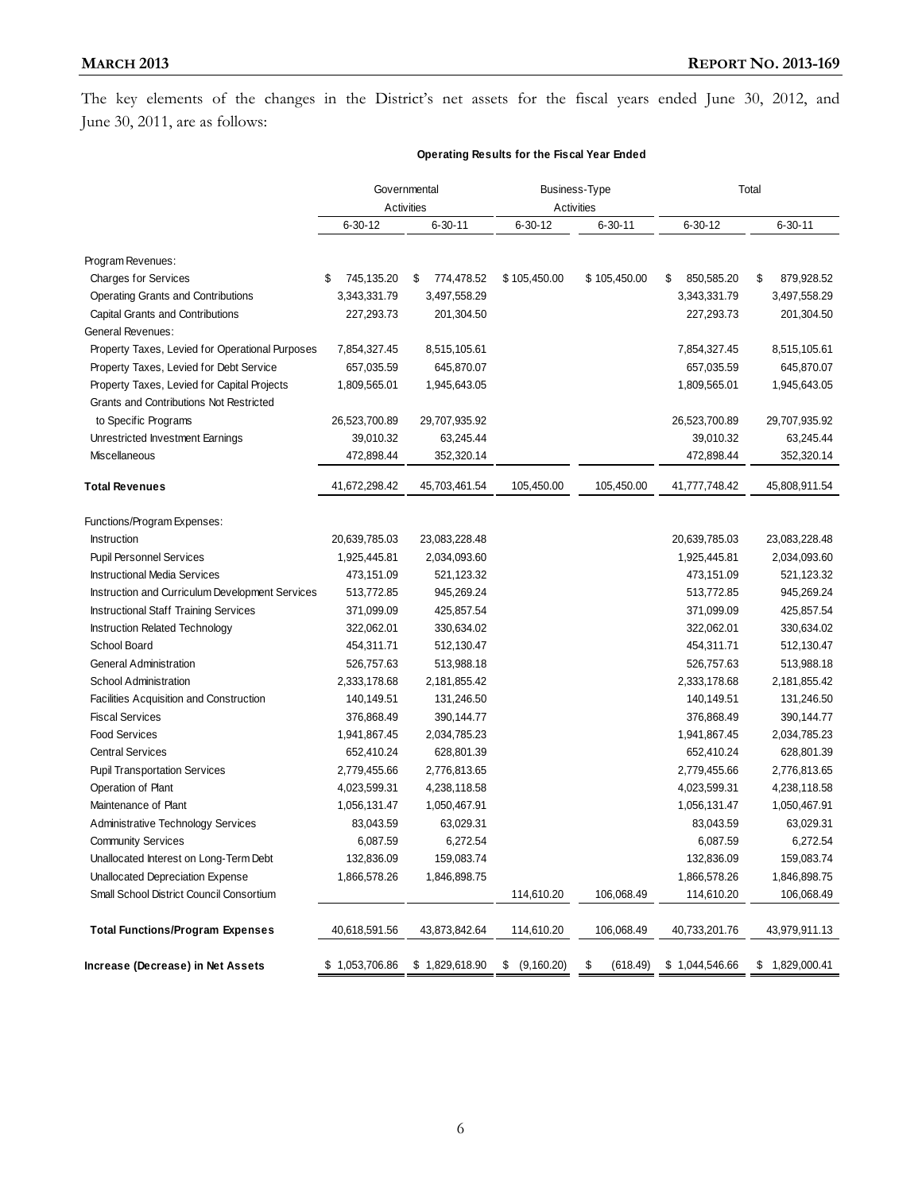The key elements of the changes in the District's net assets for the fiscal years ended June 30, 2012, and June 30, 2011, are as follows:

**Operating Results for the Fiscal Year Ended**

| | Governmental Activities | | Business-Type Activities | | Total | |
|---|---|---|---|---|---|---|
| | 6-30-12 | 6-30-11 | 6-30-12 | 6-30-11 | 6-30-12 | 6-30-11 |
| Program Revenues: | | | | | | |
| Charges for Services | $ 745,135.20 | $ 774,478.52 | $ 105,450.00 | $ 105,450.00 | $ 850,585.20 | $ 879,928.52 |
| Operating Grants and Contributions | 3,343,331.79 | 3,497,558.29 | | | 3,343,331.79 | 3,497,558.29 |
| Capital Grants and Contributions | 227,293.73 | 201,304.50 | | | 227,293.73 | 201,304.50 |
| General Revenues: | | | | | | |
| Property Taxes, Levied for Operational Purposes | 7,854,327.45 | 8,515,105.61 | | | 7,854,327.45 | 8,515,105.61 |
| Property Taxes, Levied for Debt Service | 657,035.59 | 645,870.07 | | | 657,035.59 | 645,870.07 |
| Property Taxes, Levied for Capital Projects | 1,809,565.01 | 1,945,643.05 | | | 1,809,565.01 | 1,945,643.05 |
| Grants and Contributions Not Restricted to Specific Programs | 26,523,700.89 | 29,707,935.92 | | | 26,523,700.89 | 29,707,935.92 |
| Unrestricted Investment Earnings | 39,010.32 | 63,245.44 | | | 39,010.32 | 63,245.44 |
| Miscellaneous | 472,898.44 | 352,320.14 | | | 472,898.44 | 352,320.14 |
| **Total Revenues** | 41,672,298.42 | 45,703,461.54 | 105,450.00 | 105,450.00 | 41,777,748.42 | 45,808,911.54 |
| Functions/Program Expenses: | | | | | | |
| Instruction | 20,639,785.03 | 23,083,228.48 | | | 20,639,785.03 | 23,083,228.48 |
| Pupil Personnel Services | 1,925,445.81 | 2,034,093.60 | | | 1,925,445.81 | 2,034,093.60 |
| Instructional Media Services | 473,151.09 | 521,123.32 | | | 473,151.09 | 521,123.32 |
| Instruction and Curriculum Development Services | 513,772.85 | 945,269.24 | | | 513,772.85 | 945,269.24 |
| Instructional Staff Training Services | 371,099.09 | 425,857.54 | | | 371,099.09 | 425,857.54 |
| Instruction Related Technology | 322,062.01 | 330,634.02 | | | 322,062.01 | 330,634.02 |
| School Board | 454,311.71 | 512,130.47 | | | 454,311.71 | 512,130.47 |
| General Administration | 526,757.63 | 513,988.18 | | | 526,757.63 | 513,988.18 |
| School Administration | 2,333,178.68 | 2,181,855.42 | | | 2,333,178.68 | 2,181,855.42 |
| Facilities Acquisition and Construction | 140,149.51 | 131,246.50 | | | 140,149.51 | 131,246.50 |
| Fiscal Services | 376,868.49 | 390,144.77 | | | 376,868.49 | 390,144.77 |
| Food Services | 1,941,867.45 | 2,034,785.23 | | | 1,941,867.45 | 2,034,785.23 |
| Central Services | 652,410.24 | 628,801.39 | | | 652,410.24 | 628,801.39 |
| Pupil Transportation Services | 2,779,455.66 | 2,776,813.65 | | | 2,779,455.66 | 2,776,813.65 |
| Operation of Plant | 4,023,599.31 | 4,238,118.58 | | | 4,023,599.31 | 4,238,118.58 |
| Maintenance of Plant | 1,056,131.47 | 1,050,467.91 | | | 1,056,131.47 | 1,050,467.91 |
| Administrative Technology Services | 83,043.59 | 63,029.31 | | | 83,043.59 | 63,029.31 |
| Community Services | 6,087.59 | 6,272.54 | | | 6,087.59 | 6,272.54 |
| Unallocated Interest on Long-Term Debt | 132,836.09 | 159,083.74 | | | 132,836.09 | 159,083.74 |
| Unallocated Depreciation Expense | 1,866,578.26 | 1,846,898.75 | | | 1,866,578.26 | 1,846,898.75 |
| Small School District Council Consortium | | | 114,610.20 | 106,068.49 | 114,610.20 | 106,068.49 |
| **Total Functions/Program Expenses** | 40,618,591.56 | 43,873,842.64 | 114,610.20 | 106,068.49 | 40,733,201.76 | 43,979,911.13 |
| **Increase (Decrease) in Net Assets** | $ 1,053,706.86 | $ 1,829,618.90 | $ (9,160.20) | $ (618.49) | $ 1,044,546.66 | $ 1,829,000.41 |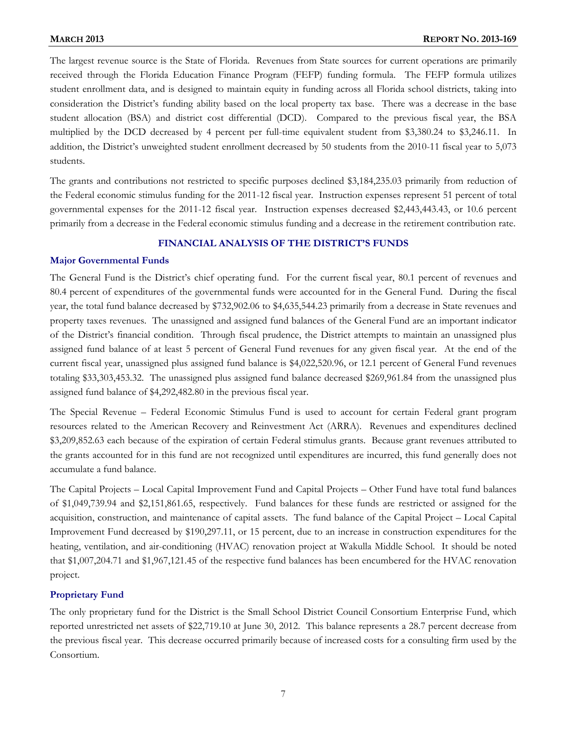The largest revenue source is the State of Florida. Revenues from State sources for current operations are primarily received through the Florida Education Finance Program (FEFP) funding formula. The FEFP formula utilizes student enrollment data, and is designed to maintain equity in funding across all Florida school districts, taking into consideration the District's funding ability based on the local property tax base. There was a decrease in the base student allocation (BSA) and district cost differential (DCD). Compared to the previous fiscal year, the BSA multiplied by the DCD decreased by 4 percent per full-time equivalent student from $3,380.24 to $3,246.11. In addition, the District's unweighted student enrollment decreased by 50 students from the 2010-11 fiscal year to 5,073 students.

The grants and contributions not restricted to specific purposes declined $3,184,235.03 primarily from reduction of the Federal economic stimulus funding for the 2011-12 fiscal year. Instruction expenses represent 51 percent of total governmental expenses for the 2011-12 fiscal year. Instruction expenses decreased $2,443,443.43, or 10.6 percent primarily from a decrease in the Federal economic stimulus funding and a decrease in the retirement contribution rate.

## FINANCIAL ANALYSIS OF THE DISTRICT'S FUNDS

### Major Governmental Funds

The General Fund is the District's chief operating fund. For the current fiscal year, 80.1 percent of revenues and 80.4 percent of expenditures of the governmental funds were accounted for in the General Fund. During the fiscal year, the total fund balance decreased by $732,902.06 to $4,635,544.23 primarily from a decrease in State revenues and property taxes revenues. The unassigned and assigned fund balances of the General Fund are an important indicator of the District's financial condition. Through fiscal prudence, the District attempts to maintain an unassigned plus assigned fund balance of at least 5 percent of General Fund revenues for any given fiscal year. At the end of the current fiscal year, unassigned plus assigned fund balance is $4,022,520.96, or 12.1 percent of General Fund revenues totaling $33,303,453.32. The unassigned plus assigned fund balance decreased $269,961.84 from the unassigned plus assigned fund balance of $4,292,482.80 in the previous fiscal year.

The Special Revenue – Federal Economic Stimulus Fund is used to account for certain Federal grant program resources related to the American Recovery and Reinvestment Act (ARRA). Revenues and expenditures declined $3,209,852.63 each because of the expiration of certain Federal stimulus grants. Because grant revenues attributed to the grants accounted for in this fund are not recognized until expenditures are incurred, this fund generally does not accumulate a fund balance.

The Capital Projects – Local Capital Improvement Fund and Capital Projects – Other Fund have total fund balances of $1,049,739.94 and $2,151,861.65, respectively. Fund balances for these funds are restricted or assigned for the acquisition, construction, and maintenance of capital assets. The fund balance of the Capital Project – Local Capital Improvement Fund decreased by $190,297.11, or 15 percent, due to an increase in construction expenditures for the heating, ventilation, and air-conditioning (HVAC) renovation project at Wakulla Middle School. It should be noted that $1,007,204.71 and $1,967,121.45 of the respective fund balances has been encumbered for the HVAC renovation project.

### Proprietary Fund

The only proprietary fund for the District is the Small School District Council Consortium Enterprise Fund, which reported unrestricted net assets of $22,719.10 at June 30, 2012. This balance represents a 28.7 percent decrease from the previous fiscal year. This decrease occurred primarily because of increased costs for a consulting firm used by the Consortium.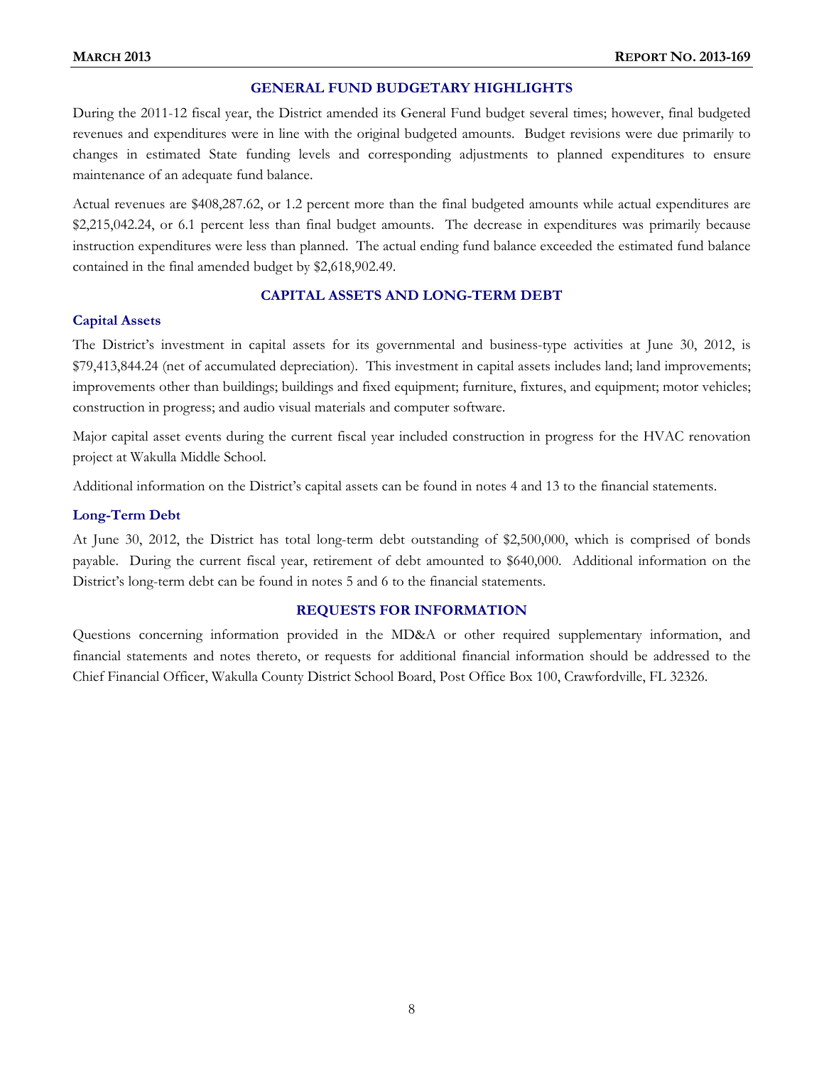## GENERAL FUND BUDGETARY HIGHLIGHTS

During the 2011-12 fiscal year, the District amended its General Fund budget several times; however, final budgeted revenues and expenditures were in line with the original budgeted amounts. Budget revisions were due primarily to changes in estimated State funding levels and corresponding adjustments to planned expenditures to ensure maintenance of an adequate fund balance.

Actual revenues are $408,287.62, or 1.2 percent more than the final budgeted amounts while actual expenditures are $2,215,042.24, or 6.1 percent less than final budget amounts. The decrease in expenditures was primarily because instruction expenditures were less than planned. The actual ending fund balance exceeded the estimated fund balance contained in the final amended budget by $2,618,902.49.

## CAPITAL ASSETS AND LONG-TERM DEBT

### Capital Assets

The District's investment in capital assets for its governmental and business-type activities at June 30, 2012, is $79,413,844.24 (net of accumulated depreciation). This investment in capital assets includes land; land improvements; improvements other than buildings; buildings and fixed equipment; furniture, fixtures, and equipment; motor vehicles; construction in progress; and audio visual materials and computer software.

Major capital asset events during the current fiscal year included construction in progress for the HVAC renovation project at Wakulla Middle School.

Additional information on the District's capital assets can be found in notes 4 and 13 to the financial statements.

### Long-Term Debt

At June 30, 2012, the District has total long-term debt outstanding of $2,500,000, which is comprised of bonds payable. During the current fiscal year, retirement of debt amounted to $640,000. Additional information on the District's long-term debt can be found in notes 5 and 6 to the financial statements.

## REQUESTS FOR INFORMATION

Questions concerning information provided in the MD&A or other required supplementary information, and financial statements and notes thereto, or requests for additional financial information should be addressed to the Chief Financial Officer, Wakulla County District School Board, Post Office Box 100, Crawfordville, FL 32326.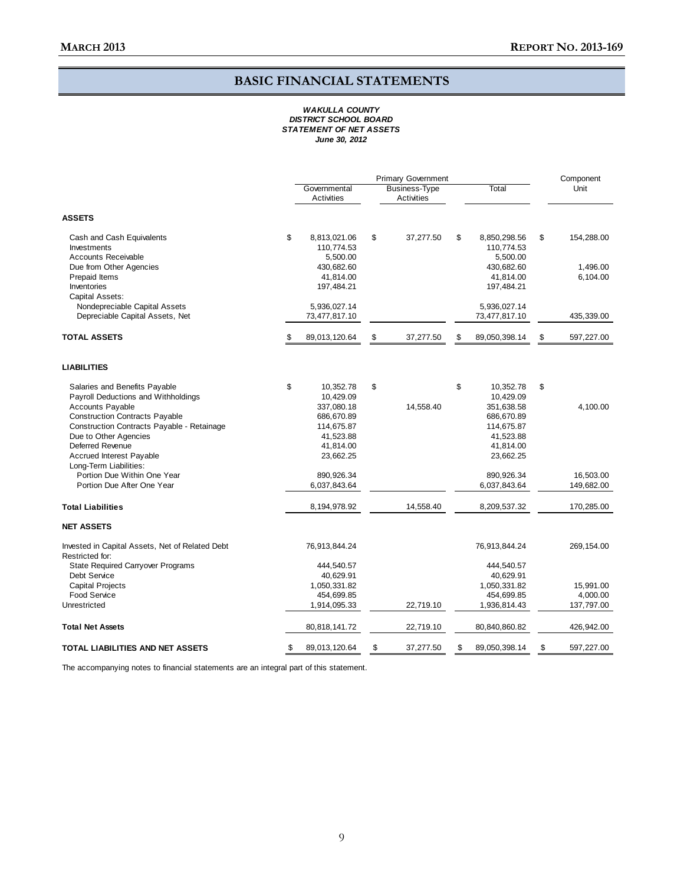# BASIC FINANCIAL STATEMENTS

***WAKULLA COUNTY***
***DISTRICT SCHOOL BOARD***
***STATEMENT OF NET ASSETS***
***June 30, 2012***

| | Primary Government | | | Component Unit |
|---|---|---|---|---|
| | Governmental Activities | Business-Type Activities | Total | |
| **ASSETS** | | | | |
| Cash and Cash Equivalents | $ 8,813,021.06 | $ 37,277.50 | $ 8,850,298.56 | $ 154,288.00 |
| Investments | 110,774.53 | | 110,774.53 | |
| Accounts Receivable | 5,500.00 | | 5,500.00 | |
| Due from Other Agencies | 430,682.60 | | 430,682.60 | 1,496.00 |
| Prepaid Items | 41,814.00 | | 41,814.00 | 6,104.00 |
| Inventories | 197,484.21 | | 197,484.21 | |
| Capital Assets: | | | | |
| Nondepreciable Capital Assets | 5,936,027.14 | | 5,936,027.14 | |
| Depreciable Capital Assets, Net | 73,477,817.10 | | 73,477,817.10 | 435,339.00 |
| **TOTAL ASSETS** | $ 89,013,120.64 | $ 37,277.50 | $ 89,050,398.14 | $ 597,227.00 |
| **LIABILITIES** | | | | |
| Salaries and Benefits Payable | $ 10,352.78 | $ | $ 10,352.78 | $ |
| Payroll Deductions and Withholdings | 10,429.09 | | 10,429.09 | |
| Accounts Payable | 337,080.18 | 14,558.40 | 351,638.58 | 4,100.00 |
| Construction Contracts Payable | 686,670.89 | | 686,670.89 | |
| Construction Contracts Payable - Retainage | 114,675.87 | | 114,675.87 | |
| Due to Other Agencies | 41,523.88 | | 41,523.88 | |
| Deferred Revenue | 41,814.00 | | 41,814.00 | |
| Accrued Interest Payable | 23,662.25 | | 23,662.25 | |
| Long-Term Liabilities: | | | | |
| Portion Due Within One Year | 890,926.34 | | 890,926.34 | 16,503.00 |
| Portion Due After One Year | 6,037,843.64 | | 6,037,843.64 | 149,682.00 |
| **Total Liabilities** | 8,194,978.92 | 14,558.40 | 8,209,537.32 | 170,285.00 |
| **NET ASSETS** | | | | |
| Invested in Capital Assets, Net of Related Debt | 76,913,844.24 | | 76,913,844.24 | 269,154.00 |
| Restricted for: | | | | |
| State Required Carryover Programs | 444,540.57 | | 444,540.57 | |
| Debt Service | 40,629.91 | | 40,629.91 | |
| Capital Projects | 1,050,331.82 | | 1,050,331.82 | 15,991.00 |
| Food Service | 454,699.85 | | 454,699.85 | 4,000.00 |
| Unrestricted | 1,914,095.33 | 22,719.10 | 1,936,814.43 | 137,797.00 |
| **Total Net Assets** | 80,818,141.72 | 22,719.10 | 80,840,860.82 | 426,942.00 |
| **TOTAL LIABILITIES AND NET ASSETS** | $ 89,013,120.64 | $ 37,277.50 | $ 89,050,398.14 | $ 597,227.00 |

The accompanying notes to financial statements are an integral part of this statement.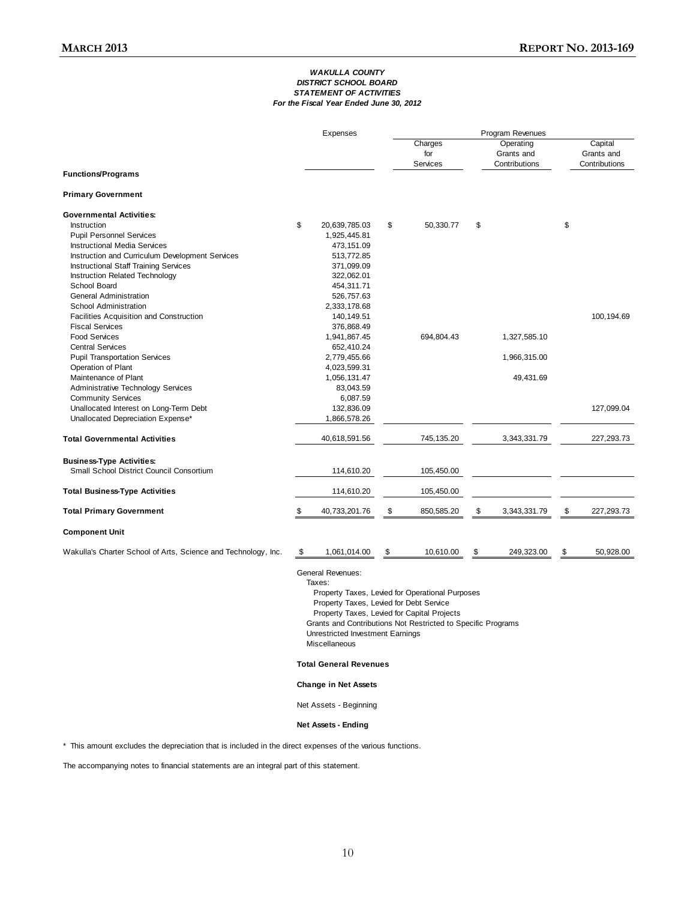***WAKULLA COUNTY***
***DISTRICT SCHOOL BOARD***
***STATEMENT OF ACTIVITIES***
***For the Fiscal Year Ended June 30, 2012***

| | Expenses | Program Revenues | | |
|---|---|---|---|---|
| | | Charges for Services | Operating Grants and Contributions | Capital Grants and Contributions |
| **Functions/Programs** | | | | |
| **Primary Government** | | | | |
| **Governmental Activities:** | | | | |
| Instruction | $ 20,639,785.03 | $ 50,330.77 | $ | $ |
| Pupil Personnel Services | 1,925,445.81 | | | |
| Instructional Media Services | 473,151.09 | | | |
| Instruction and Curriculum Development Services | 513,772.85 | | | |
| Instructional Staff Training Services | 371,099.09 | | | |
| Instruction Related Technology | 322,062.01 | | | |
| School Board | 454,311.71 | | | |
| General Administration | 526,757.63 | | | |
| School Administration | 2,333,178.68 | | | |
| Facilities Acquisition and Construction | 140,149.51 | | | 100,194.69 |
| Fiscal Services | 376,868.49 | | | |
| Food Services | 1,941,867.45 | 694,804.43 | 1,327,585.10 | |
| Central Services | 652,410.24 | | | |
| Pupil Transportation Services | 2,779,455.66 | | 1,966,315.00 | |
| Operation of Plant | 4,023,599.31 | | | |
| Maintenance of Plant | 1,056,131.47 | | 49,431.69 | |
| Administrative Technology Services | 83,043.59 | | | |
| Community Services | 6,087.59 | | | |
| Unallocated Interest on Long-Term Debt | 132,836.09 | | | 127,099.04 |
| Unallocated Depreciation Expense* | 1,866,578.26 | | | |
| **Total Governmental Activities** | 40,618,591.56 | 745,135.20 | 3,343,331.79 | 227,293.73 |
| **Business-Type Activities:** | | | | |
| Small School District Council Consortium | 114,610.20 | 105,450.00 | | |
| **Total Business-Type Activities** | 114,610.20 | 105,450.00 | | |
| **Total Primary Government** | $ 40,733,201.76 | $ 850,585.20 | $ 3,343,331.79 | $ 227,293.73 |
| **Component Unit** | | | | |
| Wakulla's Charter School of Arts, Science and Technology, Inc. | $ 1,061,014.00 | $ 10,610.00 | $ 249,323.00 | $ 50,928.00 |

General Revenues:
- Taxes:
  - Property Taxes, Levied for Operational Purposes
  - Property Taxes, Levied for Debt Service
  - Property Taxes, Levied for Capital Projects
- Grants and Contributions Not Restricted to Specific Programs
- Unrestricted Investment Earnings
- Miscellaneous

**Total General Revenues**

**Change in Net Assets**

Net Assets - Beginning

**Net Assets - Ending**

\* This amount excludes the depreciation that is included in the direct expenses of the various functions.

The accompanying notes to financial statements are an integral part of this statement.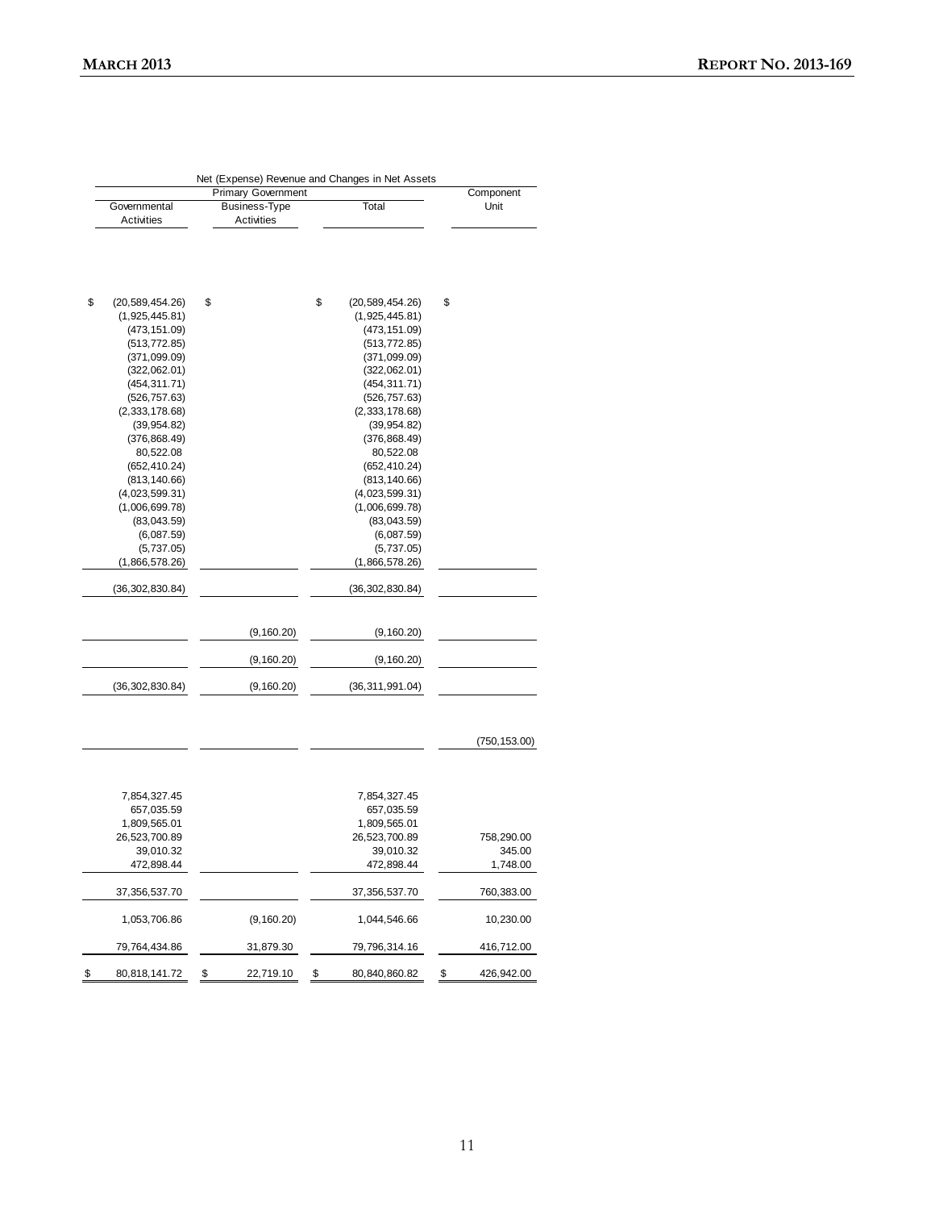| Net (Expense) Revenue and Changes in Net Assets | | | |
|---|---|---|---|
| Primary Government | | | Component Unit |
| Governmental Activities | Business-Type Activities | Total | |
| | | | |
| $ (20,589,454.26) | $ | $ (20,589,454.26) | $ |
| (1,925,445.81) | | (1,925,445.81) | |
| (473,151.09) | | (473,151.09) | |
| (513,772.85) | | (513,772.85) | |
| (371,099.09) | | (371,099.09) | |
| (322,062.01) | | (322,062.01) | |
| (454,311.71) | | (454,311.71) | |
| (526,757.63) | | (526,757.63) | |
| (2,333,178.68) | | (2,333,178.68) | |
| (39,954.82) | | (39,954.82) | |
| (376,868.49) | | (376,868.49) | |
| 80,522.08 | | 80,522.08 | |
| (652,410.24) | | (652,410.24) | |
| (813,140.66) | | (813,140.66) | |
| (4,023,599.31) | | (4,023,599.31) | |
| (1,006,699.78) | | (1,006,699.78) | |
| (83,043.59) | | (83,043.59) | |
| (6,087.59) | | (6,087.59) | |
| (5,737.05) | | (5,737.05) | |
| (1,866,578.26) | | (1,866,578.26) | |
| (36,302,830.84) | | (36,302,830.84) | |
| | (9,160.20) | (9,160.20) | |
| | (9,160.20) | (9,160.20) | |
| (36,302,830.84) | (9,160.20) | (36,311,991.04) | |
| | | | (750,153.00) |
| 7,854,327.45 | | 7,854,327.45 | |
| 657,035.59 | | 657,035.59 | |
| 1,809,565.01 | | 1,809,565.01 | |
| 26,523,700.89 | | 26,523,700.89 | 758,290.00 |
| 39,010.32 | | 39,010.32 | 345.00 |
| 472,898.44 | | 472,898.44 | 1,748.00 |
| 37,356,537.70 | | 37,356,537.70 | 760,383.00 |
| 1,053,706.86 | (9,160.20) | 1,044,546.66 | 10,230.00 |
| 79,764,434.86 | 31,879.30 | 79,796,314.16 | 416,712.00 |
| $ 80,818,141.72 | $ 22,719.10 | $ 80,840,860.82 | $ 426,942.00 |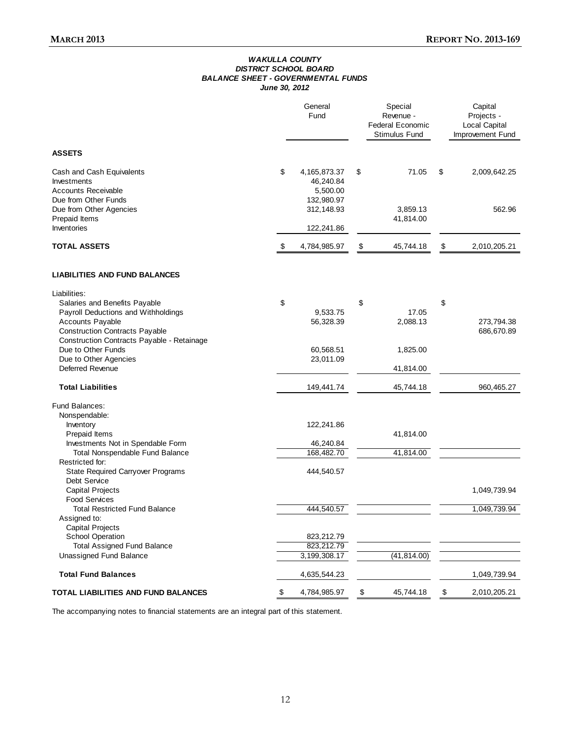### *WAKULLA COUNTY*
### *DISTRICT SCHOOL BOARD*
### *BALANCE SHEET - GOVERNMENTAL FUNDS*
### *June 30, 2012*

| | General Fund | Special Revenue - Federal Economic Stimulus Fund | Capital Projects - Local Capital Improvement Fund |
|---|---|---|---|
| **ASSETS** | | | |
| Cash and Cash Equivalents | $ 4,165,873.37 | $ 71.05 | $ 2,009,642.25 |
| Investments | 46,240.84 | | |
| Accounts Receivable | 5,500.00 | | |
| Due from Other Funds | 132,980.97 | | |
| Due from Other Agencies | 312,148.93 | 3,859.13 | 562.96 |
| Prepaid Items | | 41,814.00 | |
| Inventories | 122,241.86 | | |
| **TOTAL ASSETS** | $ 4,784,985.97 | $ 45,744.18 | $ 2,010,205.21 |
| **LIABILITIES AND FUND BALANCES** | | | |
| Liabilities: | | | |
| Salaries and Benefits Payable | $ | $ | $ |
| Payroll Deductions and Withholdings | 9,533.75 | 17.05 | |
| Accounts Payable | 56,328.39 | 2,088.13 | 273,794.38 |
| Construction Contracts Payable | | | 686,670.89 |
| Construction Contracts Payable - Retainage | | | |
| Due to Other Funds | 60,568.51 | 1,825.00 | |
| Due to Other Agencies | 23,011.09 | | |
| Deferred Revenue | | 41,814.00 | |
| **Total Liabilities** | 149,441.74 | 45,744.18 | 960,465.27 |
| Fund Balances: | | | |
| Nonspendable: | | | |
| Inventory | 122,241.86 | | |
| Prepaid Items | | 41,814.00 | |
| Investments Not in Spendable Form | 46,240.84 | | |
| Total Nonspendable Fund Balance | 168,482.70 | 41,814.00 | |
| Restricted for: | | | |
| State Required Carryover Programs | 444,540.57 | | |
| Debt Service | | | |
| Capital Projects | | | 1,049,739.94 |
| Food Services | | | |
| Total Restricted Fund Balance | 444,540.57 | | 1,049,739.94 |
| Assigned to: | | | |
| Capital Projects | | | |
| School Operation | 823,212.79 | | |
| Total Assigned Fund Balance | 823,212.79 | | |
| Unassigned Fund Balance | 3,199,308.17 | (41,814.00) | |
| **Total Fund Balances** | 4,635,544.23 | | 1,049,739.94 |
| **TOTAL LIABILITIES AND FUND BALANCES** | $ 4,784,985.97 | $ 45,744.18 | $ 2,010,205.21 |

The accompanying notes to financial statements are an integral part of this statement.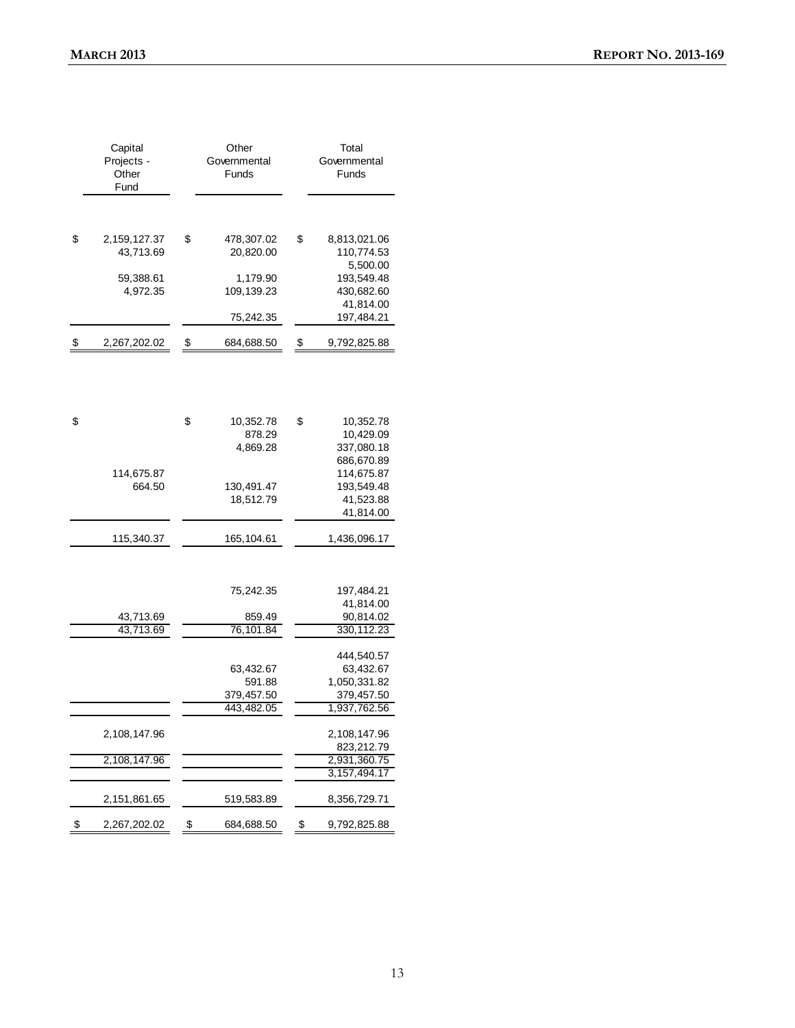| Capital Projects - Other Fund | Other Governmental Funds | Total Governmental Funds |
|---|---|---|
| $ 2,159,127.37 | $ 478,307.02 | $ 8,813,021.06 |
| 43,713.69 | 20,820.00 | 110,774.53 |
| | | 5,500.00 |
| 59,388.61 | 1,179.90 | 193,549.48 |
| 4,972.35 | 109,139.23 | 430,682.60 |
| | | 41,814.00 |
| | 75,242.35 | 197,484.21 |
| $ 2,267,202.02 | $ 684,688.50 | $ 9,792,825.88 |
| | | |
| $ | $ 10,352.78 | $ 10,352.78 |
| | 878.29 | 10,429.09 |
| | 4,869.28 | 337,080.18 |
| | | 686,670.89 |
| 114,675.87 | | 114,675.87 |
| 664.50 | 130,491.47 | 193,549.48 |
| | 18,512.79 | 41,523.88 |
| | | 41,814.00 |
| 115,340.37 | 165,104.61 | 1,436,096.17 |
| | | |
| | 75,242.35 | 197,484.21 |
| | | 41,814.00 |
| 43,713.69 | 859.49 | 90,814.02 |
| 43,713.69 | 76,101.84 | 330,112.23 |
| | | |
| | | 444,540.57 |
| | 63,432.67 | 63,432.67 |
| | 591.88 | 1,050,331.82 |
| | 379,457.50 | 379,457.50 |
| | 443,482.05 | 1,937,762.56 |
| | | |
| 2,108,147.96 | | 2,108,147.96 |
| | | 823,212.79 |
| 2,108,147.96 | | 2,931,360.75 |
| | | 3,157,494.17 |
| | | |
| 2,151,861.65 | 519,583.89 | 8,356,729.71 |
| $ 2,267,202.02 | $ 684,688.50 | $ 9,792,825.88 |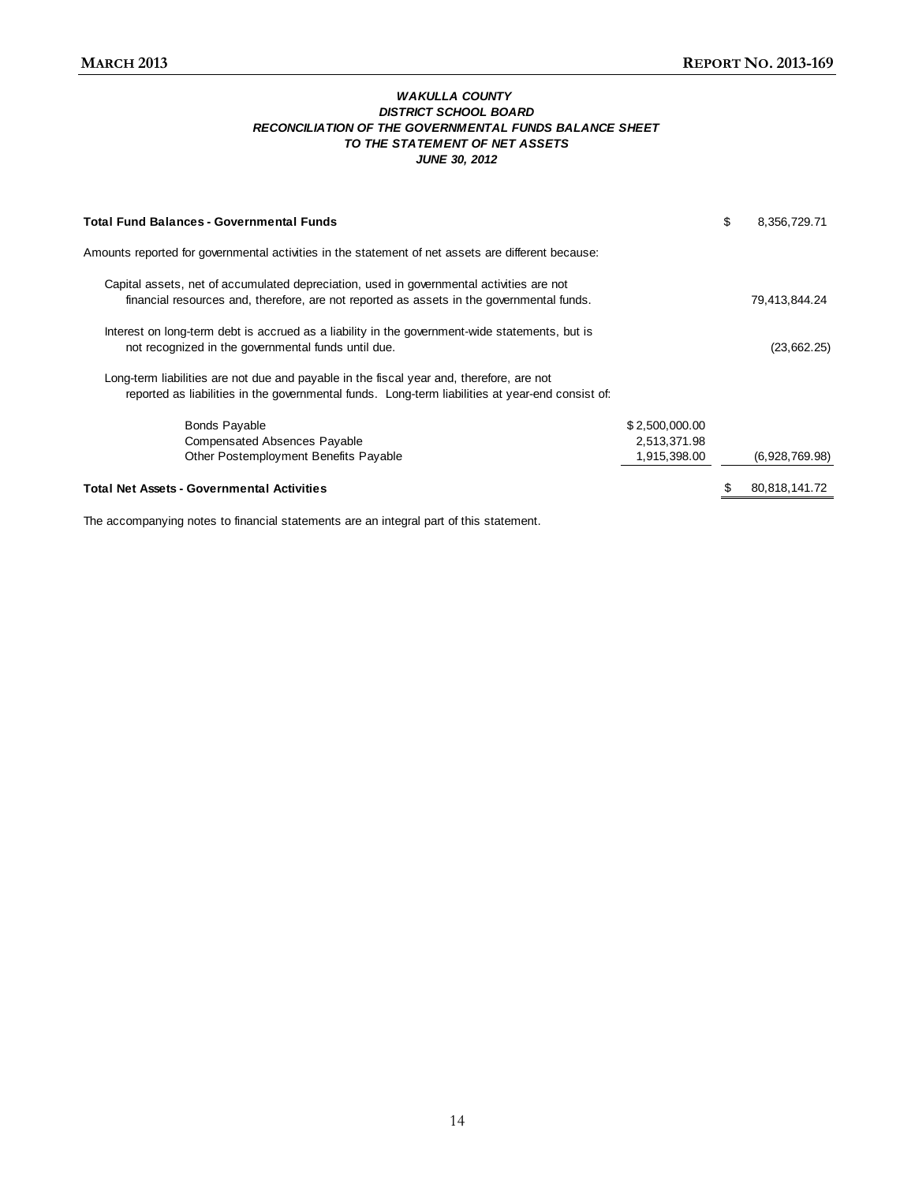***WAKULLA COUNTY***
***DISTRICT SCHOOL BOARD***
***RECONCILIATION OF THE GOVERNMENTAL FUNDS BALANCE SHEET***
***TO THE STATEMENT OF NET ASSETS***
***JUNE 30, 2012***

| | | |
|---|---|---|
| **Total Fund Balances - Governmental Funds** | | $ 8,356,729.71 |
| Amounts reported for governmental activities in the statement of net assets are different because: | | |
| Capital assets, net of accumulated depreciation, used in governmental activities are not financial resources and, therefore, are not reported as assets in the governmental funds. | | 79,413,844.24 |
| Interest on long-term debt is accrued as a liability in the government-wide statements, but is not recognized in the governmental funds until due. | | (23,662.25) |
| Long-term liabilities are not due and payable in the fiscal year and, therefore, are not reported as liabilities in the governmental funds. Long-term liabilities at year-end consist of: | | |
| Bonds Payable | $ 2,500,000.00 | |
| Compensated Absences Payable | 2,513,371.98 | |
| Other Postemployment Benefits Payable | 1,915,398.00 | (6,928,769.98) |
| **Total Net Assets - Governmental Activities** | | $ 80,818,141.72 |

The accompanying notes to financial statements are an integral part of this statement.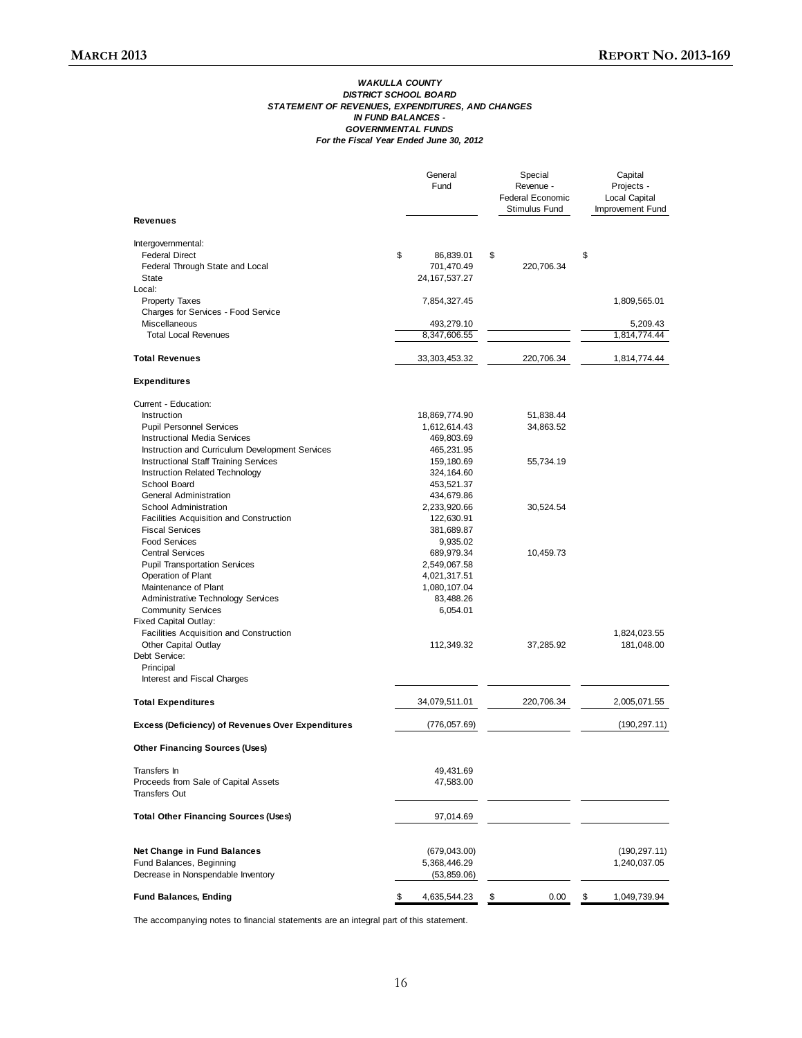***WAKULLA COUNTY***
***DISTRICT SCHOOL BOARD***
***STATEMENT OF REVENUES, EXPENDITURES, AND CHANGES***
***IN FUND BALANCES -***
***GOVERNMENTAL FUNDS***
***For the Fiscal Year Ended June 30, 2012***

| | General Fund | Special Revenue - Federal Economic Stimulus Fund | Capital Projects - Local Capital Improvement Fund |
|---|---|---|---|
| **Revenues** | | | |
| Intergovernmental: | | | |
| Federal Direct | $ 86,839.01 | $ | $ |
| Federal Through State and Local | 701,470.49 | 220,706.34 | |
| State | 24,167,537.27 | | |
| Local: | | | |
| Property Taxes | 7,854,327.45 | | 1,809,565.01 |
| Charges for Services - Food Service | | | |
| Miscellaneous | 493,279.10 | | 5,209.43 |
| Total Local Revenues | 8,347,606.55 | | 1,814,774.44 |
| **Total Revenues** | 33,303,453.32 | 220,706.34 | 1,814,774.44 |
| **Expenditures** | | | |
| Current - Education: | | | |
| Instruction | 18,869,774.90 | 51,838.44 | |
| Pupil Personnel Services | 1,612,614.43 | 34,863.52 | |
| Instructional Media Services | 469,803.69 | | |
| Instruction and Curriculum Development Services | 465,231.95 | | |
| Instructional Staff Training Services | 159,180.69 | 55,734.19 | |
| Instruction Related Technology | 324,164.60 | | |
| School Board | 453,521.37 | | |
| General Administration | 434,679.86 | | |
| School Administration | 2,233,920.66 | 30,524.54 | |
| Facilities Acquisition and Construction | 122,630.91 | | |
| Fiscal Services | 381,689.87 | | |
| Food Services | 9,935.02 | | |
| Central Services | 689,979.34 | 10,459.73 | |
| Pupil Transportation Services | 2,549,067.58 | | |
| Operation of Plant | 4,021,317.51 | | |
| Maintenance of Plant | 1,080,107.04 | | |
| Administrative Technology Services | 83,488.26 | | |
| Community Services | 6,054.01 | | |
| Fixed Capital Outlay: | | | |
| Facilities Acquisition and Construction | | | 1,824,023.55 |
| Other Capital Outlay | 112,349.32 | 37,285.92 | 181,048.00 |
| Debt Service: | | | |
| Principal | | | |
| Interest and Fiscal Charges | | | |
| **Total Expenditures** | 34,079,511.01 | 220,706.34 | 2,005,071.55 |
| **Excess (Deficiency) of Revenues Over Expenditures** | (776,057.69) | | (190,297.11) |
| **Other Financing Sources (Uses)** | | | |
| Transfers In | 49,431.69 | | |
| Proceeds from Sale of Capital Assets | 47,583.00 | | |
| Transfers Out | | | |
| **Total Other Financing Sources (Uses)** | 97,014.69 | | |
| **Net Change in Fund Balances** | (679,043.00) | | (190,297.11) |
| Fund Balances, Beginning | 5,368,446.29 | | 1,240,037.05 |
| Decrease in Nonspendable Inventory | (53,859.06) | | |
| **Fund Balances, Ending** | $ 4,635,544.23 | $ 0.00 | $ 1,049,739.94 |

The accompanying notes to financial statements are an integral part of this statement.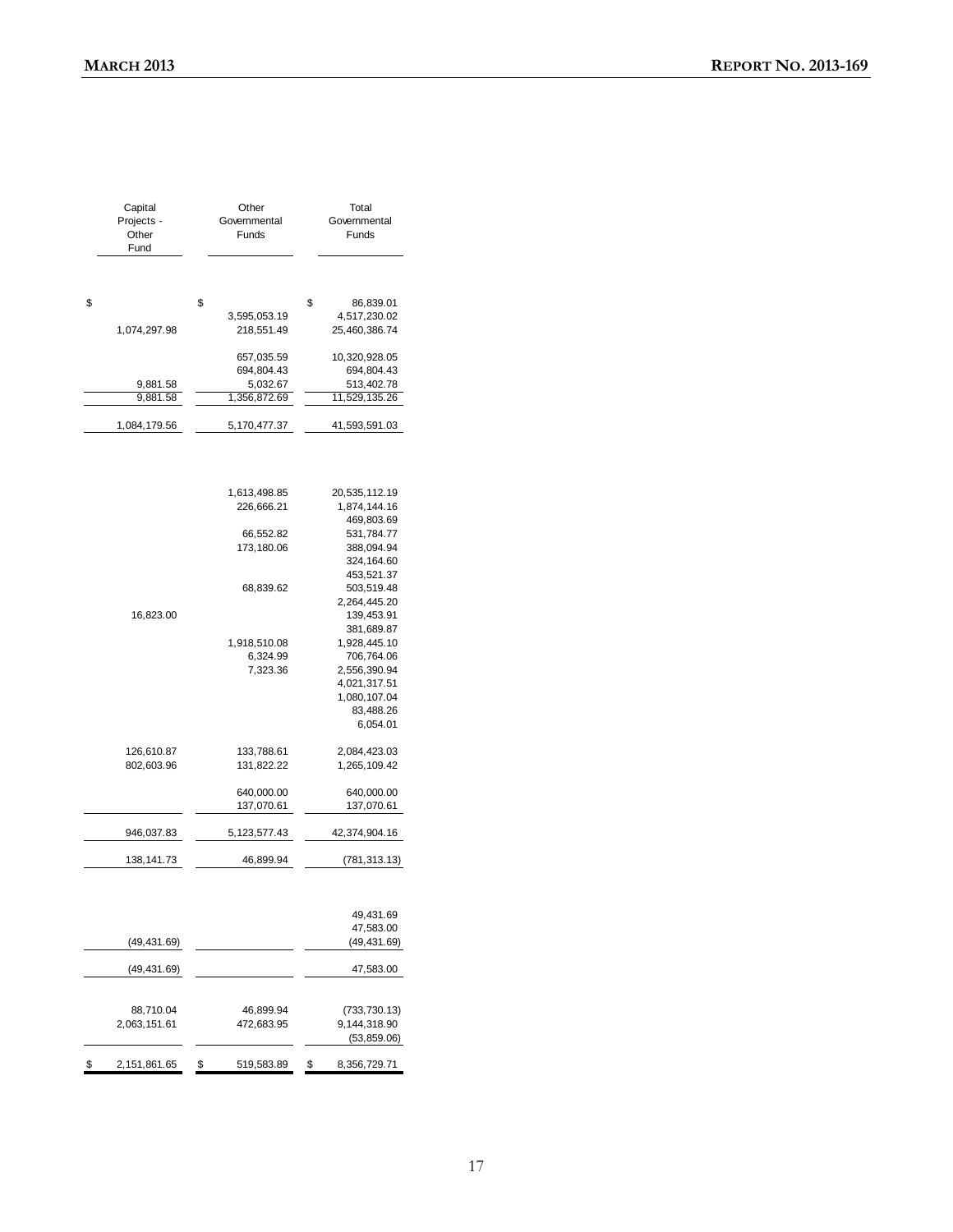| Capital Projects - Other Fund | Other Governmental Funds | Total Governmental Funds |
|---|---|---|
| $ | $ | $ 86,839.01 |
| | 3,595,053.19 | 4,517,230.02 |
| 1,074,297.98 | 218,551.49 | 25,460,386.74 |
| | | |
| | 657,035.59 | 10,320,928.05 |
| | 694,804.43 | 694,804.43 |
| 9,881.58 | 5,032.67 | 513,402.78 |
| 9,881.58 | 1,356,872.69 | 11,529,135.26 |
| | | |
| 1,084,179.56 | 5,170,477.37 | 41,593,591.03 |
| | | |
| | 1,613,498.85 | 20,535,112.19 |
| | 226,666.21 | 1,874,144.16 |
| | | 469,803.69 |
| | 66,552.82 | 531,784.77 |
| | 173,180.06 | 388,094.94 |
| | | 324,164.60 |
| | | 453,521.37 |
| | 68,839.62 | 503,519.48 |
| | | 2,264,445.20 |
| 16,823.00 | | 139,453.91 |
| | | 381,689.87 |
| | 1,918,510.08 | 1,928,445.10 |
| | 6,324.99 | 706,764.06 |
| | 7,323.36 | 2,556,390.94 |
| | | 4,021,317.51 |
| | | 1,080,107.04 |
| | | 83,488.26 |
| | | 6,054.01 |
| | | |
| 126,610.87 | 133,788.61 | 2,084,423.03 |
| 802,603.96 | 131,822.22 | 1,265,109.42 |
| | | |
| | 640,000.00 | 640,000.00 |
| | 137,070.61 | 137,070.61 |
| | | |
| 946,037.83 | 5,123,577.43 | 42,374,904.16 |
| | | |
| 138,141.73 | 46,899.94 | (781,313.13) |
| | | |
| | | 49,431.69 |
| | | 47,583.00 |
| (49,431.69) | | (49,431.69) |
| | | |
| (49,431.69) | | 47,583.00 |
| | | |
| 88,710.04 | 46,899.94 | (733,730.13) |
| 2,063,151.61 | 472,683.95 | 9,144,318.90 |
| | | (53,859.06) |
| | | |
| $ 2,151,861.65 | $ 519,583.89 | $ 8,356,729.71 |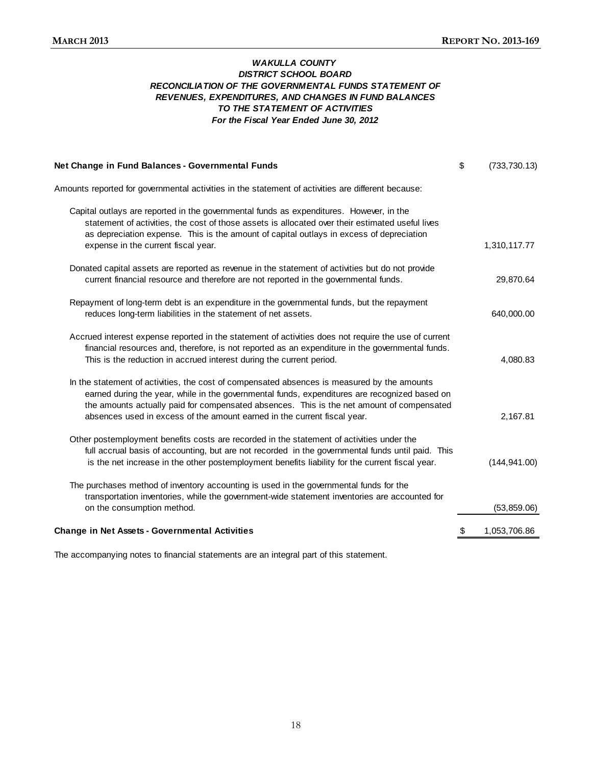### *WAKULLA COUNTY*
### *DISTRICT SCHOOL BOARD*
### *RECONCILIATION OF THE GOVERNMENTAL FUNDS STATEMENT OF REVENUES, EXPENDITURES, AND CHANGES IN FUND BALANCES TO THE STATEMENT OF ACTIVITIES*
### *For the Fiscal Year Ended June 30, 2012*

| | | |
|---|---|---|
| **Net Change in Fund Balances - Governmental Funds** | $ | (733,730.13) |
| Amounts reported for governmental activities in the statement of activities are different because: | | |
| Capital outlays are reported in the governmental funds as expenditures. However, in the statement of activities, the cost of those assets is allocated over their estimated useful lives as depreciation expense. This is the amount of capital outlays in excess of depreciation expense in the current fiscal year. | | 1,310,117.77 |
| Donated capital assets are reported as revenue in the statement of activities but do not provide current financial resource and therefore are not reported in the governmental funds. | | 29,870.64 |
| Repayment of long-term debt is an expenditure in the governmental funds, but the repayment reduces long-term liabilities in the statement of net assets. | | 640,000.00 |
| Accrued interest expense reported in the statement of activities does not require the use of current financial resources and, therefore, is not reported as an expenditure in the governmental funds. This is the reduction in accrued interest during the current period. | | 4,080.83 |
| In the statement of activities, the cost of compensated absences is measured by the amounts earned during the year, while in the governmental funds, expenditures are recognized based on the amounts actually paid for compensated absences. This is the net amount of compensated absences used in excess of the amount earned in the current fiscal year. | | 2,167.81 |
| Other postemployment benefits costs are recorded in the statement of activities under the full accrual basis of accounting, but are not recorded in the governmental funds until paid. This is the net increase in the other postemployment benefits liability for the current fiscal year. | | (144,941.00) |
| The purchases method of inventory accounting is used in the governmental funds for the transportation inventories, while the government-wide statement inventories are accounted for on the consumption method. | | (53,859.06) |
| **Change in Net Assets - Governmental Activities** | $ | 1,053,706.86 |

The accompanying notes to financial statements are an integral part of this statement.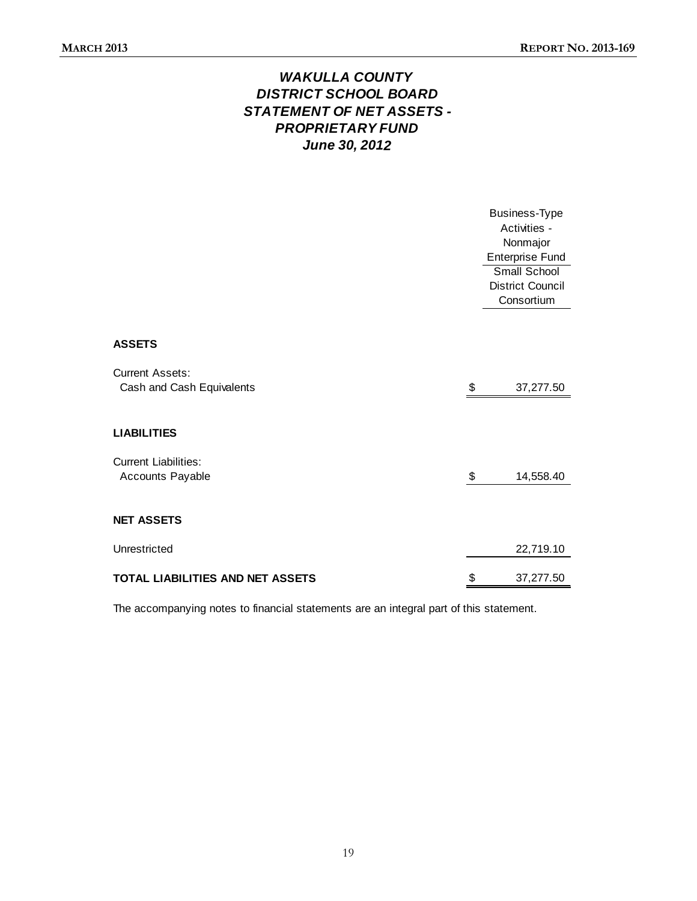# *WAKULLA COUNTY DISTRICT SCHOOL BOARD STATEMENT OF NET ASSETS - PROPRIETARY FUND June 30, 2012*

| | Business-Type Activities - Nonmajor Enterprise Fund |
|---|---|
| | Small School District Council Consortium |
| **ASSETS** | |
| Current Assets: | |
| Cash and Cash Equivalents | $ 37,277.50 |
| **LIABILITIES** | |
| Current Liabilities: | |
| Accounts Payable | $ 14,558.40 |
| **NET ASSETS** | |
| Unrestricted | 22,719.10 |
| **TOTAL LIABILITIES AND NET ASSETS** | $ 37,277.50 |

The accompanying notes to financial statements are an integral part of this statement.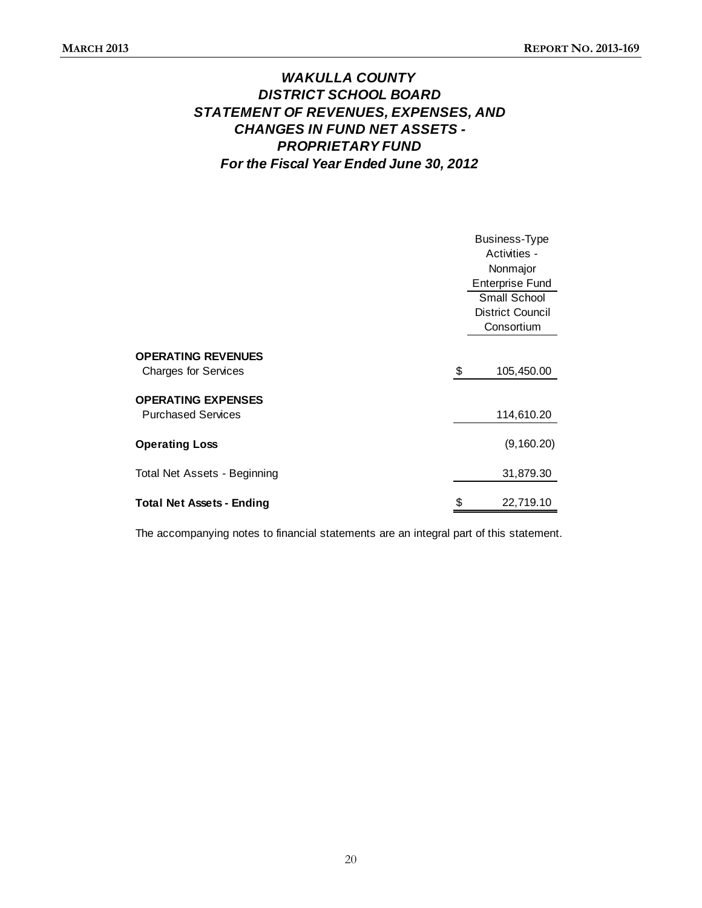# *WAKULLA COUNTY*
# *DISTRICT SCHOOL BOARD*
# *STATEMENT OF REVENUES, EXPENSES, AND CHANGES IN FUND NET ASSETS - PROPRIETARY FUND*
## *For the Fiscal Year Ended June 30, 2012*

| | Business-Type Activities - Nonmajor Enterprise Fund |
|---|---|
| | Small School District Council Consortium |
| **OPERATING REVENUES** | |
| Charges for Services | $ 105,450.00 |
| **OPERATING EXPENSES** | |
| Purchased Services | 114,610.20 |
| **Operating Loss** | (9,160.20) |
| Total Net Assets - Beginning | 31,879.30 |
| **Total Net Assets - Ending** | $ 22,719.10 |

The accompanying notes to financial statements are an integral part of this statement.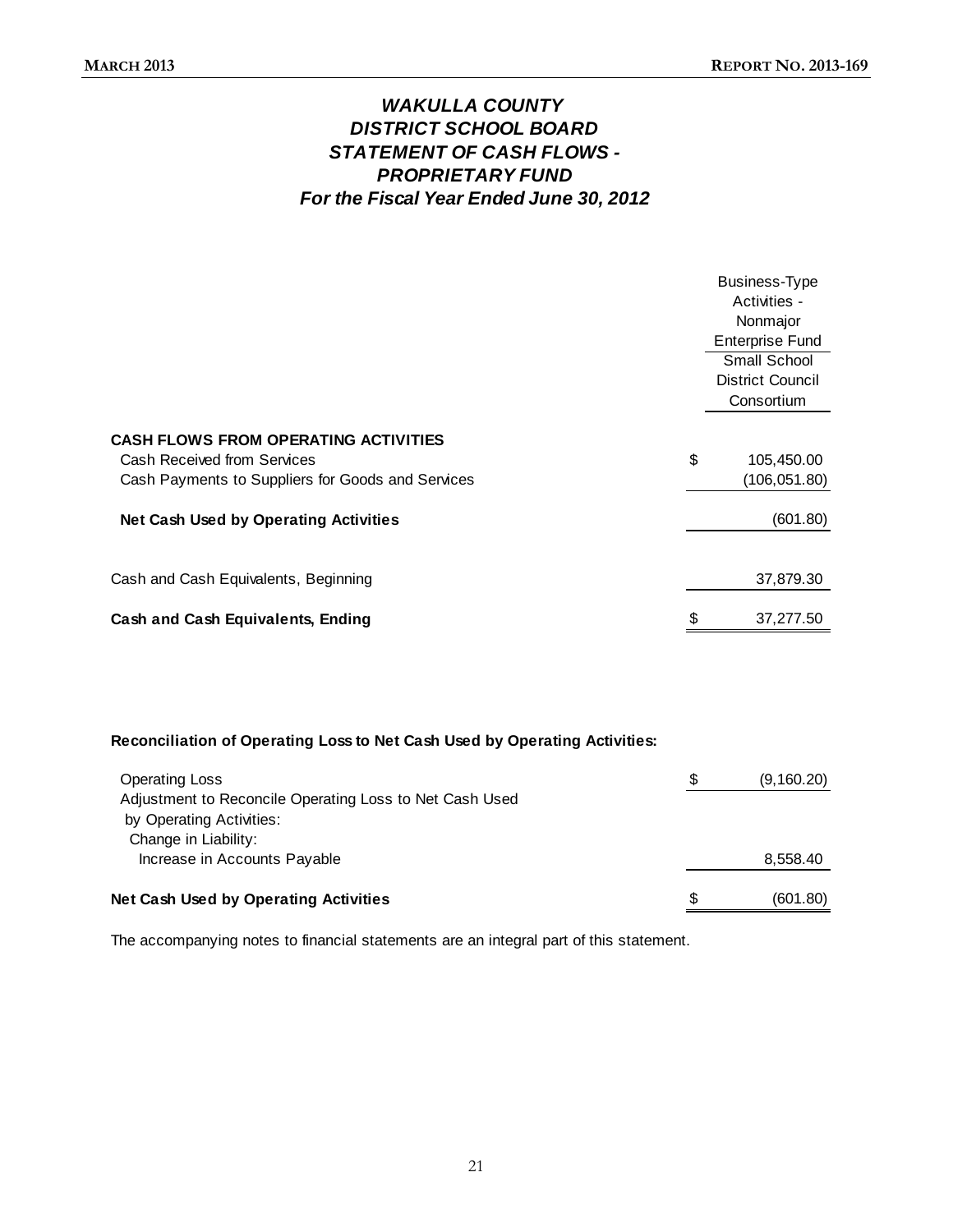# *WAKULLA COUNTY DISTRICT SCHOOL BOARD STATEMENT OF CASH FLOWS - PROPRIETARY FUND For the Fiscal Year Ended June 30, 2012*

| | Business-Type Activities - Nonmajor Enterprise Fund |
|---|---|
| | Small School District Council Consortium |
| **CASH FLOWS FROM OPERATING ACTIVITIES** | |
| Cash Received from Services | $ 105,450.00 |
| Cash Payments to Suppliers for Goods and Services | (106,051.80) |
| **Net Cash Used by Operating Activities** | (601.80) |
| Cash and Cash Equivalents, Beginning | 37,879.30 |
| **Cash and Cash Equivalents, Ending** | $ 37,277.50 |

**Reconciliation of Operating Loss to Net Cash Used by Operating Activities:**

| | |
|---|---|
| Operating Loss | $ (9,160.20) |
| Adjustment to Reconcile Operating Loss to Net Cash Used by Operating Activities: | |
| Change in Liability: | |
| Increase in Accounts Payable | 8,558.40 |
| **Net Cash Used by Operating Activities** | $ (601.80) |

The accompanying notes to financial statements are an integral part of this statement.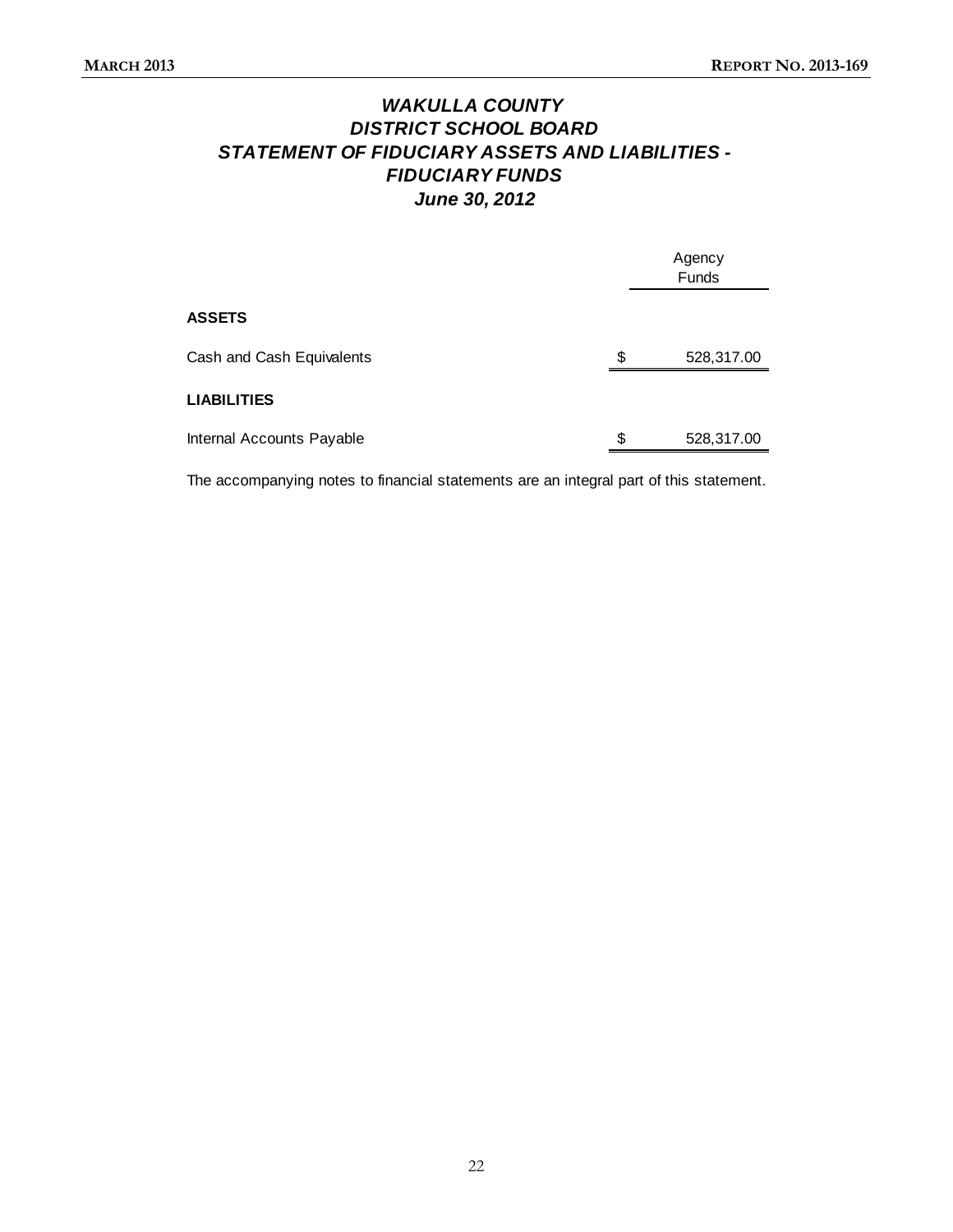# *WAKULLA COUNTY DISTRICT SCHOOL BOARD STATEMENT OF FIDUCIARY ASSETS AND LIABILITIES - FIDUCIARY FUNDS June 30, 2012*

| | Agency Funds |
|---|---|
| **ASSETS** | |
| Cash and Cash Equivalents | $ 528,317.00 |
| **LIABILITIES** | |
| Internal Accounts Payable | $ 528,317.00 |

The accompanying notes to financial statements are an integral part of this statement.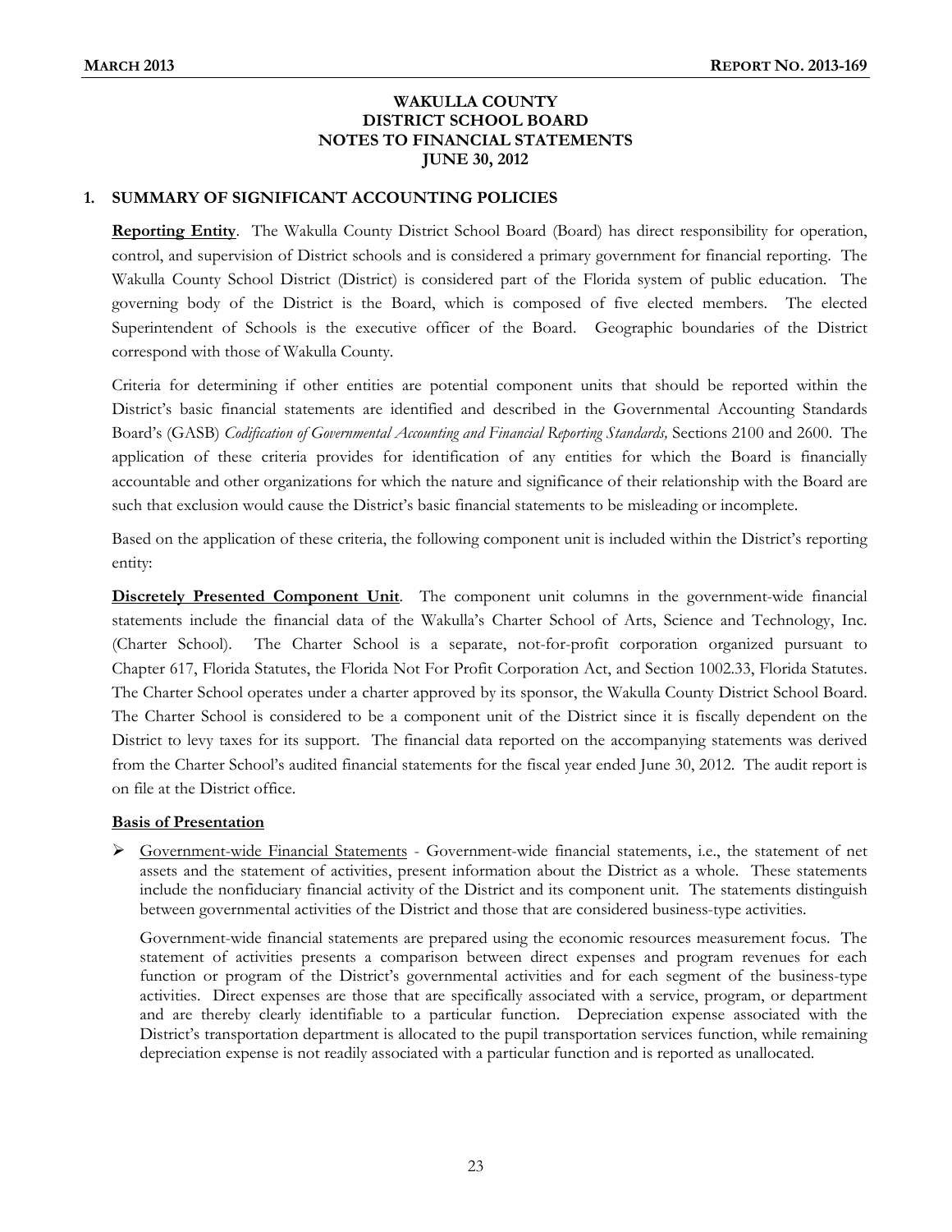**WAKULLA COUNTY**
**DISTRICT SCHOOL BOARD**
**NOTES TO FINANCIAL STATEMENTS**
**JUNE 30, 2012**

## 1. SUMMARY OF SIGNIFICANT ACCOUNTING POLICIES

**Reporting Entity**. The Wakulla County District School Board (Board) has direct responsibility for operation, control, and supervision of District schools and is considered a primary government for financial reporting. The Wakulla County School District (District) is considered part of the Florida system of public education. The governing body of the District is the Board, which is composed of five elected members. The elected Superintendent of Schools is the executive officer of the Board. Geographic boundaries of the District correspond with those of Wakulla County.

Criteria for determining if other entities are potential component units that should be reported within the District's basic financial statements are identified and described in the Governmental Accounting Standards Board's (GASB) *Codification of Governmental Accounting and Financial Reporting Standards,* Sections 2100 and 2600. The application of these criteria provides for identification of any entities for which the Board is financially accountable and other organizations for which the nature and significance of their relationship with the Board are such that exclusion would cause the District's basic financial statements to be misleading or incomplete.

Based on the application of these criteria, the following component unit is included within the District's reporting entity:

**Discretely Presented Component Unit**. The component unit columns in the government-wide financial statements include the financial data of the Wakulla's Charter School of Arts, Science and Technology, Inc. (Charter School). The Charter School is a separate, not-for-profit corporation organized pursuant to Chapter 617, Florida Statutes, the Florida Not For Profit Corporation Act, and Section 1002.33, Florida Statutes. The Charter School operates under a charter approved by its sponsor, the Wakulla County District School Board. The Charter School is considered to be a component unit of the District since it is fiscally dependent on the District to levy taxes for its support. The financial data reported on the accompanying statements was derived from the Charter School's audited financial statements for the fiscal year ended June 30, 2012. The audit report is on file at the District office.

**Basis of Presentation**

- Government-wide Financial Statements - Government-wide financial statements, i.e., the statement of net assets and the statement of activities, present information about the District as a whole. These statements include the nonfiduciary financial activity of the District and its component unit. The statements distinguish between governmental activities of the District and those that are considered business-type activities.

  Government-wide financial statements are prepared using the economic resources measurement focus. The statement of activities presents a comparison between direct expenses and program revenues for each function or program of the District's governmental activities and for each segment of the business-type activities. Direct expenses are those that are specifically associated with a service, program, or department and are thereby clearly identifiable to a particular function. Depreciation expense associated with the District's transportation department is allocated to the pupil transportation services function, while remaining depreciation expense is not readily associated with a particular function and is reported as unallocated.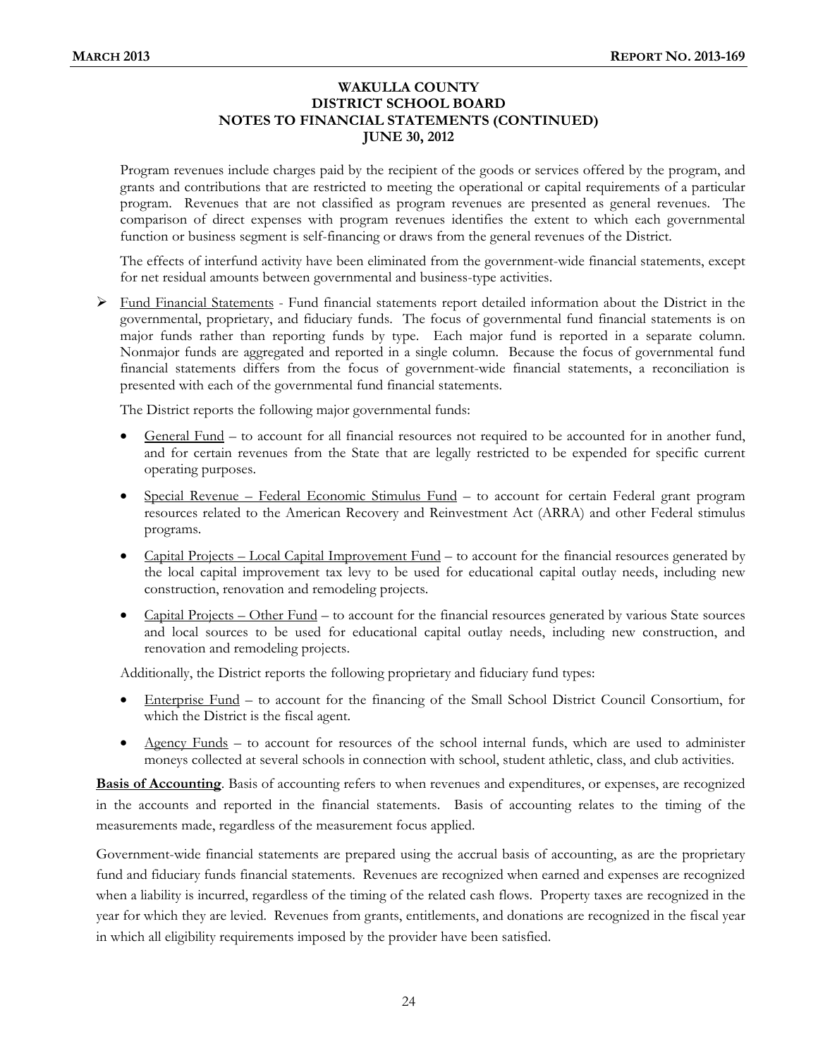**WAKULLA COUNTY**
**DISTRICT SCHOOL BOARD**
**NOTES TO FINANCIAL STATEMENTS (CONTINUED)**
**JUNE 30, 2012**

Program revenues include charges paid by the recipient of the goods or services offered by the program, and grants and contributions that are restricted to meeting the operational or capital requirements of a particular program. Revenues that are not classified as program revenues are presented as general revenues. The comparison of direct expenses with program revenues identifies the extent to which each governmental function or business segment is self-financing or draws from the general revenues of the District.

The effects of interfund activity have been eliminated from the government-wide financial statements, except for net residual amounts between governmental and business-type activities.

- Fund Financial Statements - Fund financial statements report detailed information about the District in the governmental, proprietary, and fiduciary funds. The focus of governmental fund financial statements is on major funds rather than reporting funds by type. Each major fund is reported in a separate column. Nonmajor funds are aggregated and reported in a single column. Because the focus of governmental fund financial statements differs from the focus of government-wide financial statements, a reconciliation is presented with each of the governmental fund financial statements.

  The District reports the following major governmental funds:

  - General Fund – to account for all financial resources not required to be accounted for in another fund, and for certain revenues from the State that are legally restricted to be expended for specific current operating purposes.
  - Special Revenue – Federal Economic Stimulus Fund – to account for certain Federal grant program resources related to the American Recovery and Reinvestment Act (ARRA) and other Federal stimulus programs.
  - Capital Projects – Local Capital Improvement Fund – to account for the financial resources generated by the local capital improvement tax levy to be used for educational capital outlay needs, including new construction, renovation and remodeling projects.
  - Capital Projects – Other Fund – to account for the financial resources generated by various State sources and local sources to be used for educational capital outlay needs, including new construction, and renovation and remodeling projects.

  Additionally, the District reports the following proprietary and fiduciary fund types:

  - Enterprise Fund – to account for the financing of the Small School District Council Consortium, for which the District is the fiscal agent.
  - Agency Funds – to account for resources of the school internal funds, which are used to administer moneys collected at several schools in connection with school, student athletic, class, and club activities.

**Basis of Accounting**. Basis of accounting refers to when revenues and expenditures, or expenses, are recognized in the accounts and reported in the financial statements. Basis of accounting relates to the timing of the measurements made, regardless of the measurement focus applied.

Government-wide financial statements are prepared using the accrual basis of accounting, as are the proprietary fund and fiduciary funds financial statements. Revenues are recognized when earned and expenses are recognized when a liability is incurred, regardless of the timing of the related cash flows. Property taxes are recognized in the year for which they are levied. Revenues from grants, entitlements, and donations are recognized in the fiscal year in which all eligibility requirements imposed by the provider have been satisfied.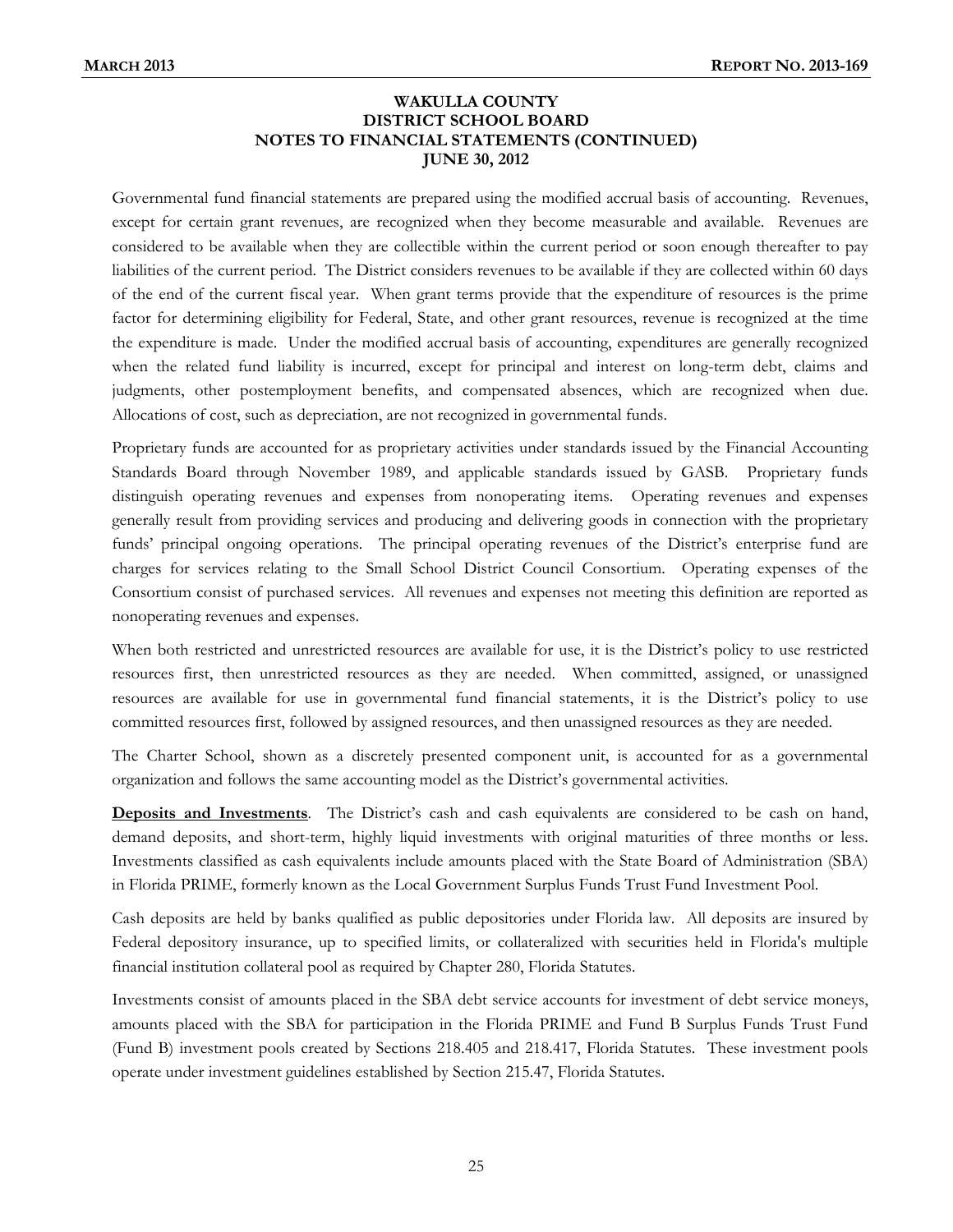**WAKULLA COUNTY**
**DISTRICT SCHOOL BOARD**
**NOTES TO FINANCIAL STATEMENTS (CONTINUED)**
**JUNE 30, 2012**

Governmental fund financial statements are prepared using the modified accrual basis of accounting. Revenues, except for certain grant revenues, are recognized when they become measurable and available. Revenues are considered to be available when they are collectible within the current period or soon enough thereafter to pay liabilities of the current period. The District considers revenues to be available if they are collected within 60 days of the end of the current fiscal year. When grant terms provide that the expenditure of resources is the prime factor for determining eligibility for Federal, State, and other grant resources, revenue is recognized at the time the expenditure is made. Under the modified accrual basis of accounting, expenditures are generally recognized when the related fund liability is incurred, except for principal and interest on long-term debt, claims and judgments, other postemployment benefits, and compensated absences, which are recognized when due. Allocations of cost, such as depreciation, are not recognized in governmental funds.

Proprietary funds are accounted for as proprietary activities under standards issued by the Financial Accounting Standards Board through November 1989, and applicable standards issued by GASB. Proprietary funds distinguish operating revenues and expenses from nonoperating items. Operating revenues and expenses generally result from providing services and producing and delivering goods in connection with the proprietary funds' principal ongoing operations. The principal operating revenues of the District's enterprise fund are charges for services relating to the Small School District Council Consortium. Operating expenses of the Consortium consist of purchased services. All revenues and expenses not meeting this definition are reported as nonoperating revenues and expenses.

When both restricted and unrestricted resources are available for use, it is the District's policy to use restricted resources first, then unrestricted resources as they are needed. When committed, assigned, or unassigned resources are available for use in governmental fund financial statements, it is the District's policy to use committed resources first, followed by assigned resources, and then unassigned resources as they are needed.

The Charter School, shown as a discretely presented component unit, is accounted for as a governmental organization and follows the same accounting model as the District's governmental activities.

**Deposits and Investments**. The District's cash and cash equivalents are considered to be cash on hand, demand deposits, and short-term, highly liquid investments with original maturities of three months or less. Investments classified as cash equivalents include amounts placed with the State Board of Administration (SBA) in Florida PRIME, formerly known as the Local Government Surplus Funds Trust Fund Investment Pool.

Cash deposits are held by banks qualified as public depositories under Florida law. All deposits are insured by Federal depository insurance, up to specified limits, or collateralized with securities held in Florida's multiple financial institution collateral pool as required by Chapter 280, Florida Statutes.

Investments consist of amounts placed in the SBA debt service accounts for investment of debt service moneys, amounts placed with the SBA for participation in the Florida PRIME and Fund B Surplus Funds Trust Fund (Fund B) investment pools created by Sections 218.405 and 218.417, Florida Statutes. These investment pools operate under investment guidelines established by Section 215.47, Florida Statutes.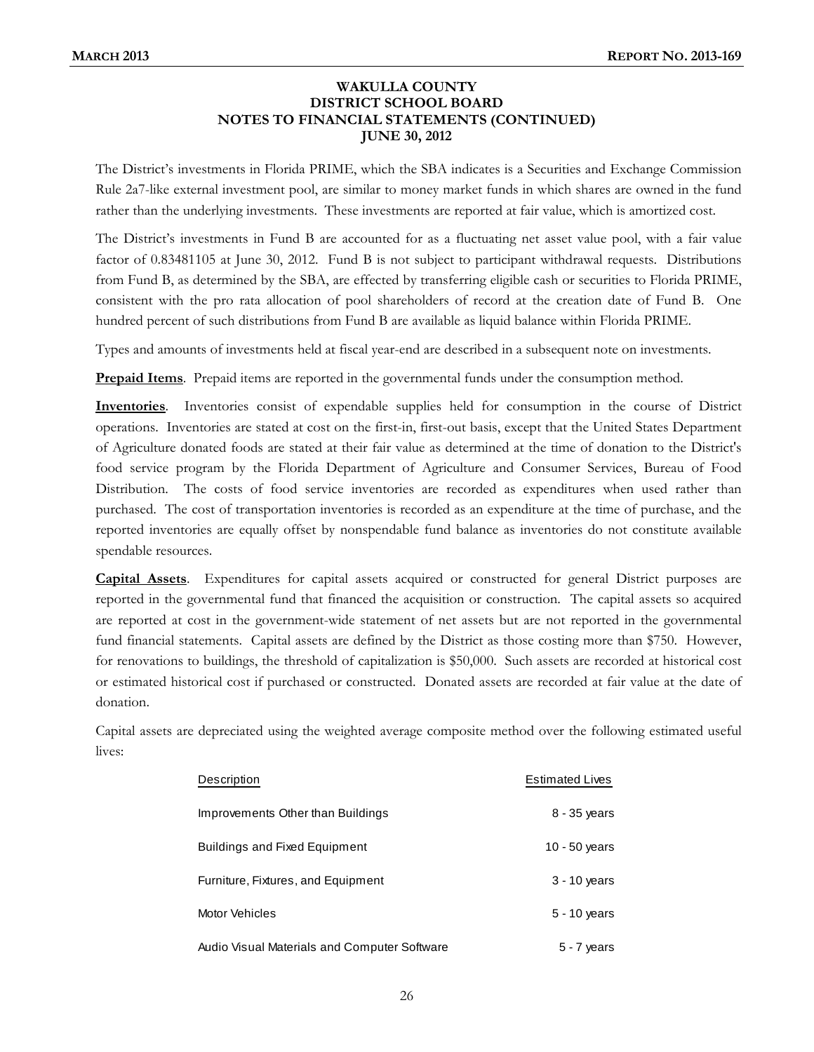**WAKULLA COUNTY**
**DISTRICT SCHOOL BOARD**
**NOTES TO FINANCIAL STATEMENTS (CONTINUED)**
**JUNE 30, 2012**

The District's investments in Florida PRIME, which the SBA indicates is a Securities and Exchange Commission Rule 2a7-like external investment pool, are similar to money market funds in which shares are owned in the fund rather than the underlying investments. These investments are reported at fair value, which is amortized cost.

The District's investments in Fund B are accounted for as a fluctuating net asset value pool, with a fair value factor of 0.83481105 at June 30, 2012. Fund B is not subject to participant withdrawal requests. Distributions from Fund B, as determined by the SBA, are effected by transferring eligible cash or securities to Florida PRIME, consistent with the pro rata allocation of pool shareholders of record at the creation date of Fund B. One hundred percent of such distributions from Fund B are available as liquid balance within Florida PRIME.

Types and amounts of investments held at fiscal year-end are described in a subsequent note on investments.

**Prepaid Items**. Prepaid items are reported in the governmental funds under the consumption method.

**Inventories**. Inventories consist of expendable supplies held for consumption in the course of District operations. Inventories are stated at cost on the first-in, first-out basis, except that the United States Department of Agriculture donated foods are stated at their fair value as determined at the time of donation to the District's food service program by the Florida Department of Agriculture and Consumer Services, Bureau of Food Distribution. The costs of food service inventories are recorded as expenditures when used rather than purchased. The cost of transportation inventories is recorded as an expenditure at the time of purchase, and the reported inventories are equally offset by nonspendable fund balance as inventories do not constitute available spendable resources.

**Capital Assets**. Expenditures for capital assets acquired or constructed for general District purposes are reported in the governmental fund that financed the acquisition or construction. The capital assets so acquired are reported at cost in the government-wide statement of net assets but are not reported in the governmental fund financial statements. Capital assets are defined by the District as those costing more than $750. However, for renovations to buildings, the threshold of capitalization is $50,000. Such assets are recorded at historical cost or estimated historical cost if purchased or constructed. Donated assets are recorded at fair value at the date of donation.

Capital assets are depreciated using the weighted average composite method over the following estimated useful lives:

| Description | Estimated Lives |
|---|---|
| Improvements Other than Buildings | 8 - 35 years |
| Buildings and Fixed Equipment | 10 - 50 years |
| Furniture, Fixtures, and Equipment | 3 - 10 years |
| Motor Vehicles | 5 - 10 years |
| Audio Visual Materials and Computer Software | 5 - 7 years |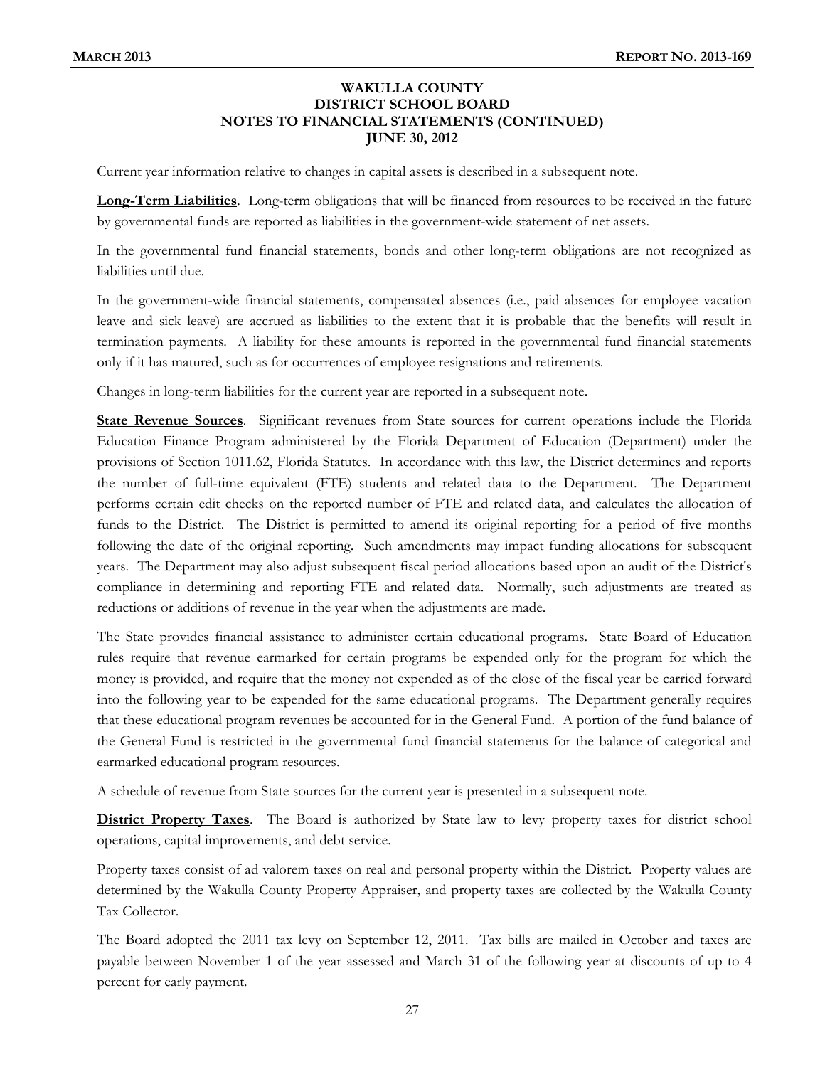# WAKULLA COUNTY
# DISTRICT SCHOOL BOARD
# NOTES TO FINANCIAL STATEMENTS (CONTINUED)
# JUNE 30, 2012

Current year information relative to changes in capital assets is described in a subsequent note.

**Long-Term Liabilities**. Long-term obligations that will be financed from resources to be received in the future by governmental funds are reported as liabilities in the government-wide statement of net assets.

In the governmental fund financial statements, bonds and other long-term obligations are not recognized as liabilities until due.

In the government-wide financial statements, compensated absences (i.e., paid absences for employee vacation leave and sick leave) are accrued as liabilities to the extent that it is probable that the benefits will result in termination payments. A liability for these amounts is reported in the governmental fund financial statements only if it has matured, such as for occurrences of employee resignations and retirements.

Changes in long-term liabilities for the current year are reported in a subsequent note.

**State Revenue Sources**. Significant revenues from State sources for current operations include the Florida Education Finance Program administered by the Florida Department of Education (Department) under the provisions of Section 1011.62, Florida Statutes. In accordance with this law, the District determines and reports the number of full-time equivalent (FTE) students and related data to the Department. The Department performs certain edit checks on the reported number of FTE and related data, and calculates the allocation of funds to the District. The District is permitted to amend its original reporting for a period of five months following the date of the original reporting. Such amendments may impact funding allocations for subsequent years. The Department may also adjust subsequent fiscal period allocations based upon an audit of the District's compliance in determining and reporting FTE and related data. Normally, such adjustments are treated as reductions or additions of revenue in the year when the adjustments are made.

The State provides financial assistance to administer certain educational programs. State Board of Education rules require that revenue earmarked for certain programs be expended only for the program for which the money is provided, and require that the money not expended as of the close of the fiscal year be carried forward into the following year to be expended for the same educational programs. The Department generally requires that these educational program revenues be accounted for in the General Fund. A portion of the fund balance of the General Fund is restricted in the governmental fund financial statements for the balance of categorical and earmarked educational program resources.

A schedule of revenue from State sources for the current year is presented in a subsequent note.

**District Property Taxes**. The Board is authorized by State law to levy property taxes for district school operations, capital improvements, and debt service.

Property taxes consist of ad valorem taxes on real and personal property within the District. Property values are determined by the Wakulla County Property Appraiser, and property taxes are collected by the Wakulla County Tax Collector.

The Board adopted the 2011 tax levy on September 12, 2011. Tax bills are mailed in October and taxes are payable between November 1 of the year assessed and March 31 of the following year at discounts of up to 4 percent for early payment.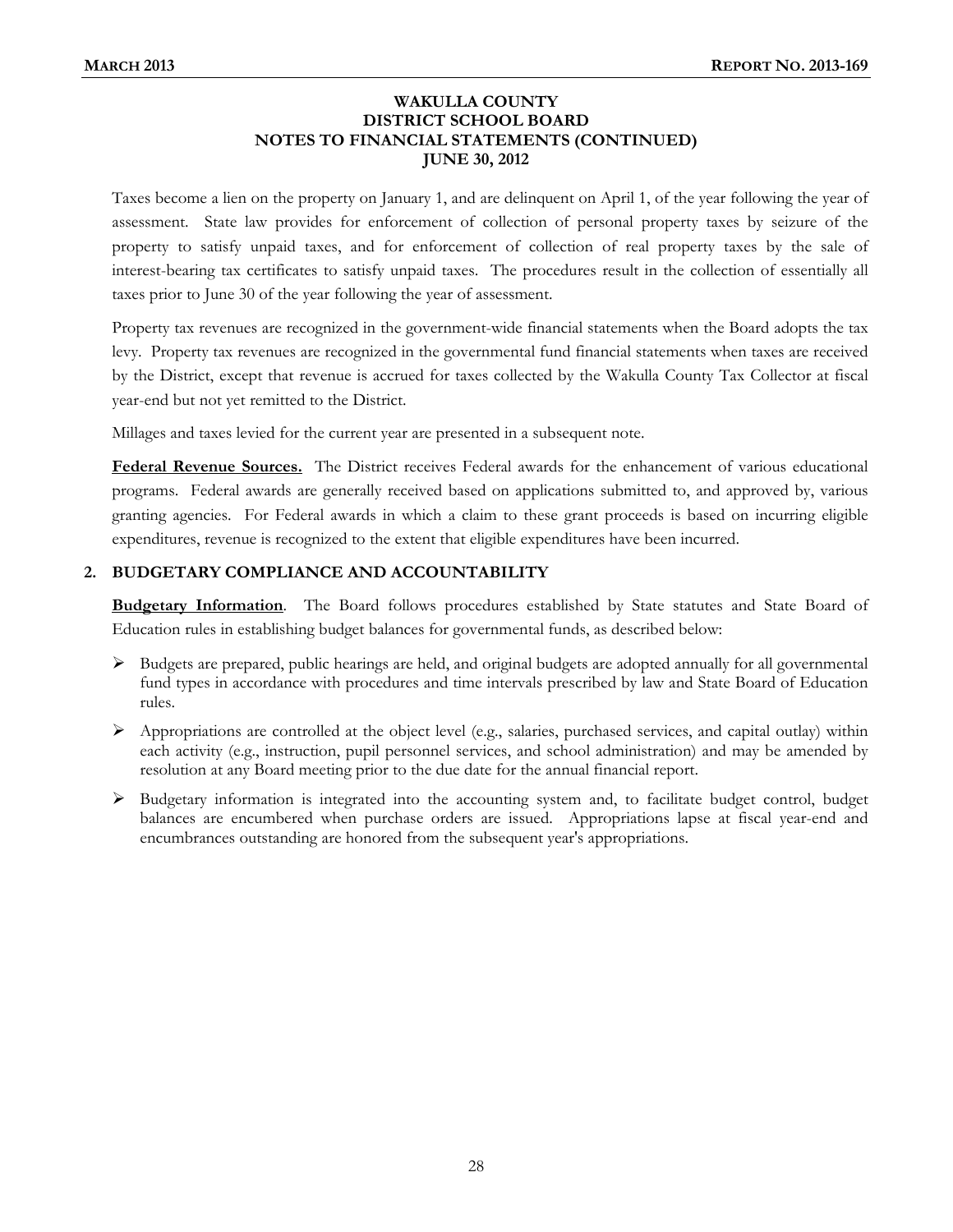Taxes become a lien on the property on January 1, and are delinquent on April 1, of the year following the year of assessment. State law provides for enforcement of collection of personal property taxes by seizure of the property to satisfy unpaid taxes, and for enforcement of collection of real property taxes by the sale of interest-bearing tax certificates to satisfy unpaid taxes. The procedures result in the collection of essentially all taxes prior to June 30 of the year following the year of assessment.

Property tax revenues are recognized in the government-wide financial statements when the Board adopts the tax levy. Property tax revenues are recognized in the governmental fund financial statements when taxes are received by the District, except that revenue is accrued for taxes collected by the Wakulla County Tax Collector at fiscal year-end but not yet remitted to the District.

Millages and taxes levied for the current year are presented in a subsequent note.

**Federal Revenue Sources.** The District receives Federal awards for the enhancement of various educational programs. Federal awards are generally received based on applications submitted to, and approved by, various granting agencies. For Federal awards in which a claim to these grant proceeds is based on incurring eligible expenditures, revenue is recognized to the extent that eligible expenditures have been incurred.

## 2. BUDGETARY COMPLIANCE AND ACCOUNTABILITY

**Budgetary Information**. The Board follows procedures established by State statutes and State Board of Education rules in establishing budget balances for governmental funds, as described below:

- Budgets are prepared, public hearings are held, and original budgets are adopted annually for all governmental fund types in accordance with procedures and time intervals prescribed by law and State Board of Education rules.
- Appropriations are controlled at the object level (e.g., salaries, purchased services, and capital outlay) within each activity (e.g., instruction, pupil personnel services, and school administration) and may be amended by resolution at any Board meeting prior to the due date for the annual financial report.
- Budgetary information is integrated into the accounting system and, to facilitate budget control, budget balances are encumbered when purchase orders are issued. Appropriations lapse at fiscal year-end and encumbrances outstanding are honored from the subsequent year's appropriations.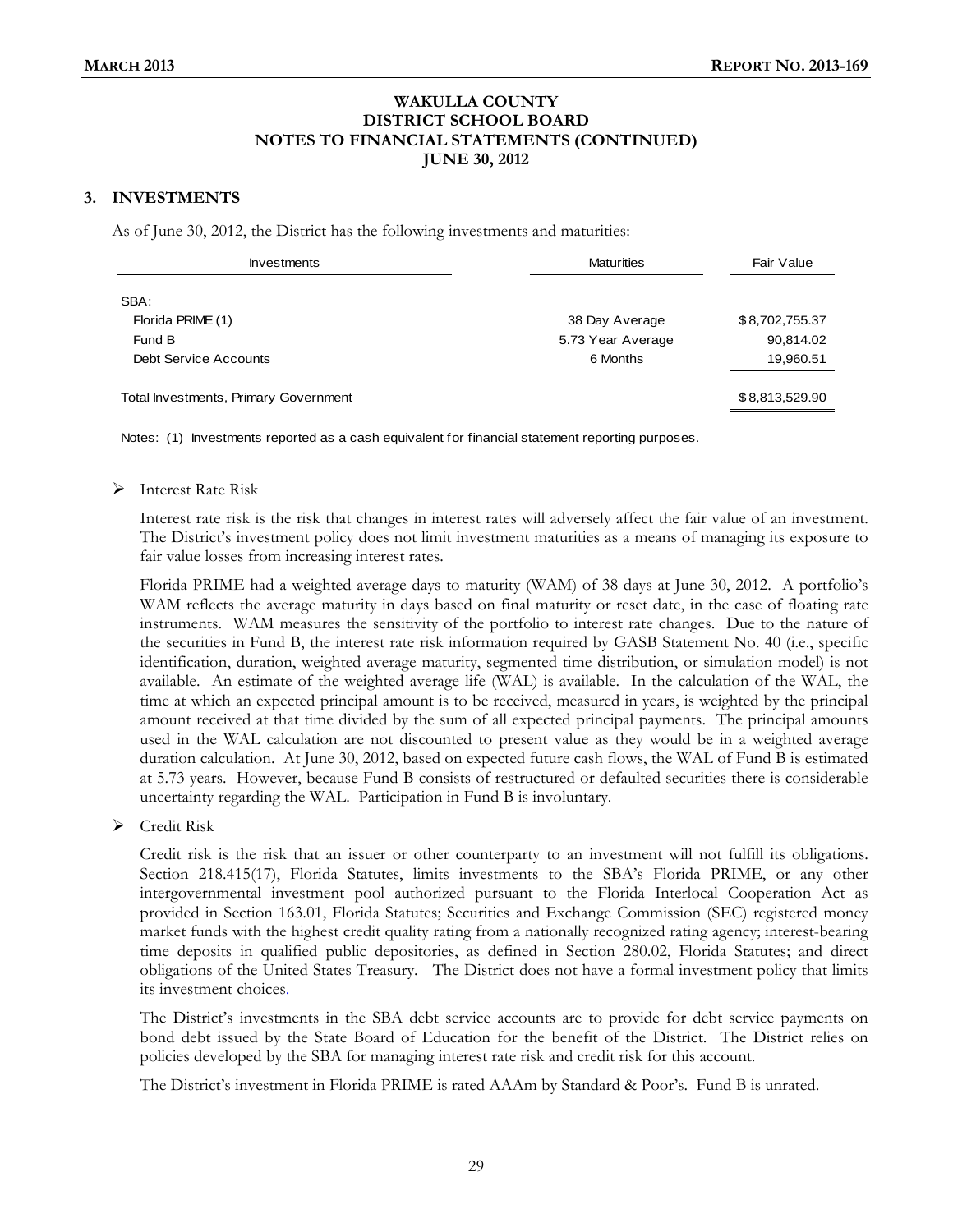# WAKULLA COUNTY
# DISTRICT SCHOOL BOARD
# NOTES TO FINANCIAL STATEMENTS (CONTINUED)
# JUNE 30, 2012

## 3. INVESTMENTS

As of June 30, 2012, the District has the following investments and maturities:

| Investments | Maturities | Fair Value |
|---|---|---|
| SBA: | | |
| Florida PRIME (1) | 38 Day Average | $ 8,702,755.37 |
| Fund B | 5.73 Year Average | 90,814.02 |
| Debt Service Accounts | 6 Months | 19,960.51 |
| Total Investments, Primary Government | | $ 8,813,529.90 |

Notes: (1) Investments reported as a cash equivalent for financial statement reporting purposes.

- Interest Rate Risk

  Interest rate risk is the risk that changes in interest rates will adversely affect the fair value of an investment. The District's investment policy does not limit investment maturities as a means of managing its exposure to fair value losses from increasing interest rates.

  Florida PRIME had a weighted average days to maturity (WAM) of 38 days at June 30, 2012. A portfolio's WAM reflects the average maturity in days based on final maturity or reset date, in the case of floating rate instruments. WAM measures the sensitivity of the portfolio to interest rate changes. Due to the nature of the securities in Fund B, the interest rate risk information required by GASB Statement No. 40 (i.e., specific identification, duration, weighted average maturity, segmented time distribution, or simulation model) is not available. An estimate of the weighted average life (WAL) is available. In the calculation of the WAL, the time at which an expected principal amount is to be received, measured in years, is weighted by the principal amount received at that time divided by the sum of all expected principal payments. The principal amounts used in the WAL calculation are not discounted to present value as they would be in a weighted average duration calculation. At June 30, 2012, based on expected future cash flows, the WAL of Fund B is estimated at 5.73 years. However, because Fund B consists of restructured or defaulted securities there is considerable uncertainty regarding the WAL. Participation in Fund B is involuntary.

- Credit Risk

  Credit risk is the risk that an issuer or other counterparty to an investment will not fulfill its obligations. Section 218.415(17), Florida Statutes, limits investments to the SBA's Florida PRIME, or any other intergovernmental investment pool authorized pursuant to the Florida Interlocal Cooperation Act as provided in Section 163.01, Florida Statutes; Securities and Exchange Commission (SEC) registered money market funds with the highest credit quality rating from a nationally recognized rating agency; interest-bearing time deposits in qualified public depositories, as defined in Section 280.02, Florida Statutes; and direct obligations of the United States Treasury. The District does not have a formal investment policy that limits its investment choices.

  The District's investments in the SBA debt service accounts are to provide for debt service payments on bond debt issued by the State Board of Education for the benefit of the District. The District relies on policies developed by the SBA for managing interest rate risk and credit risk for this account.

  The District's investment in Florida PRIME is rated AAAm by Standard & Poor's. Fund B is unrated.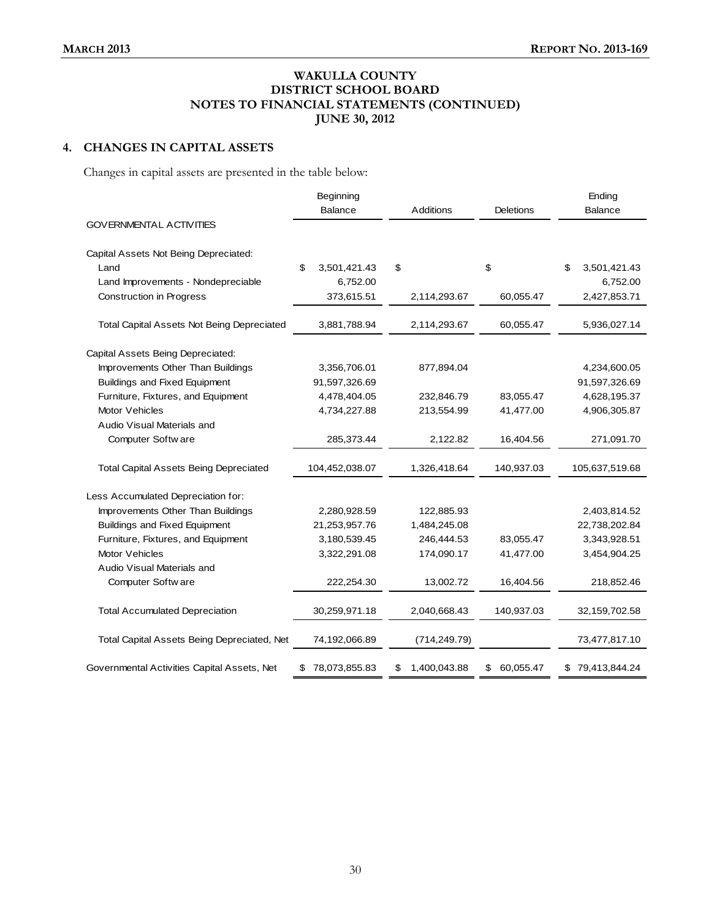**WAKULLA COUNTY**
**DISTRICT SCHOOL BOARD**
**NOTES TO FINANCIAL STATEMENTS (CONTINUED)**
**JUNE 30, 2012**

## 4. CHANGES IN CAPITAL ASSETS

Changes in capital assets are presented in the table below:

| | Beginning Balance | Additions | Deletions | Ending Balance |
|---|---|---|---|---|
| GOVERNMENTAL ACTIVITIES | | | | |
| Capital Assets Not Being Depreciated: | | | | |
| Land | $ 3,501,421.43 | $ | $ | $ 3,501,421.43 |
| Land Improvements - Nondepreciable | 6,752.00 | | | 6,752.00 |
| Construction in Progress | 373,615.51 | 2,114,293.67 | 60,055.47 | 2,427,853.71 |
| Total Capital Assets Not Being Depreciated | 3,881,788.94 | 2,114,293.67 | 60,055.47 | 5,936,027.14 |
| Capital Assets Being Depreciated: | | | | |
| Improvements Other Than Buildings | 3,356,706.01 | 877,894.04 | | 4,234,600.05 |
| Buildings and Fixed Equipment | 91,597,326.69 | | | 91,597,326.69 |
| Furniture, Fixtures, and Equipment | 4,478,404.05 | 232,846.79 | 83,055.47 | 4,628,195.37 |
| Motor Vehicles | 4,734,227.88 | 213,554.99 | 41,477.00 | 4,906,305.87 |
| Audio Visual Materials and Computer Software | 285,373.44 | 2,122.82 | 16,404.56 | 271,091.70 |
| Total Capital Assets Being Depreciated | 104,452,038.07 | 1,326,418.64 | 140,937.03 | 105,637,519.68 |
| Less Accumulated Depreciation for: | | | | |
| Improvements Other Than Buildings | 2,280,928.59 | 122,885.93 | | 2,403,814.52 |
| Buildings and Fixed Equipment | 21,253,957.76 | 1,484,245.08 | | 22,738,202.84 |
| Furniture, Fixtures, and Equipment | 3,180,539.45 | 246,444.53 | 83,055.47 | 3,343,928.51 |
| Motor Vehicles | 3,322,291.08 | 174,090.17 | 41,477.00 | 3,454,904.25 |
| Audio Visual Materials and Computer Software | 222,254.30 | 13,002.72 | 16,404.56 | 218,852.46 |
| Total Accumulated Depreciation | 30,259,971.18 | 2,040,668.43 | 140,937.03 | 32,159,702.58 |
| Total Capital Assets Being Depreciated, Net | 74,192,066.89 | (714,249.79) | | 73,477,817.10 |
| Governmental Activities Capital Assets, Net | $ 78,073,855.83 | $ 1,400,043.88 | $ 60,055.47 | $ 79,413,844.24 |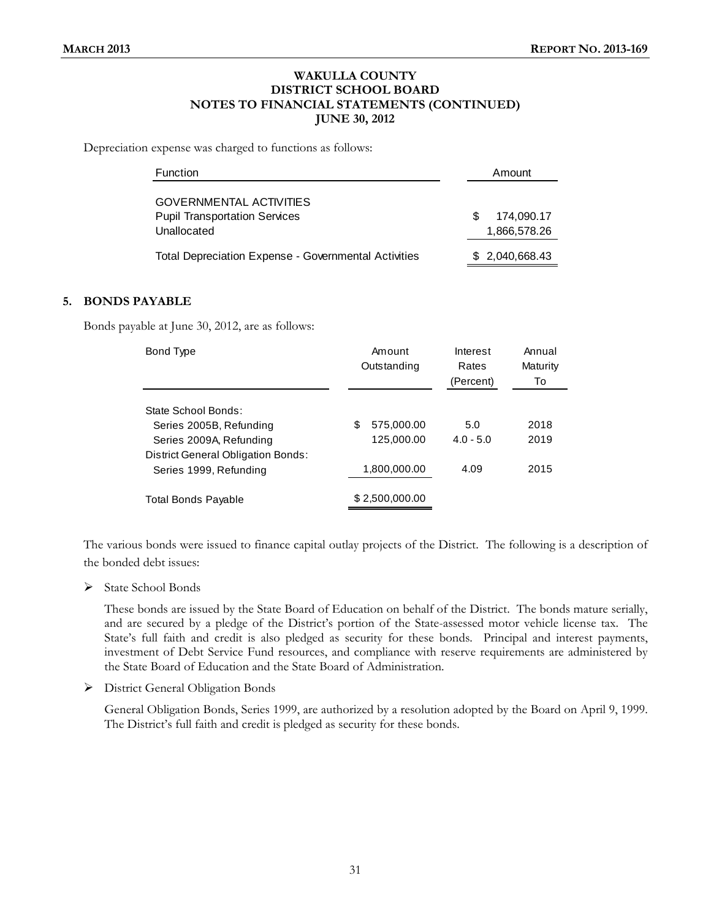**WAKULLA COUNTY**
**DISTRICT SCHOOL BOARD**
**NOTES TO FINANCIAL STATEMENTS (CONTINUED)**
**JUNE 30, 2012**

Depreciation expense was charged to functions as follows:

| Function | Amount |
|---|---|
| GOVERNMENTAL ACTIVITIES | |
| Pupil Transportation Services | $ 174,090.17 |
| Unallocated | 1,866,578.26 |
| Total Depreciation Expense - Governmental Activities | $ 2,040,668.43 |

## 5. BONDS PAYABLE

Bonds payable at June 30, 2012, are as follows:

| Bond Type | Amount Outstanding | Interest Rates (Percent) | Annual Maturity To |
|---|---|---|---|
| State School Bonds: | | | |
| Series 2005B, Refunding | $ 575,000.00 | 5.0 | 2018 |
| Series 2009A, Refunding | 125,000.00 | 4.0 - 5.0 | 2019 |
| District General Obligation Bonds: | | | |
| Series 1999, Refunding | 1,800,000.00 | 4.09 | 2015 |
| Total Bonds Payable | $ 2,500,000.00 | | |

The various bonds were issued to finance capital outlay projects of the District. The following is a description of the bonded debt issues:

- State School Bonds

  These bonds are issued by the State Board of Education on behalf of the District. The bonds mature serially, and are secured by a pledge of the District's portion of the State-assessed motor vehicle license tax. The State's full faith and credit is also pledged as security for these bonds. Principal and interest payments, investment of Debt Service Fund resources, and compliance with reserve requirements are administered by the State Board of Education and the State Board of Administration.

- District General Obligation Bonds

  General Obligation Bonds, Series 1999, are authorized by a resolution adopted by the Board on April 9, 1999. The District's full faith and credit is pledged as security for these bonds.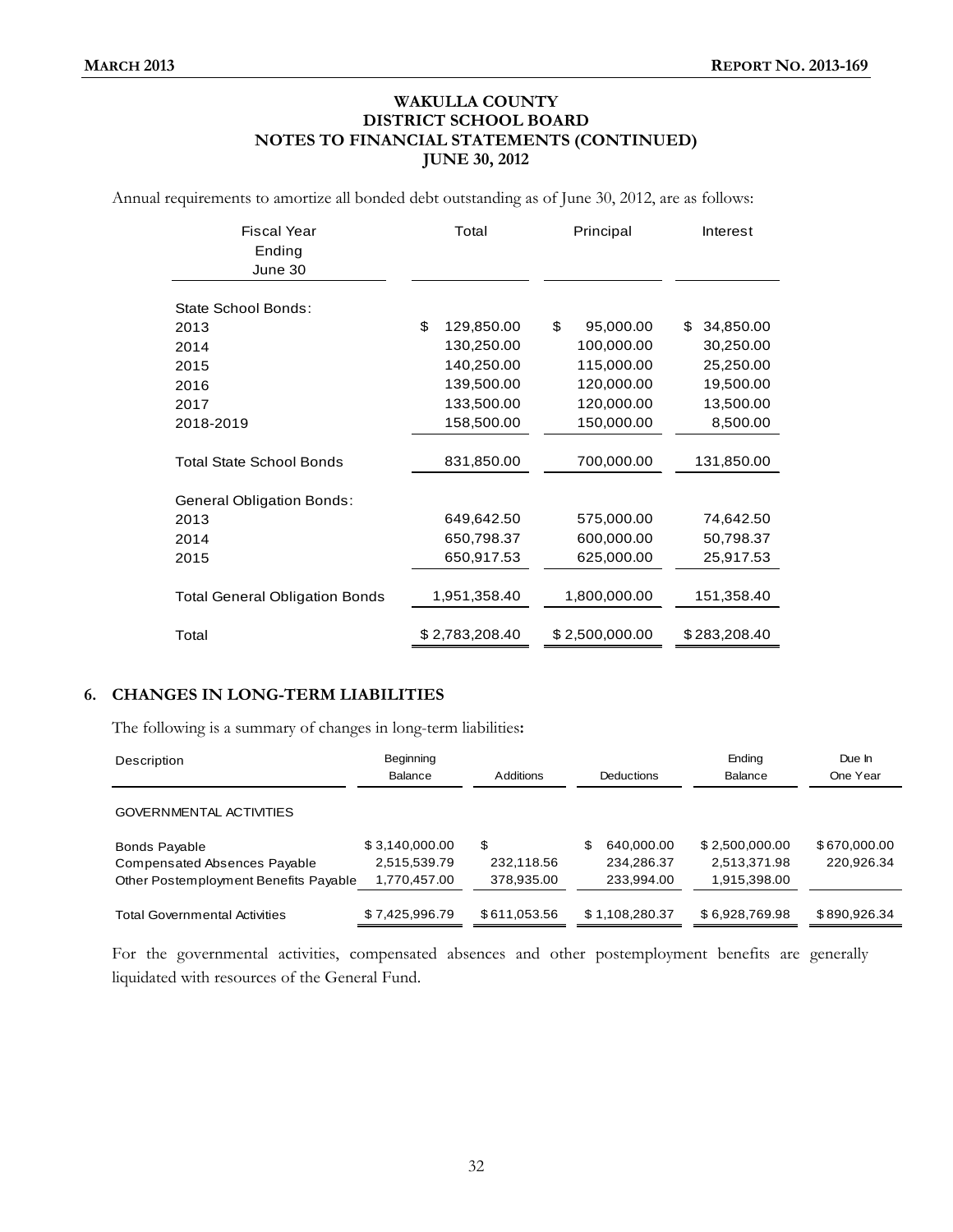**WAKULLA COUNTY**
**DISTRICT SCHOOL BOARD**
**NOTES TO FINANCIAL STATEMENTS (CONTINUED)**
**JUNE 30, 2012**

Annual requirements to amortize all bonded debt outstanding as of June 30, 2012, are as follows:

| Fiscal Year Ending June 30 | Total | Principal | Interest |
|---|---|---|---|
| State School Bonds: | | | |
| 2013 | $ 129,850.00 | $ 95,000.00 | $ 34,850.00 |
| 2014 | 130,250.00 | 100,000.00 | 30,250.00 |
| 2015 | 140,250.00 | 115,000.00 | 25,250.00 |
| 2016 | 139,500.00 | 120,000.00 | 19,500.00 |
| 2017 | 133,500.00 | 120,000.00 | 13,500.00 |
| 2018-2019 | 158,500.00 | 150,000.00 | 8,500.00 |
| Total State School Bonds | 831,850.00 | 700,000.00 | 131,850.00 |
| General Obligation Bonds: | | | |
| 2013 | 649,642.50 | 575,000.00 | 74,642.50 |
| 2014 | 650,798.37 | 600,000.00 | 50,798.37 |
| 2015 | 650,917.53 | 625,000.00 | 25,917.53 |
| Total General Obligation Bonds | 1,951,358.40 | 1,800,000.00 | 151,358.40 |
| Total | $ 2,783,208.40 | $ 2,500,000.00 | $ 283,208.40 |

## 6. CHANGES IN LONG-TERM LIABILITIES

The following is a summary of changes in long-term liabilities**:**

| Description | Beginning Balance | Additions | Deductions | Ending Balance | Due In One Year |
|---|---|---|---|---|---|
| GOVERNMENTAL ACTIVITIES | | | | | |
| Bonds Payable | $ 3,140,000.00 | $ | $ 640,000.00 | $ 2,500,000.00 | $ 670,000.00 |
| Compensated Absences Payable | 2,515,539.79 | 232,118.56 | 234,286.37 | 2,513,371.98 | 220,926.34 |
| Other Postemployment Benefits Payable | 1,770,457.00 | 378,935.00 | 233,994.00 | 1,915,398.00 | |
| Total Governmental Activities | $ 7,425,996.79 | $ 611,053.56 | $ 1,108,280.37 | $ 6,928,769.98 | $ 890,926.34 |

For the governmental activities, compensated absences and other postemployment benefits are generally liquidated with resources of the General Fund.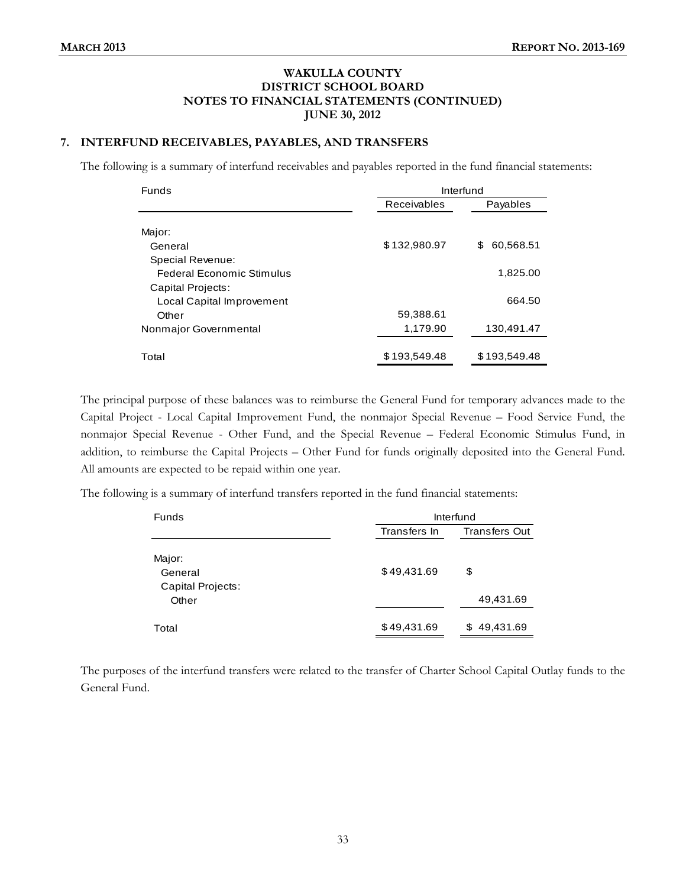**WAKULLA COUNTY**
**DISTRICT SCHOOL BOARD**
**NOTES TO FINANCIAL STATEMENTS (CONTINUED)**
**JUNE 30, 2012**

## 7. INTERFUND RECEIVABLES, PAYABLES, AND TRANSFERS

The following is a summary of interfund receivables and payables reported in the fund financial statements:

| Funds | Interfund | |
|---|---|---|
| | Receivables | Payables |
| Major: | | |
| General | $132,980.97 | $ 60,568.51 |
| Special Revenue: | | |
| Federal Economic Stimulus | | 1,825.00 |
| Capital Projects: | | |
| Local Capital Improvement | | 664.50 |
| Other | 59,388.61 | |
| Nonmajor Governmental | 1,179.90 | 130,491.47 |
| Total | $193,549.48 | $193,549.48 |

The principal purpose of these balances was to reimburse the General Fund for temporary advances made to the Capital Project - Local Capital Improvement Fund, the nonmajor Special Revenue – Food Service Fund, the nonmajor Special Revenue - Other Fund, and the Special Revenue – Federal Economic Stimulus Fund, in addition, to reimburse the Capital Projects – Other Fund for funds originally deposited into the General Fund. All amounts are expected to be repaid within one year.

The following is a summary of interfund transfers reported in the fund financial statements:

| Funds | Interfund | |
|---|---|---|
| | Transfers In | Transfers Out |
| Major: | | |
| General | $49,431.69 | $ |
| Capital Projects: | | |
| Other | | 49,431.69 |
| Total | $49,431.69 | $ 49,431.69 |

The purposes of the interfund transfers were related to the transfer of Charter School Capital Outlay funds to the General Fund.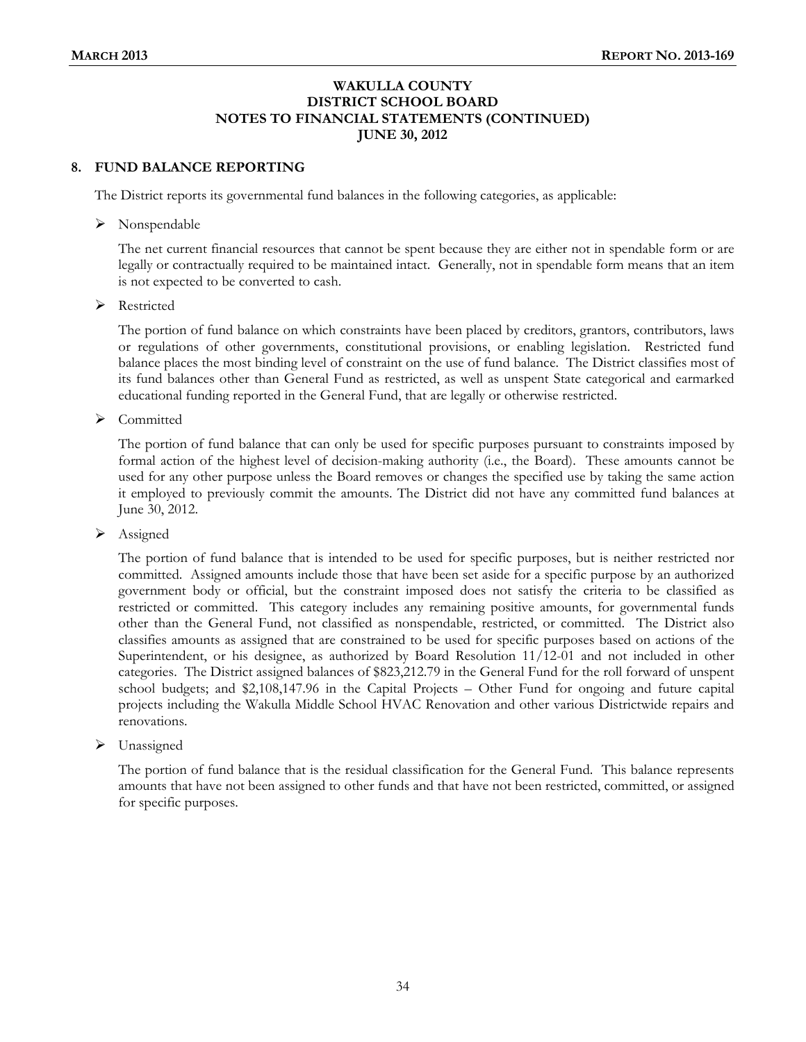**WAKULLA COUNTY**
**DISTRICT SCHOOL BOARD**
**NOTES TO FINANCIAL STATEMENTS (CONTINUED)**
**JUNE 30, 2012**

## 8. FUND BALANCE REPORTING

The District reports its governmental fund balances in the following categories, as applicable:

- Nonspendable

  The net current financial resources that cannot be spent because they are either not in spendable form or are legally or contractually required to be maintained intact. Generally, not in spendable form means that an item is not expected to be converted to cash.

- Restricted

  The portion of fund balance on which constraints have been placed by creditors, grantors, contributors, laws or regulations of other governments, constitutional provisions, or enabling legislation. Restricted fund balance places the most binding level of constraint on the use of fund balance. The District classifies most of its fund balances other than General Fund as restricted, as well as unspent State categorical and earmarked educational funding reported in the General Fund, that are legally or otherwise restricted.

- Committed

  The portion of fund balance that can only be used for specific purposes pursuant to constraints imposed by formal action of the highest level of decision-making authority (i.e., the Board). These amounts cannot be used for any other purpose unless the Board removes or changes the specified use by taking the same action it employed to previously commit the amounts. The District did not have any committed fund balances at June 30, 2012.

- Assigned

  The portion of fund balance that is intended to be used for specific purposes, but is neither restricted nor committed. Assigned amounts include those that have been set aside for a specific purpose by an authorized government body or official, but the constraint imposed does not satisfy the criteria to be classified as restricted or committed. This category includes any remaining positive amounts, for governmental funds other than the General Fund, not classified as nonspendable, restricted, or committed. The District also classifies amounts as assigned that are constrained to be used for specific purposes based on actions of the Superintendent, or his designee, as authorized by Board Resolution 11/12-01 and not included in other categories. The District assigned balances of $823,212.79 in the General Fund for the roll forward of unspent school budgets; and $2,108,147.96 in the Capital Projects – Other Fund for ongoing and future capital projects including the Wakulla Middle School HVAC Renovation and other various Districtwide repairs and renovations.

- Unassigned

  The portion of fund balance that is the residual classification for the General Fund. This balance represents amounts that have not been assigned to other funds and that have not been restricted, committed, or assigned for specific purposes.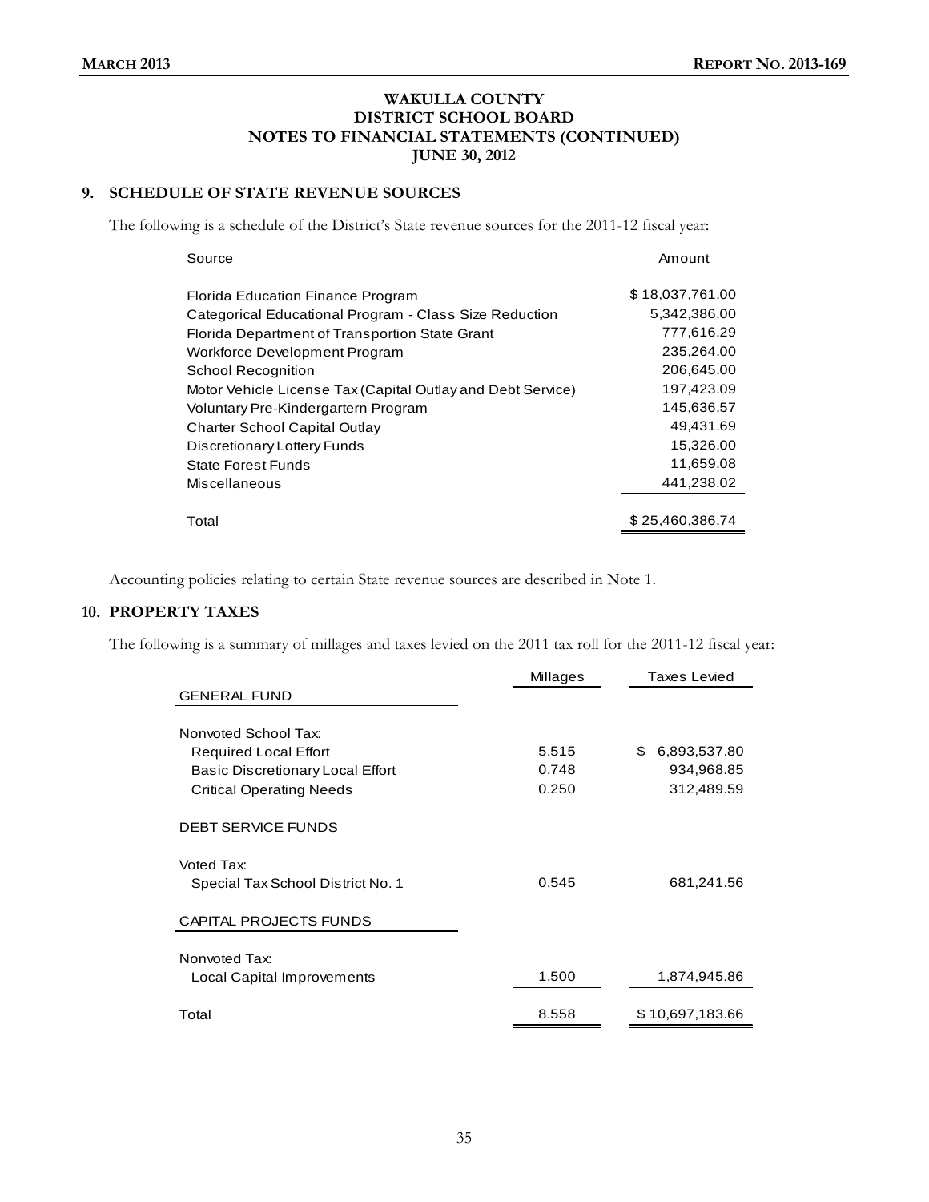# WAKULLA COUNTY
# DISTRICT SCHOOL BOARD
# NOTES TO FINANCIAL STATEMENTS (CONTINUED)
# JUNE 30, 2012

## 9. SCHEDULE OF STATE REVENUE SOURCES

The following is a schedule of the District's State revenue sources for the 2011-12 fiscal year:

| Source | Amount |
|---|---|
| Florida Education Finance Program | $ 18,037,761.00 |
| Categorical Educational Program - Class Size Reduction | 5,342,386.00 |
| Florida Department of Transportion State Grant | 777,616.29 |
| Workforce Development Program | 235,264.00 |
| School Recognition | 206,645.00 |
| Motor Vehicle License Tax (Capital Outlay and Debt Service) | 197,423.09 |
| Voluntary Pre-Kindergartern Program | 145,636.57 |
| Charter School Capital Outlay | 49,431.69 |
| Discretionary Lottery Funds | 15,326.00 |
| State Forest Funds | 11,659.08 |
| Miscellaneous | 441,238.02 |
| Total | $ 25,460,386.74 |

Accounting policies relating to certain State revenue sources are described in Note 1.

## 10. PROPERTY TAXES

The following is a summary of millages and taxes levied on the 2011 tax roll for the 2011-12 fiscal year:

| | Millages | Taxes Levied |
|---|---|---|
| GENERAL FUND | | |
| Nonvoted School Tax: | | |
| Required Local Effort | 5.515 | $ 6,893,537.80 |
| Basic Discretionary Local Effort | 0.748 | 934,968.85 |
| Critical Operating Needs | 0.250 | 312,489.59 |
| DEBT SERVICE FUNDS | | |
| Voted Tax: | | |
| Special Tax School District No. 1 | 0.545 | 681,241.56 |
| CAPITAL PROJECTS FUNDS | | |
| Nonvoted Tax: | | |
| Local Capital Improvements | 1.500 | 1,874,945.86 |
| Total | 8.558 | $ 10,697,183.66 |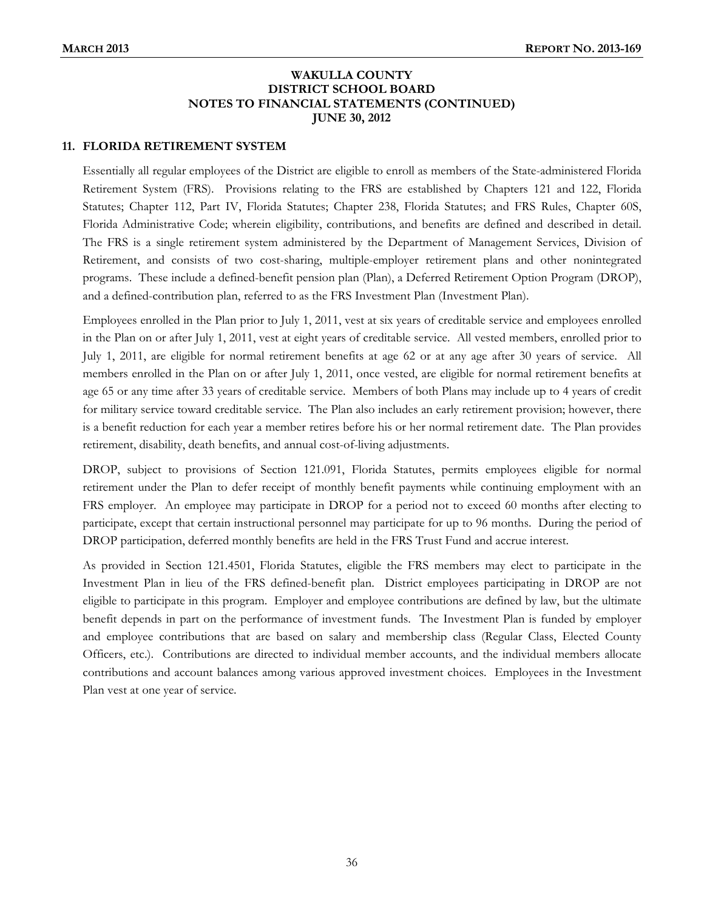# WAKULLA COUNTY
# DISTRICT SCHOOL BOARD
# NOTES TO FINANCIAL STATEMENTS (CONTINUED)
# JUNE 30, 2012

## 11. FLORIDA RETIREMENT SYSTEM

Essentially all regular employees of the District are eligible to enroll as members of the State-administered Florida Retirement System (FRS). Provisions relating to the FRS are established by Chapters 121 and 122, Florida Statutes; Chapter 112, Part IV, Florida Statutes; Chapter 238, Florida Statutes; and FRS Rules, Chapter 60S, Florida Administrative Code; wherein eligibility, contributions, and benefits are defined and described in detail. The FRS is a single retirement system administered by the Department of Management Services, Division of Retirement, and consists of two cost-sharing, multiple-employer retirement plans and other nonintegrated programs. These include a defined-benefit pension plan (Plan), a Deferred Retirement Option Program (DROP), and a defined-contribution plan, referred to as the FRS Investment Plan (Investment Plan).

Employees enrolled in the Plan prior to July 1, 2011, vest at six years of creditable service and employees enrolled in the Plan on or after July 1, 2011, vest at eight years of creditable service. All vested members, enrolled prior to July 1, 2011, are eligible for normal retirement benefits at age 62 or at any age after 30 years of service. All members enrolled in the Plan on or after July 1, 2011, once vested, are eligible for normal retirement benefits at age 65 or any time after 33 years of creditable service. Members of both Plans may include up to 4 years of credit for military service toward creditable service. The Plan also includes an early retirement provision; however, there is a benefit reduction for each year a member retires before his or her normal retirement date. The Plan provides retirement, disability, death benefits, and annual cost-of-living adjustments.

DROP, subject to provisions of Section 121.091, Florida Statutes, permits employees eligible for normal retirement under the Plan to defer receipt of monthly benefit payments while continuing employment with an FRS employer. An employee may participate in DROP for a period not to exceed 60 months after electing to participate, except that certain instructional personnel may participate for up to 96 months. During the period of DROP participation, deferred monthly benefits are held in the FRS Trust Fund and accrue interest.

As provided in Section 121.4501, Florida Statutes, eligible the FRS members may elect to participate in the Investment Plan in lieu of the FRS defined-benefit plan. District employees participating in DROP are not eligible to participate in this program. Employer and employee contributions are defined by law, but the ultimate benefit depends in part on the performance of investment funds. The Investment Plan is funded by employer and employee contributions that are based on salary and membership class (Regular Class, Elected County Officers, etc.). Contributions are directed to individual member accounts, and the individual members allocate contributions and account balances among various approved investment choices. Employees in the Investment Plan vest at one year of service.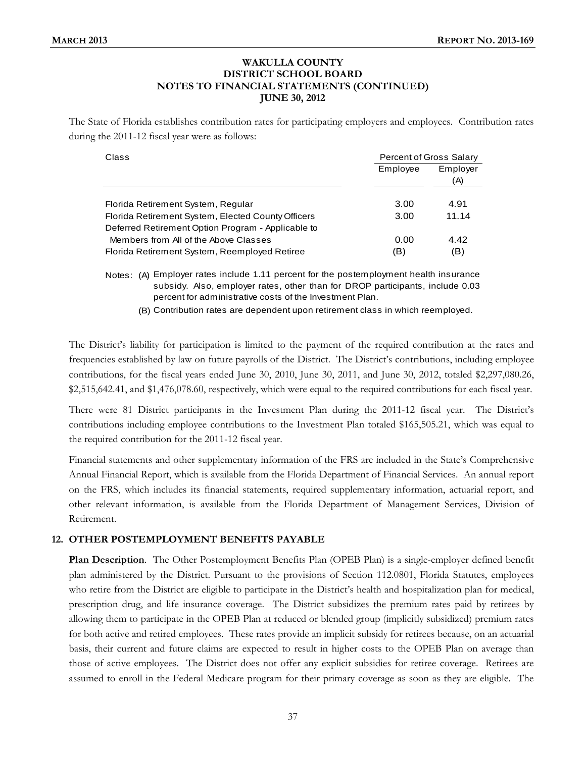# WAKULLA COUNTY
# DISTRICT SCHOOL BOARD
# NOTES TO FINANCIAL STATEMENTS (CONTINUED)
# JUNE 30, 2012

The State of Florida establishes contribution rates for participating employers and employees. Contribution rates during the 2011-12 fiscal year were as follows:

| Class | Percent of Gross Salary | |
|---|---|---|
| | Employee | Employer (A) |
| Florida Retirement System, Regular | 3.00 | 4.91 |
| Florida Retirement System, Elected County Officers | 3.00 | 11.14 |
| Deferred Retirement Option Program - Applicable to Members from All of the Above Classes | 0.00 | 4.42 |
| Florida Retirement System, Reemployed Retiree | (B) | (B) |

Notes: (A) Employer rates include 1.11 percent for the postemployment health insurance subsidy. Also, employer rates, other than for DROP participants, include 0.03 percent for administrative costs of the Investment Plan.

(B) Contribution rates are dependent upon retirement class in which reemployed.

The District's liability for participation is limited to the payment of the required contribution at the rates and frequencies established by law on future payrolls of the District. The District's contributions, including employee contributions, for the fiscal years ended June 30, 2010, June 30, 2011, and June 30, 2012, totaled $2,297,080.26, $2,515,642.41, and $1,476,078.60, respectively, which were equal to the required contributions for each fiscal year.

There were 81 District participants in the Investment Plan during the 2011-12 fiscal year. The District's contributions including employee contributions to the Investment Plan totaled $165,505.21, which was equal to the required contribution for the 2011-12 fiscal year.

Financial statements and other supplementary information of the FRS are included in the State's Comprehensive Annual Financial Report, which is available from the Florida Department of Financial Services. An annual report on the FRS, which includes its financial statements, required supplementary information, actuarial report, and other relevant information, is available from the Florida Department of Management Services, Division of Retirement.

## 12. OTHER POSTEMPLOYMENT BENEFITS PAYABLE

**Plan Description**. The Other Postemployment Benefits Plan (OPEB Plan) is a single-employer defined benefit plan administered by the District. Pursuant to the provisions of Section 112.0801, Florida Statutes, employees who retire from the District are eligible to participate in the District's health and hospitalization plan for medical, prescription drug, and life insurance coverage. The District subsidizes the premium rates paid by retirees by allowing them to participate in the OPEB Plan at reduced or blended group (implicitly subsidized) premium rates for both active and retired employees. These rates provide an implicit subsidy for retirees because, on an actuarial basis, their current and future claims are expected to result in higher costs to the OPEB Plan on average than those of active employees. The District does not offer any explicit subsidies for retiree coverage. Retirees are assumed to enroll in the Federal Medicare program for their primary coverage as soon as they are eligible. The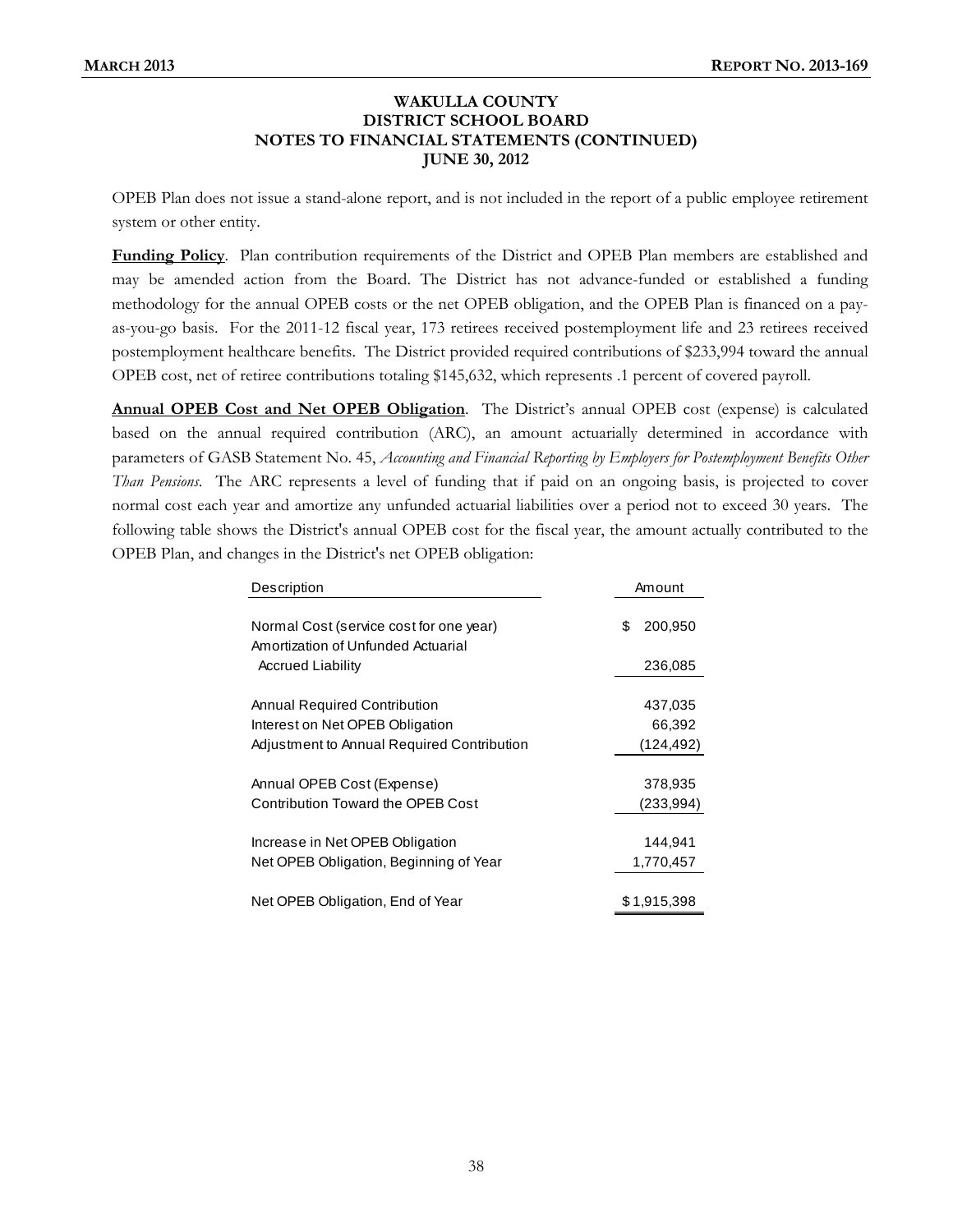### WAKULLA COUNTY
### DISTRICT SCHOOL BOARD
### NOTES TO FINANCIAL STATEMENTS (CONTINUED)
### JUNE 30, 2012

OPEB Plan does not issue a stand-alone report, and is not included in the report of a public employee retirement system or other entity.

**Funding Policy**. Plan contribution requirements of the District and OPEB Plan members are established and may be amended action from the Board. The District has not advance-funded or established a funding methodology for the annual OPEB costs or the net OPEB obligation, and the OPEB Plan is financed on a pay-as-you-go basis. For the 2011-12 fiscal year, 173 retirees received postemployment life and 23 retirees received postemployment healthcare benefits. The District provided required contributions of $233,994 toward the annual OPEB cost, net of retiree contributions totaling $145,632, which represents .1 percent of covered payroll.

**Annual OPEB Cost and Net OPEB Obligation**. The District's annual OPEB cost (expense) is calculated based on the annual required contribution (ARC), an amount actuarially determined in accordance with parameters of GASB Statement No. 45, *Accounting and Financial Reporting by Employers for Postemployment Benefits Other Than Pensions*. The ARC represents a level of funding that if paid on an ongoing basis, is projected to cover normal cost each year and amortize any unfunded actuarial liabilities over a period not to exceed 30 years. The following table shows the District's annual OPEB cost for the fiscal year, the amount actually contributed to the OPEB Plan, and changes in the District's net OPEB obligation:

| Description | Amount |
|---|---|
| Normal Cost (service cost for one year) | $ 200,950 |
| Amortization of Unfunded Actuarial Accrued Liability | 236,085 |
| Annual Required Contribution | 437,035 |
| Interest on Net OPEB Obligation | 66,392 |
| Adjustment to Annual Required Contribution | (124,492) |
| Annual OPEB Cost (Expense) | 378,935 |
| Contribution Toward the OPEB Cost | (233,994) |
| Increase in Net OPEB Obligation | 144,941 |
| Net OPEB Obligation, Beginning of Year | 1,770,457 |
| Net OPEB Obligation, End of Year | $ 1,915,398 |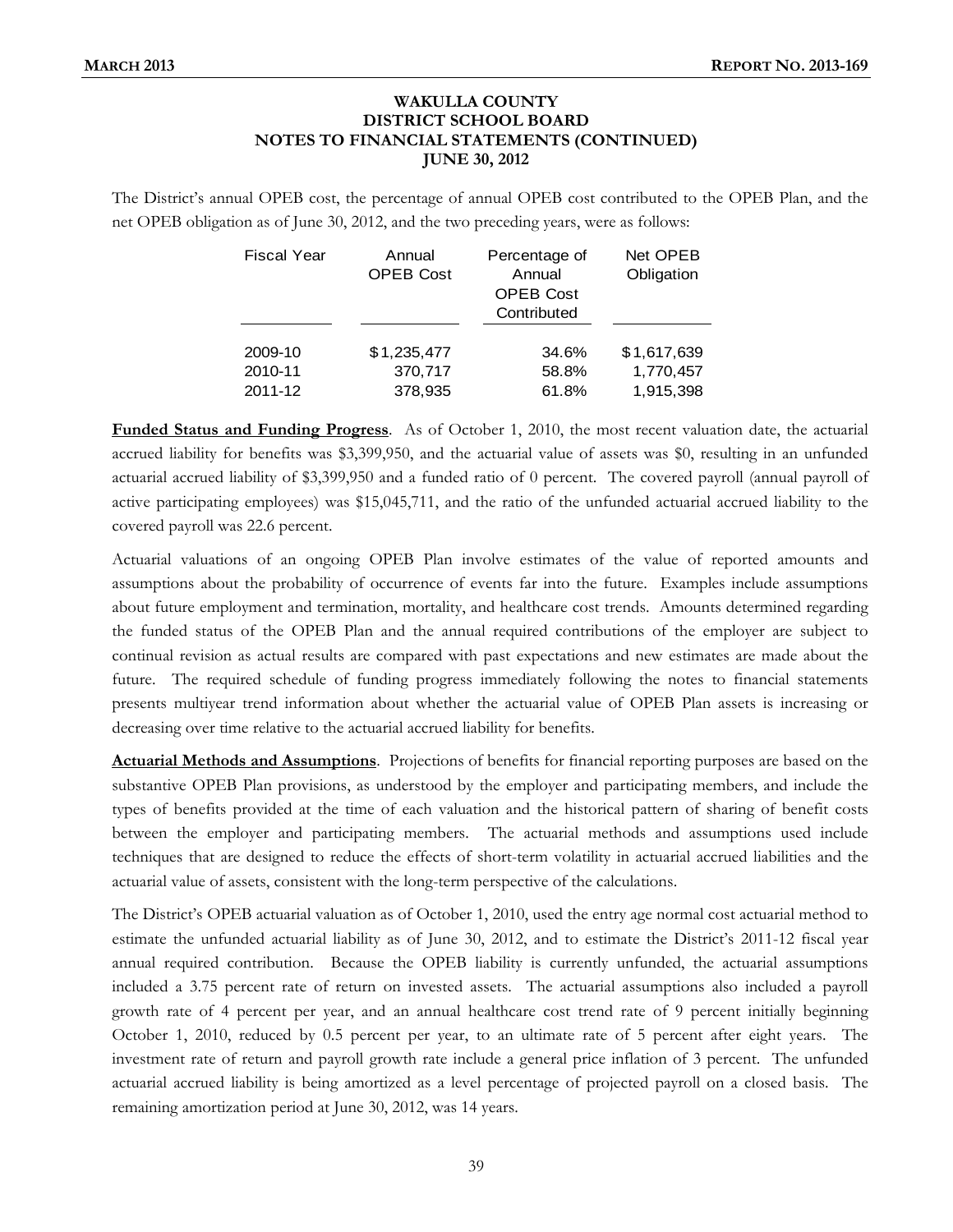**WAKULLA COUNTY**
**DISTRICT SCHOOL BOARD**
**NOTES TO FINANCIAL STATEMENTS (CONTINUED)**
**JUNE 30, 2012**

The District's annual OPEB cost, the percentage of annual OPEB cost contributed to the OPEB Plan, and the net OPEB obligation as of June 30, 2012, and the two preceding years, were as follows:

| Fiscal Year | Annual OPEB Cost | Percentage of Annual OPEB Cost Contributed | Net OPEB Obligation |
|---|---|---|---|
| 2009-10 | $1,235,477 | 34.6% | $1,617,639 |
| 2010-11 | 370,717 | 58.8% | 1,770,457 |
| 2011-12 | 378,935 | 61.8% | 1,915,398 |

**Funded Status and Funding Progress**. As of October 1, 2010, the most recent valuation date, the actuarial accrued liability for benefits was $3,399,950, and the actuarial value of assets was $0, resulting in an unfunded actuarial accrued liability of $3,399,950 and a funded ratio of 0 percent. The covered payroll (annual payroll of active participating employees) was $15,045,711, and the ratio of the unfunded actuarial accrued liability to the covered payroll was 22.6 percent.

Actuarial valuations of an ongoing OPEB Plan involve estimates of the value of reported amounts and assumptions about the probability of occurrence of events far into the future. Examples include assumptions about future employment and termination, mortality, and healthcare cost trends. Amounts determined regarding the funded status of the OPEB Plan and the annual required contributions of the employer are subject to continual revision as actual results are compared with past expectations and new estimates are made about the future. The required schedule of funding progress immediately following the notes to financial statements presents multiyear trend information about whether the actuarial value of OPEB Plan assets is increasing or decreasing over time relative to the actuarial accrued liability for benefits.

**Actuarial Methods and Assumptions**. Projections of benefits for financial reporting purposes are based on the substantive OPEB Plan provisions, as understood by the employer and participating members, and include the types of benefits provided at the time of each valuation and the historical pattern of sharing of benefit costs between the employer and participating members. The actuarial methods and assumptions used include techniques that are designed to reduce the effects of short-term volatility in actuarial accrued liabilities and the actuarial value of assets, consistent with the long-term perspective of the calculations.

The District's OPEB actuarial valuation as of October 1, 2010, used the entry age normal cost actuarial method to estimate the unfunded actuarial liability as of June 30, 2012, and to estimate the District's 2011-12 fiscal year annual required contribution. Because the OPEB liability is currently unfunded, the actuarial assumptions included a 3.75 percent rate of return on invested assets. The actuarial assumptions also included a payroll growth rate of 4 percent per year, and an annual healthcare cost trend rate of 9 percent initially beginning October 1, 2010, reduced by 0.5 percent per year, to an ultimate rate of 5 percent after eight years. The investment rate of return and payroll growth rate include a general price inflation of 3 percent. The unfunded actuarial accrued liability is being amortized as a level percentage of projected payroll on a closed basis. The remaining amortization period at June 30, 2012, was 14 years.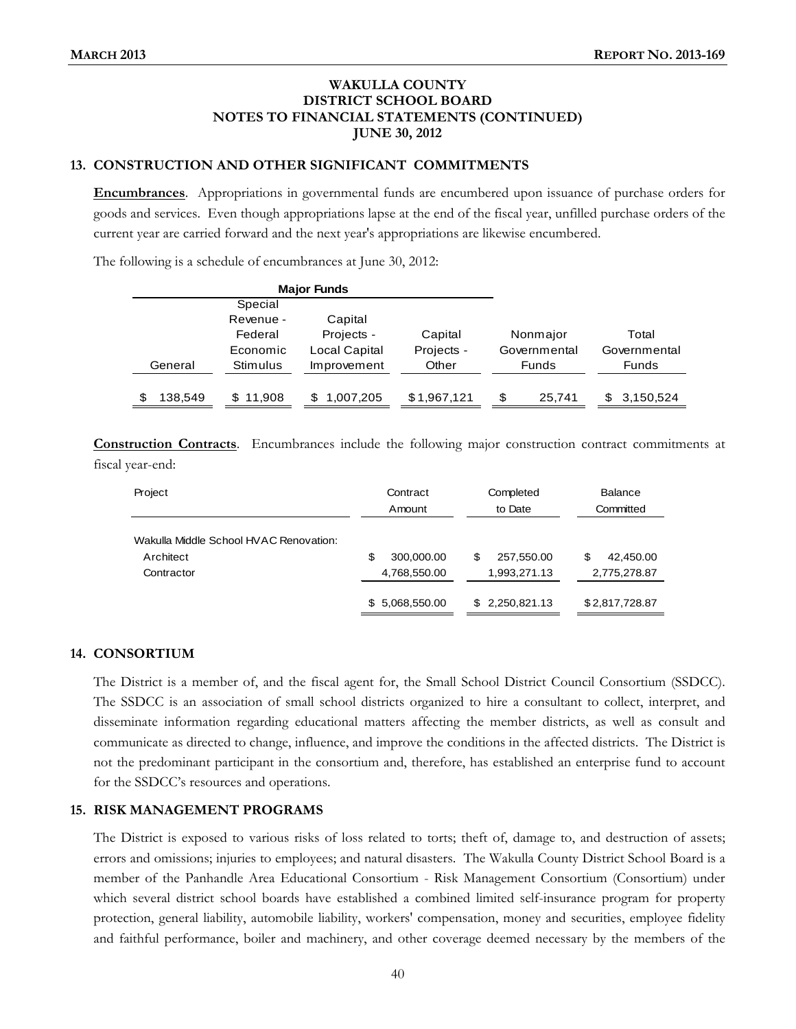# WAKULLA COUNTY DISTRICT SCHOOL BOARD NOTES TO FINANCIAL STATEMENTS (CONTINUED) JUNE 30, 2012

## 13. CONSTRUCTION AND OTHER SIGNIFICANT COMMITMENTS

**Encumbrances**. Appropriations in governmental funds are encumbered upon issuance of purchase orders for goods and services. Even though appropriations lapse at the end of the fiscal year, unfilled purchase orders of the current year are carried forward and the next year's appropriations are likewise encumbered.

The following is a schedule of encumbrances at June 30, 2012:

| Major Funds | | | | | |
|---|---|---|---|---|---|
| General | Special Revenue - Federal Economic Stimulus | Capital Projects - Local Capital Improvement | Capital Projects - Other | Nonmajor Governmental Funds | Total Governmental Funds |
| $ 138,549 | $ 11,908 | $ 1,007,205 | $1,967,121 | $ 25,741 | $ 3,150,524 |

**Construction Contracts**. Encumbrances include the following major construction contract commitments at fiscal year-end:

| Project | Contract Amount | Completed to Date | Balance Committed |
|---|---|---|---|
| Wakulla Middle School HVAC Renovation: | | | |
| Architect | $ 300,000.00 | $ 257,550.00 | $ 42,450.00 |
| Contractor | 4,768,550.00 | 1,993,271.13 | 2,775,278.87 |
| | $ 5,068,550.00 | $ 2,250,821.13 | $2,817,728.87 |

## 14. CONSORTIUM

The District is a member of, and the fiscal agent for, the Small School District Council Consortium (SSDCC). The SSDCC is an association of small school districts organized to hire a consultant to collect, interpret, and disseminate information regarding educational matters affecting the member districts, as well as consult and communicate as directed to change, influence, and improve the conditions in the affected districts. The District is not the predominant participant in the consortium and, therefore, has established an enterprise fund to account for the SSDCC's resources and operations.

## 15. RISK MANAGEMENT PROGRAMS

The District is exposed to various risks of loss related to torts; theft of, damage to, and destruction of assets; errors and omissions; injuries to employees; and natural disasters. The Wakulla County District School Board is a member of the Panhandle Area Educational Consortium - Risk Management Consortium (Consortium) under which several district school boards have established a combined limited self-insurance program for property protection, general liability, automobile liability, workers' compensation, money and securities, employee fidelity and faithful performance, boiler and machinery, and other coverage deemed necessary by the members of the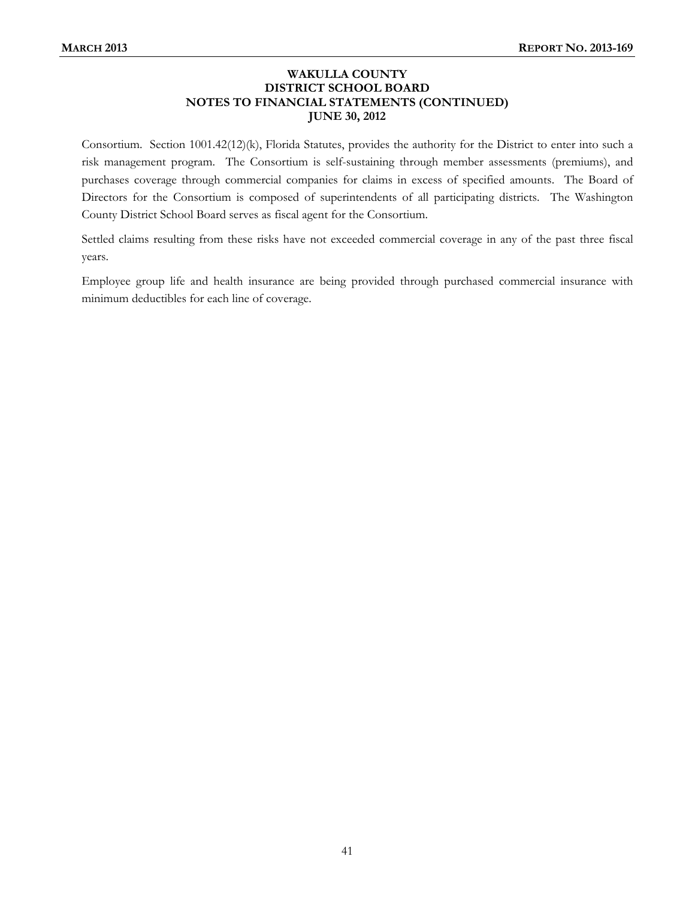**WAKULLA COUNTY**
**DISTRICT SCHOOL BOARD**
**NOTES TO FINANCIAL STATEMENTS (CONTINUED)**
**JUNE 30, 2012**

Consortium. Section 1001.42(12)(k), Florida Statutes, provides the authority for the District to enter into such a risk management program. The Consortium is self-sustaining through member assessments (premiums), and purchases coverage through commercial companies for claims in excess of specified amounts. The Board of Directors for the Consortium is composed of superintendents of all participating districts. The Washington County District School Board serves as fiscal agent for the Consortium.

Settled claims resulting from these risks have not exceeded commercial coverage in any of the past three fiscal years.

Employee group life and health insurance are being provided through purchased commercial insurance with minimum deductibles for each line of coverage.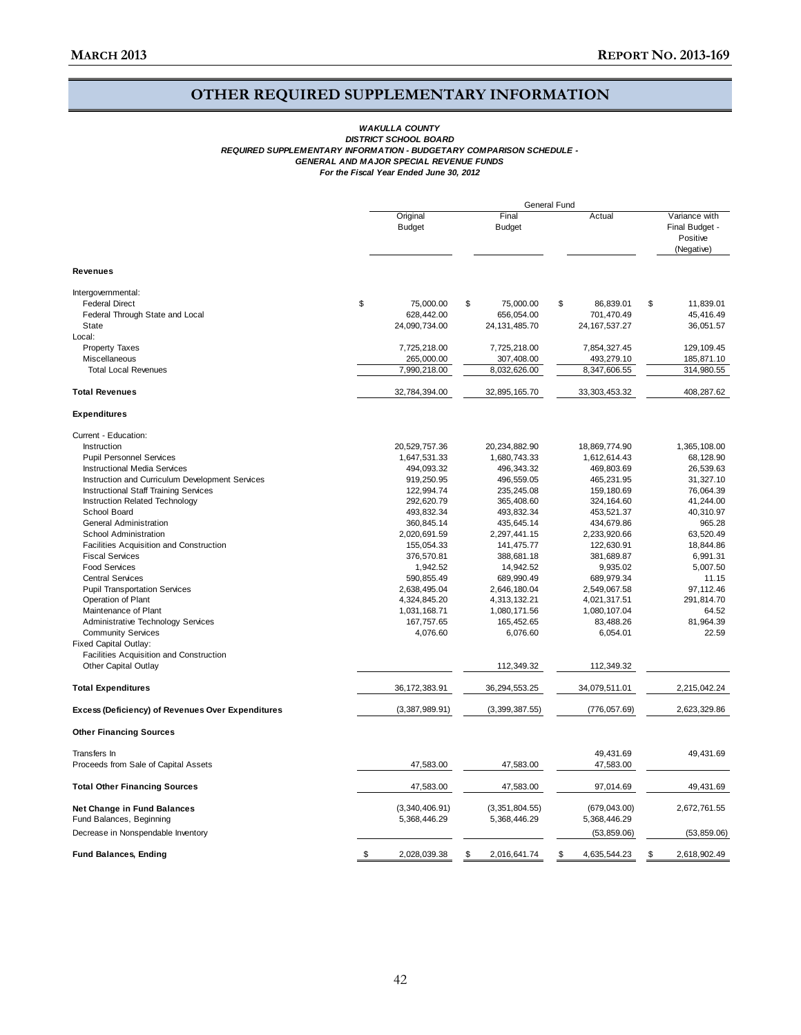## OTHER REQUIRED SUPPLEMENTARY INFORMATION

***WAKULLA COUNTY***
***DISTRICT SCHOOL BOARD***
***REQUIRED SUPPLEMENTARY INFORMATION - BUDGETARY COMPARISON SCHEDULE -***
***GENERAL AND MAJOR SPECIAL REVENUE FUNDS***
***For the Fiscal Year Ended June 30, 2012***

| | General Fund | | | |
|---|---|---|---|---|
| | Original Budget | Final Budget | Actual | Variance with Final Budget - Positive (Negative) |
| **Revenues** | | | | |
| Intergovernmental: | | | | |
| Federal Direct | $ 75,000.00 | $ 75,000.00 | $ 86,839.01 | $ 11,839.01 |
| Federal Through State and Local | 628,442.00 | 656,054.00 | 701,470.49 | 45,416.49 |
| State | 24,090,734.00 | 24,131,485.70 | 24,167,537.27 | 36,051.57 |
| Local: | | | | |
| Property Taxes | 7,725,218.00 | 7,725,218.00 | 7,854,327.45 | 129,109.45 |
| Miscellaneous | 265,000.00 | 307,408.00 | 493,279.10 | 185,871.10 |
| Total Local Revenues | 7,990,218.00 | 8,032,626.00 | 8,347,606.55 | 314,980.55 |
| **Total Revenues** | 32,784,394.00 | 32,895,165.70 | 33,303,453.32 | 408,287.62 |
| **Expenditures** | | | | |
| Current - Education: | | | | |
| Instruction | 20,529,757.36 | 20,234,882.90 | 18,869,774.90 | 1,365,108.00 |
| Pupil Personnel Services | 1,647,531.33 | 1,680,743.33 | 1,612,614.43 | 68,128.90 |
| Instructional Media Services | 494,093.32 | 496,343.32 | 469,803.69 | 26,539.63 |
| Instruction and Curriculum Development Services | 919,250.95 | 496,559.05 | 465,231.95 | 31,327.10 |
| Instructional Staff Training Services | 122,994.74 | 235,245.08 | 159,180.69 | 76,064.39 |
| Instruction Related Technology | 292,620.79 | 365,408.60 | 324,164.60 | 41,244.00 |
| School Board | 493,832.34 | 493,832.34 | 453,521.37 | 40,310.97 |
| General Administration | 360,845.14 | 435,645.14 | 434,679.86 | 965.28 |
| School Administration | 2,020,691.59 | 2,297,441.15 | 2,233,920.66 | 63,520.49 |
| Facilities Acquisition and Construction | 155,054.33 | 141,475.77 | 122,630.91 | 18,844.86 |
| Fiscal Services | 376,570.81 | 388,681.18 | 381,689.87 | 6,991.31 |
| Food Services | 1,942.52 | 14,942.52 | 9,935.02 | 5,007.50 |
| Central Services | 590,855.49 | 689,990.49 | 689,979.34 | 11.15 |
| Pupil Transportation Services | 2,638,495.04 | 2,646,180.04 | 2,549,067.58 | 97,112.46 |
| Operation of Plant | 4,324,845.20 | 4,313,132.21 | 4,021,317.51 | 291,814.70 |
| Maintenance of Plant | 1,031,168.71 | 1,080,171.56 | 1,080,107.04 | 64.52 |
| Administrative Technology Services | 167,757.65 | 165,452.65 | 83,488.26 | 81,964.39 |
| Community Services | 4,076.60 | 6,076.60 | 6,054.01 | 22.59 |
| Fixed Capital Outlay: | | | | |
| Facilities Acquisition and Construction | | | | |
| Other Capital Outlay | | 112,349.32 | 112,349.32 | |
| **Total Expenditures** | 36,172,383.91 | 36,294,553.25 | 34,079,511.01 | 2,215,042.24 |
| **Excess (Deficiency) of Revenues Over Expenditures** | (3,387,989.91) | (3,399,387.55) | (776,057.69) | 2,623,329.86 |
| **Other Financing Sources** | | | | |
| Transfers In | | | 49,431.69 | 49,431.69 |
| Proceeds from Sale of Capital Assets | 47,583.00 | 47,583.00 | 47,583.00 | |
| **Total Other Financing Sources** | 47,583.00 | 47,583.00 | 97,014.69 | 49,431.69 |
| **Net Change in Fund Balances** | (3,340,406.91) | (3,351,804.55) | (679,043.00) | 2,672,761.55 |
| Fund Balances, Beginning | 5,368,446.29 | 5,368,446.29 | 5,368,446.29 | |
| Decrease in Nonspendable Inventory | | | (53,859.06) | (53,859.06) |
| **Fund Balances, Ending** | $ 2,028,039.38 | $ 2,016,641.74 | $ 4,635,544.23 | $ 2,618,902.49 |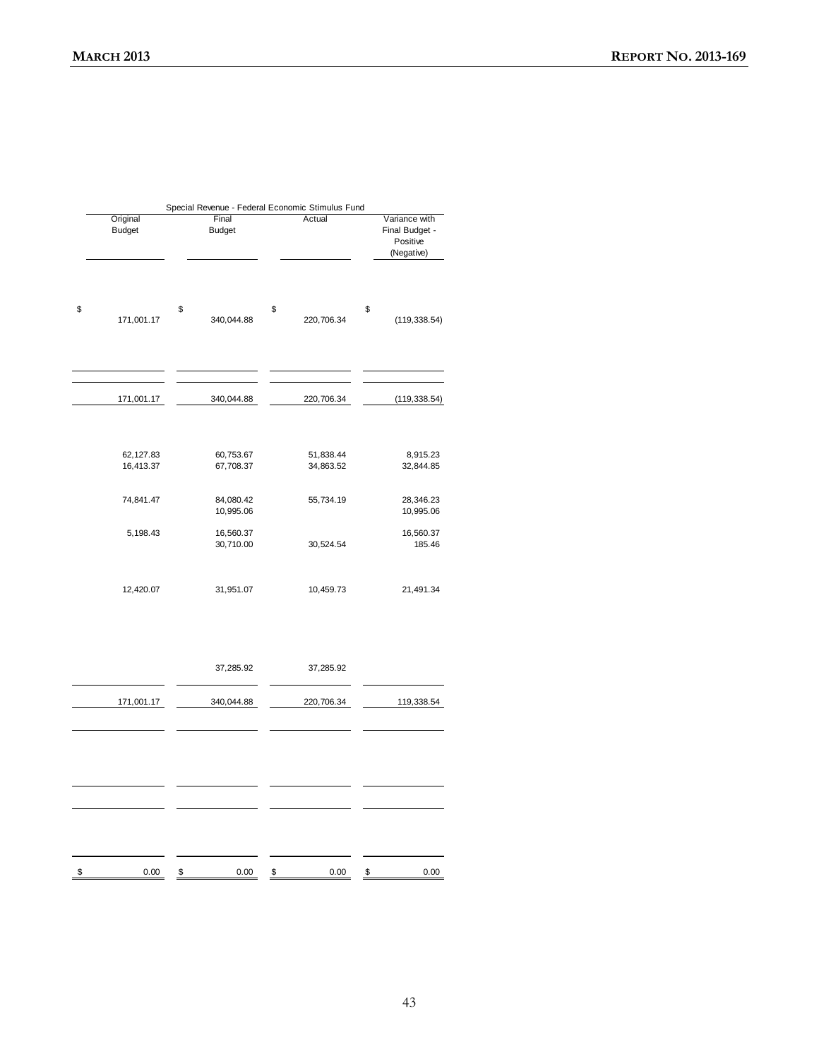| Special Revenue - Federal Economic Stimulus Fund | | | |
|---|---|---|---|
| Original Budget | Final Budget | Actual | Variance with Final Budget - Positive (Negative) |
| $ 171,001.17 | $ 340,044.88 | $ 220,706.34 | $ (119,338.54) |
| 171,001.17 | 340,044.88 | 220,706.34 | (119,338.54) |
| 62,127.83 | 60,753.67 | 51,838.44 | 8,915.23 |
| 16,413.37 | 67,708.37 | 34,863.52 | 32,844.85 |
| 74,841.47 | 84,080.42 | 55,734.19 | 28,346.23 |
| | 10,995.06 | | 10,995.06 |
| 5,198.43 | 16,560.37 | | 16,560.37 |
| | 30,710.00 | 30,524.54 | 185.46 |
| 12,420.07 | 31,951.07 | 10,459.73 | 21,491.34 |
| | 37,285.92 | 37,285.92 | |
| 171,001.17 | 340,044.88 | 220,706.34 | 119,338.54 |
| $ 0.00 | $ 0.00 | $ 0.00 | $ 0.00 |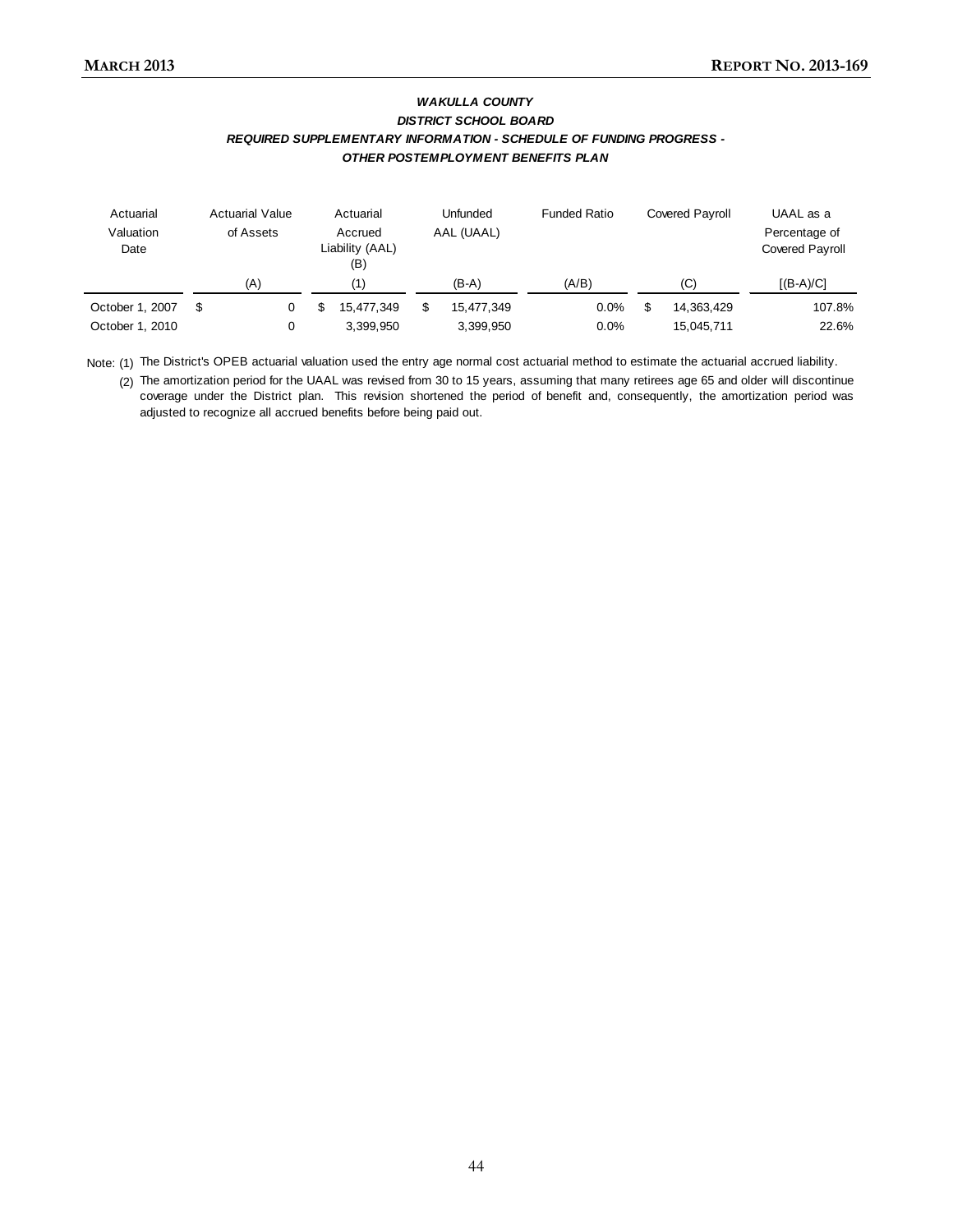***WAKULLA COUNTY***
***DISTRICT SCHOOL BOARD***
***REQUIRED SUPPLEMENTARY INFORMATION - SCHEDULE OF FUNDING PROGRESS -***
***OTHER POSTEMPLOYMENT BENEFITS PLAN***

| Actuarial Valuation Date | Actuarial Value of Assets | Actuarial Accrued Liability (AAL) (B) | Unfunded AAL (UAAL) | Funded Ratio | Covered Payroll | UAAL as a Percentage of Covered Payroll |
|---|---|---|---|---|---|---|
| | (A) | (1) | (B-A) | (A/B) | (C) | [(B-A)/C] |
| October 1, 2007 | $ 0 | $ 15,477,349 | $ 15,477,349 | 0.0% | $ 14,363,429 | 107.8% |
| October 1, 2010 | 0 | 3,399,950 | 3,399,950 | 0.0% | 15,045,711 | 22.6% |

Note: (1) The District's OPEB actuarial valuation used the entry age normal cost actuarial method to estimate the actuarial accrued liability.

(2) The amortization period for the UAAL was revised from 30 to 15 years, assuming that many retirees age 65 and older will discontinue coverage under the District plan. This revision shortened the period of benefit and, consequently, the amortization period was adjusted to recognize all accrued benefits before being paid out.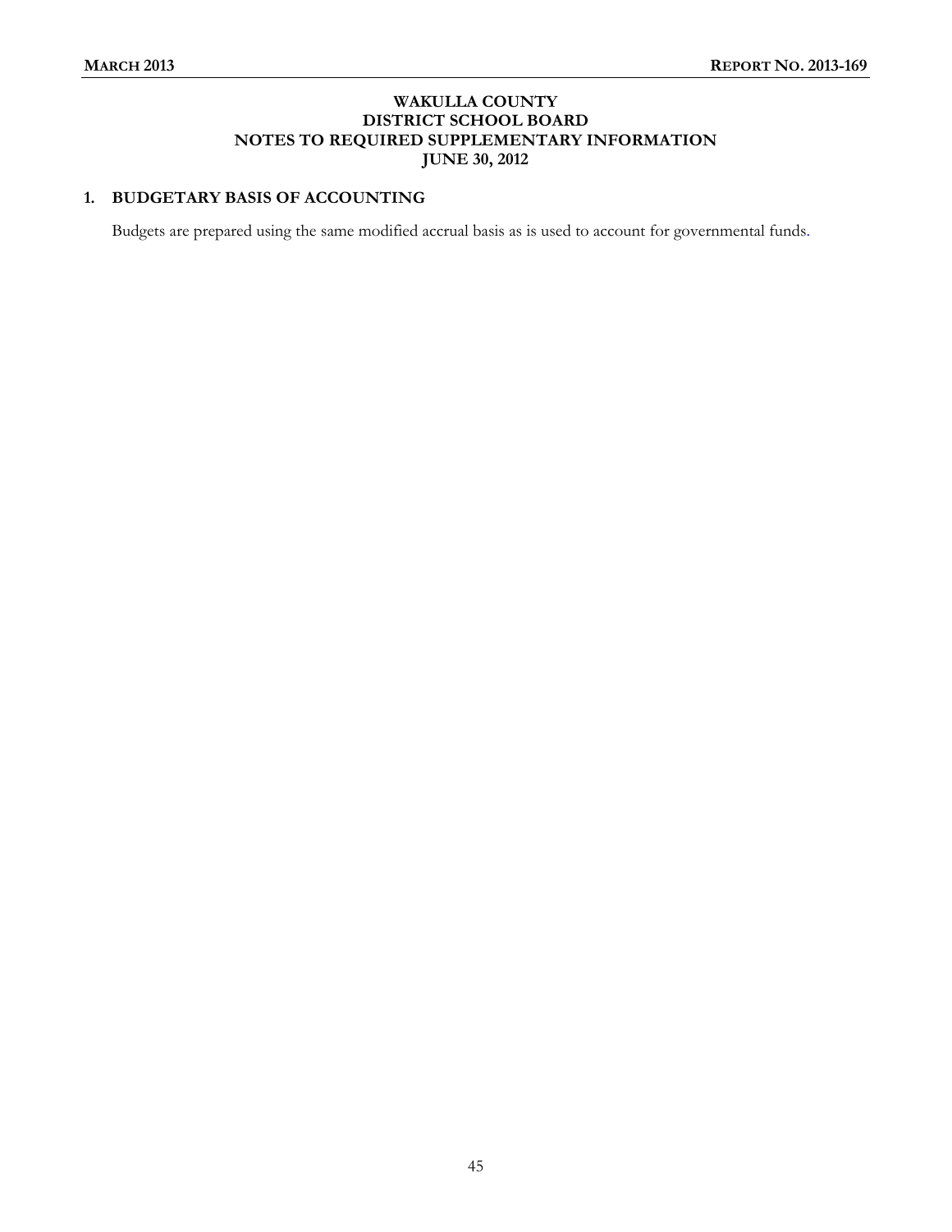# WAKULLA COUNTY
# DISTRICT SCHOOL BOARD
# NOTES TO REQUIRED SUPPLEMENTARY INFORMATION
# JUNE 30, 2012

## 1. BUDGETARY BASIS OF ACCOUNTING

Budgets are prepared using the same modified accrual basis as is used to account for governmental funds.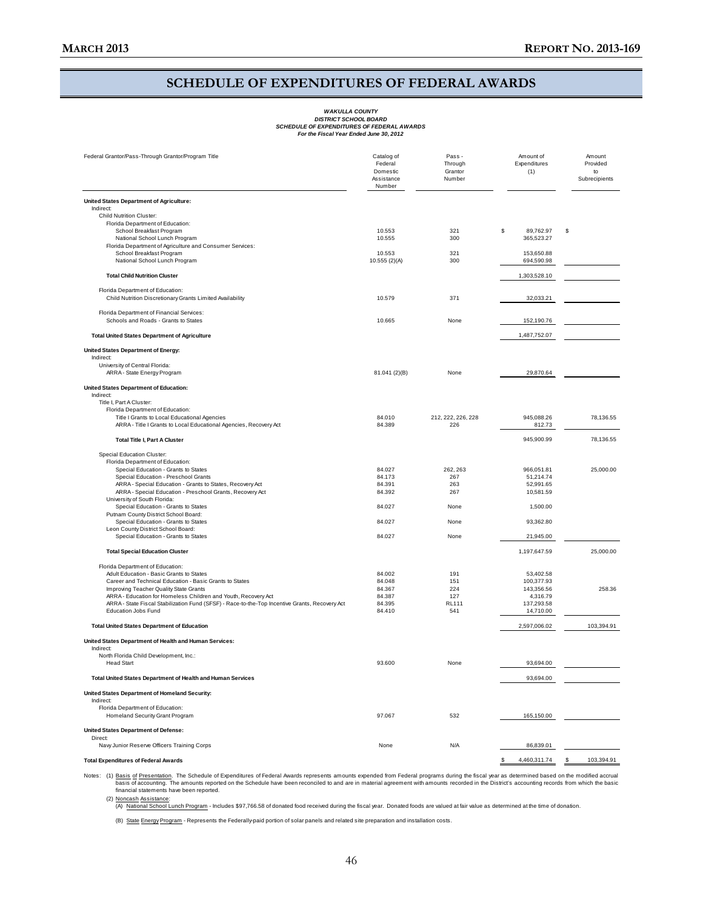# SCHEDULE OF EXPENDITURES OF FEDERAL AWARDS

***WAKULLA COUNTY***
***DISTRICT SCHOOL BOARD***
***SCHEDULE OF EXPENDITURES OF FEDERAL AWARDS***
***For the Fiscal Year Ended June 30, 2012***

| Federal Grantor/Pass-Through Grantor/Program Title | Catalog of Federal Domestic Assistance Number | Pass - Through Grantor Number | Amount of Expenditures (1) | Amount Provided to Subrecipients |
|---|---|---|---|---|
| **United States Department of Agriculture:** | | | | |
| Indirect: | | | | |
| Child Nutrition Cluster: | | | | |
| Florida Department of Education: | | | | |
| School Breakfast Program | 10.553 | 321 | $ 89,762.97 | $ |
| National School Lunch Program | 10.555 | 300 | 365,523.27 | |
| Florida Department of Agriculture and Consumer Services: | | | | |
| School Breakfast Program | 10.553 | 321 | 153,650.88 | |
| National School Lunch Program | 10.555 (2)(A) | 300 | 694,590.98 | |
| **Total Child Nutrition Cluster** | | | 1,303,528.10 | |
| Florida Department of Education: | | | | |
| Child Nutrition Discretionary Grants Limited Availability | 10.579 | 371 | 32,033.21 | |
| Florida Department of Financial Services: | | | | |
| Schools and Roads - Grants to States | 10.665 | None | 152,190.76 | |
| **Total United States Department of Agriculture** | | | 1,487,752.07 | |
| **United States Department of Energy:** | | | | |
| Indirect: | | | | |
| University of Central Florida: | | | | |
| ARRA - State Energy Program | 81.041 (2)(B) | None | 29,870.64 | |
| **United States Department of Education:** | | | | |
| Indirect: | | | | |
| Title I, Part A Cluster: | | | | |
| Florida Department of Education: | | | | |
| Title I Grants to Local Educational Agencies | 84.010 | 212, 222, 226, 228 | 945,088.26 | 78,136.55 |
| ARRA - Title I Grants to Local Educational Agencies, Recovery Act | 84.389 | 226 | 812.73 | |
| **Total Title I, Part A Cluster** | | | 945,900.99 | 78,136.55 |
| Special Education Cluster: | | | | |
| Florida Department of Education: | | | | |
| Special Education - Grants to States | 84.027 | 262, 263 | 966,051.81 | 25,000.00 |
| Special Education - Preschool Grants | 84.173 | 267 | 51,214.74 | |
| ARRA - Special Education - Grants to States, Recovery Act | 84.391 | 263 | 52,991.65 | |
| ARRA - Special Education - Preschool Grants, Recovery Act | 84.392 | 267 | 10,581.59 | |
| University of South Florida: | | | | |
| Special Education - Grants to States | 84.027 | None | 1,500.00 | |
| Putnam County District School Board: | | | | |
| Special Education - Grants to States | 84.027 | None | 93,362.80 | |
| Leon County District School Board: | | | | |
| Special Education - Grants to States | 84.027 | None | 21,945.00 | |
| **Total Special Education Cluster** | | | 1,197,647.59 | 25,000.00 |
| Florida Department of Education: | | | | |
| Adult Education - Basic Grants to States | 84.002 | 191 | 53,402.58 | |
| Career and Technical Education - Basic Grants to States | 84.048 | 151 | 100,377.93 | |
| Improving Teacher Quality State Grants | 84.367 | 224 | 143,356.56 | 258.36 |
| ARRA - Education for Homeless Children and Youth, Recovery Act | 84.387 | 127 | 4,316.79 | |
| ARRA - State Fiscal Stabilization Fund (SFSF) - Race-to-the-Top Incentive Grants, Recovery Act | 84.395 | RL111 | 137,293.58 | |
| Education Jobs Fund | 84.410 | 541 | 14,710.00 | |
| **Total United States Department of Education** | | | 2,597,006.02 | 103,394.91 |
| **United States Department of Health and Human Services:** | | | | |
| Indirect: | | | | |
| North Florida Child Development, Inc.: | | | | |
| Head Start | 93.600 | None | 93,694.00 | |
| **Total United States Department of Health and Human Services** | | | 93,694.00 | |
| **United States Department of Homeland Security:** | | | | |
| Indirect: | | | | |
| Florida Department of Education: | | | | |
| Homeland Security Grant Program | 97.067 | 532 | 165,150.00 | |
| **United States Department of Defense:** | | | | |
| Direct: | | | | |
| Navy Junior Reserve Officers Training Corps | None | N/A | 86,839.01 | |
| **Total Expenditures of Federal Awards** | | | $ 4,460,311.74 | $ 103,394.91 |

Notes: (1) Basis of Presentation. The Schedule of Expenditures of Federal Awards represents amounts expended from Federal programs during the fiscal year as determined based on the modified accrual basis of accounting. The amounts reported on the Schedule have been reconciled to and are in material agreement with amounts recorded in the District's accounting records from which the basic financial statements have been reported.

(2) Noncash Assistance:

(A) National School Lunch Program - Includes $97,766.58 of donated food received during the fiscal year. Donated foods are valued at fair value as determined at the time of donation.

(B) State Energy Program - Represents the Federally-paid portion of solar panels and related site preparation and installation costs.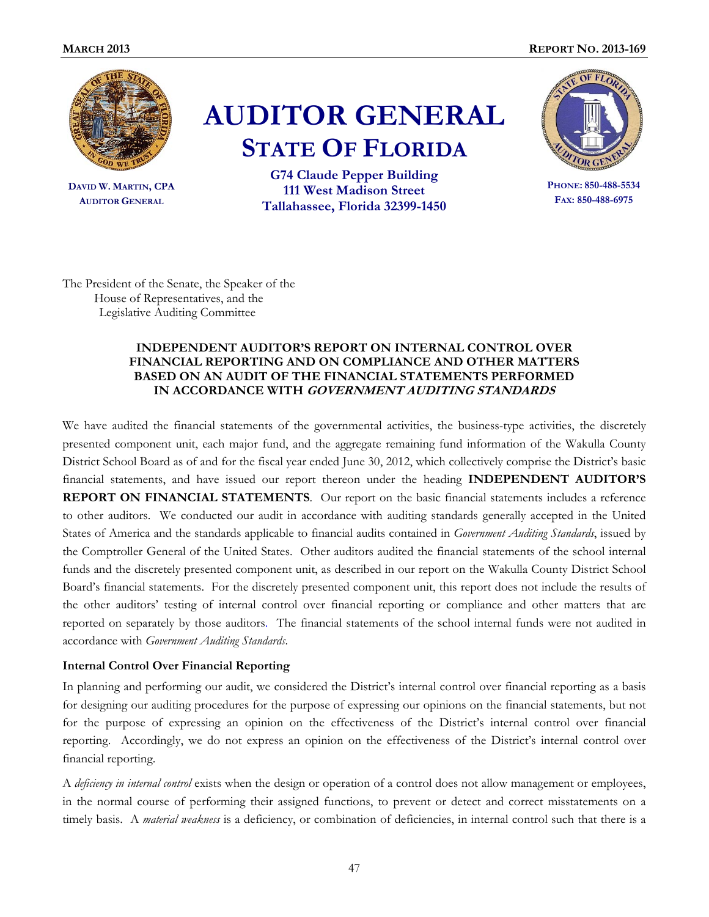# AUDITOR GENERAL
## STATE OF FLORIDA

**DAVID W. MARTIN, CPA**
**AUDITOR GENERAL**

**G74 Claude Pepper Building**
**111 West Madison Street**
**Tallahassee, Florida 32399-1450**

**PHONE: 850-488-5534**
**FAX: 850-488-6975**

The President of the Senate, the Speaker of the House of Representatives, and the Legislative Auditing Committee

### INDEPENDENT AUDITOR'S REPORT ON INTERNAL CONTROL OVER FINANCIAL REPORTING AND ON COMPLIANCE AND OTHER MATTERS BASED ON AN AUDIT OF THE FINANCIAL STATEMENTS PERFORMED IN ACCORDANCE WITH *GOVERNMENT AUDITING STANDARDS*

We have audited the financial statements of the governmental activities, the business-type activities, the discretely presented component unit, each major fund, and the aggregate remaining fund information of the Wakulla County District School Board as of and for the fiscal year ended June 30, 2012, which collectively comprise the District's basic financial statements, and have issued our report thereon under the heading **INDEPENDENT AUDITOR'S REPORT ON FINANCIAL STATEMENTS**. Our report on the basic financial statements includes a reference to other auditors. We conducted our audit in accordance with auditing standards generally accepted in the United States of America and the standards applicable to financial audits contained in *Government Auditing Standards*, issued by the Comptroller General of the United States. Other auditors audited the financial statements of the school internal funds and the discretely presented component unit, as described in our report on the Wakulla County District School Board's financial statements. For the discretely presented component unit, this report does not include the results of the other auditors' testing of internal control over financial reporting or compliance and other matters that are reported on separately by those auditors. The financial statements of the school internal funds were not audited in accordance with *Government Auditing Standards*.

**Internal Control Over Financial Reporting**

In planning and performing our audit, we considered the District's internal control over financial reporting as a basis for designing our auditing procedures for the purpose of expressing our opinions on the financial statements, but not for the purpose of expressing an opinion on the effectiveness of the District's internal control over financial reporting. Accordingly, we do not express an opinion on the effectiveness of the District's internal control over financial reporting.

A *deficiency in internal control* exists when the design or operation of a control does not allow management or employees, in the normal course of performing their assigned functions, to prevent or detect and correct misstatements on a timely basis. A *material weakness* is a deficiency, or combination of deficiencies, in internal control such that there is a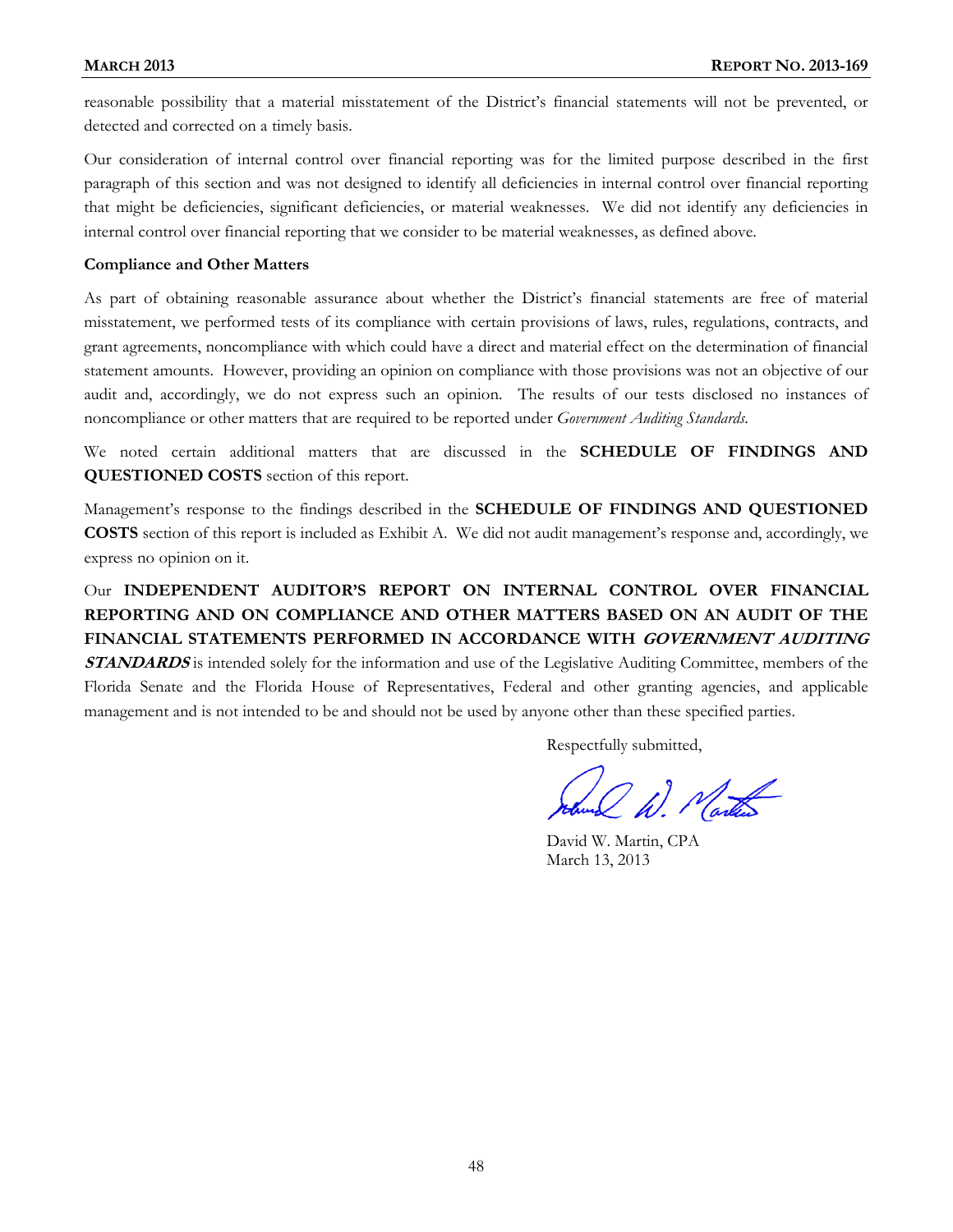reasonable possibility that a material misstatement of the District's financial statements will not be prevented, or detected and corrected on a timely basis.

Our consideration of internal control over financial reporting was for the limited purpose described in the first paragraph of this section and was not designed to identify all deficiencies in internal control over financial reporting that might be deficiencies, significant deficiencies, or material weaknesses. We did not identify any deficiencies in internal control over financial reporting that we consider to be material weaknesses, as defined above.

**Compliance and Other Matters**

As part of obtaining reasonable assurance about whether the District's financial statements are free of material misstatement, we performed tests of its compliance with certain provisions of laws, rules, regulations, contracts, and grant agreements, noncompliance with which could have a direct and material effect on the determination of financial statement amounts. However, providing an opinion on compliance with those provisions was not an objective of our audit and, accordingly, we do not express such an opinion. The results of our tests disclosed no instances of noncompliance or other matters that are required to be reported under *Government Auditing Standards*.

We noted certain additional matters that are discussed in the **SCHEDULE OF FINDINGS AND QUESTIONED COSTS** section of this report.

Management's response to the findings described in the **SCHEDULE OF FINDINGS AND QUESTIONED COSTS** section of this report is included as Exhibit A. We did not audit management's response and, accordingly, we express no opinion on it.

Our **INDEPENDENT AUDITOR'S REPORT ON INTERNAL CONTROL OVER FINANCIAL REPORTING AND ON COMPLIANCE AND OTHER MATTERS BASED ON AN AUDIT OF THE FINANCIAL STATEMENTS PERFORMED IN ACCORDANCE WITH *GOVERNMENT AUDITING STANDARDS*** is intended solely for the information and use of the Legislative Auditing Committee, members of the Florida Senate and the Florida House of Representatives, Federal and other granting agencies, and applicable management and is not intended to be and should not be used by anyone other than these specified parties.

Respectfully submitted,

David W. Martin, CPA
March 13, 2013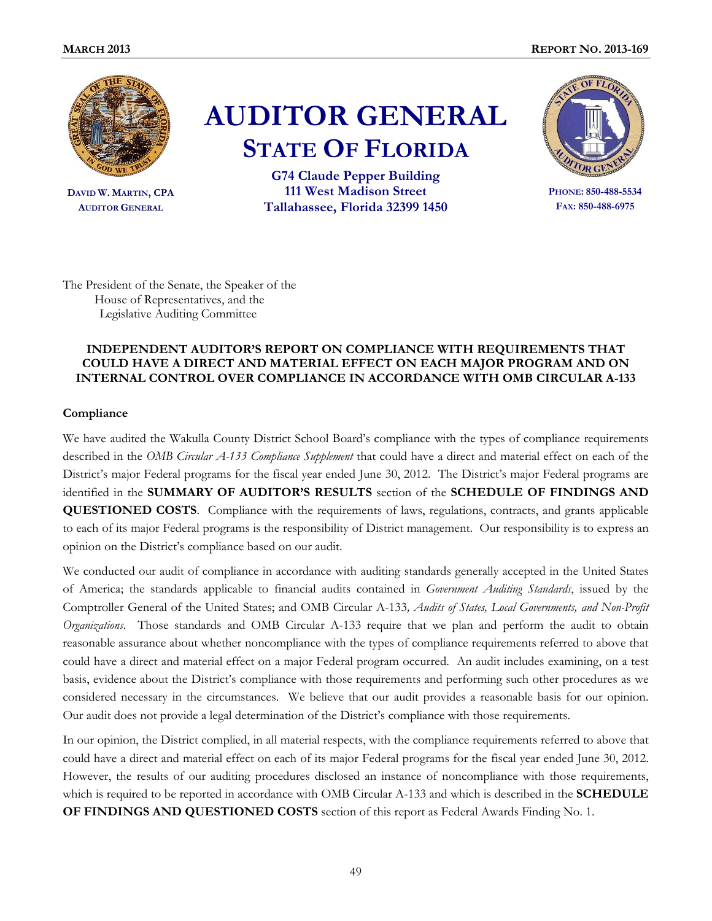**AUDITOR GENERAL**

**STATE OF FLORIDA**

**G74 Claude Pepper Building**
**111 West Madison Street**
**Tallahassee, Florida 32399 1450**

DAVID W. MARTIN, CPA
AUDITOR GENERAL

PHONE: 850-488-5534
FAX: 850-488-6975

The President of the Senate, the Speaker of the House of Representatives, and the Legislative Auditing Committee

**INDEPENDENT AUDITOR'S REPORT ON COMPLIANCE WITH REQUIREMENTS THAT COULD HAVE A DIRECT AND MATERIAL EFFECT ON EACH MAJOR PROGRAM AND ON INTERNAL CONTROL OVER COMPLIANCE IN ACCORDANCE WITH OMB CIRCULAR A-133**

**Compliance**

We have audited the Wakulla County District School Board's compliance with the types of compliance requirements described in the *OMB Circular A-133 Compliance Supplement* that could have a direct and material effect on each of the District's major Federal programs for the fiscal year ended June 30, 2012. The District's major Federal programs are identified in the **SUMMARY OF AUDITOR'S RESULTS** section of the **SCHEDULE OF FINDINGS AND QUESTIONED COSTS**. Compliance with the requirements of laws, regulations, contracts, and grants applicable to each of its major Federal programs is the responsibility of District management. Our responsibility is to express an opinion on the District's compliance based on our audit.

We conducted our audit of compliance in accordance with auditing standards generally accepted in the United States of America; the standards applicable to financial audits contained in *Government Auditing Standards*, issued by the Comptroller General of the United States; and OMB Circular A-133*, Audits of States, Local Governments, and Non-Profit Organizations*. Those standards and OMB Circular A-133 require that we plan and perform the audit to obtain reasonable assurance about whether noncompliance with the types of compliance requirements referred to above that could have a direct and material effect on a major Federal program occurred. An audit includes examining, on a test basis, evidence about the District's compliance with those requirements and performing such other procedures as we considered necessary in the circumstances. We believe that our audit provides a reasonable basis for our opinion. Our audit does not provide a legal determination of the District's compliance with those requirements.

In our opinion, the District complied, in all material respects, with the compliance requirements referred to above that could have a direct and material effect on each of its major Federal programs for the fiscal year ended June 30, 2012. However, the results of our auditing procedures disclosed an instance of noncompliance with those requirements, which is required to be reported in accordance with OMB Circular A-133 and which is described in the **SCHEDULE OF FINDINGS AND QUESTIONED COSTS** section of this report as Federal Awards Finding No. 1.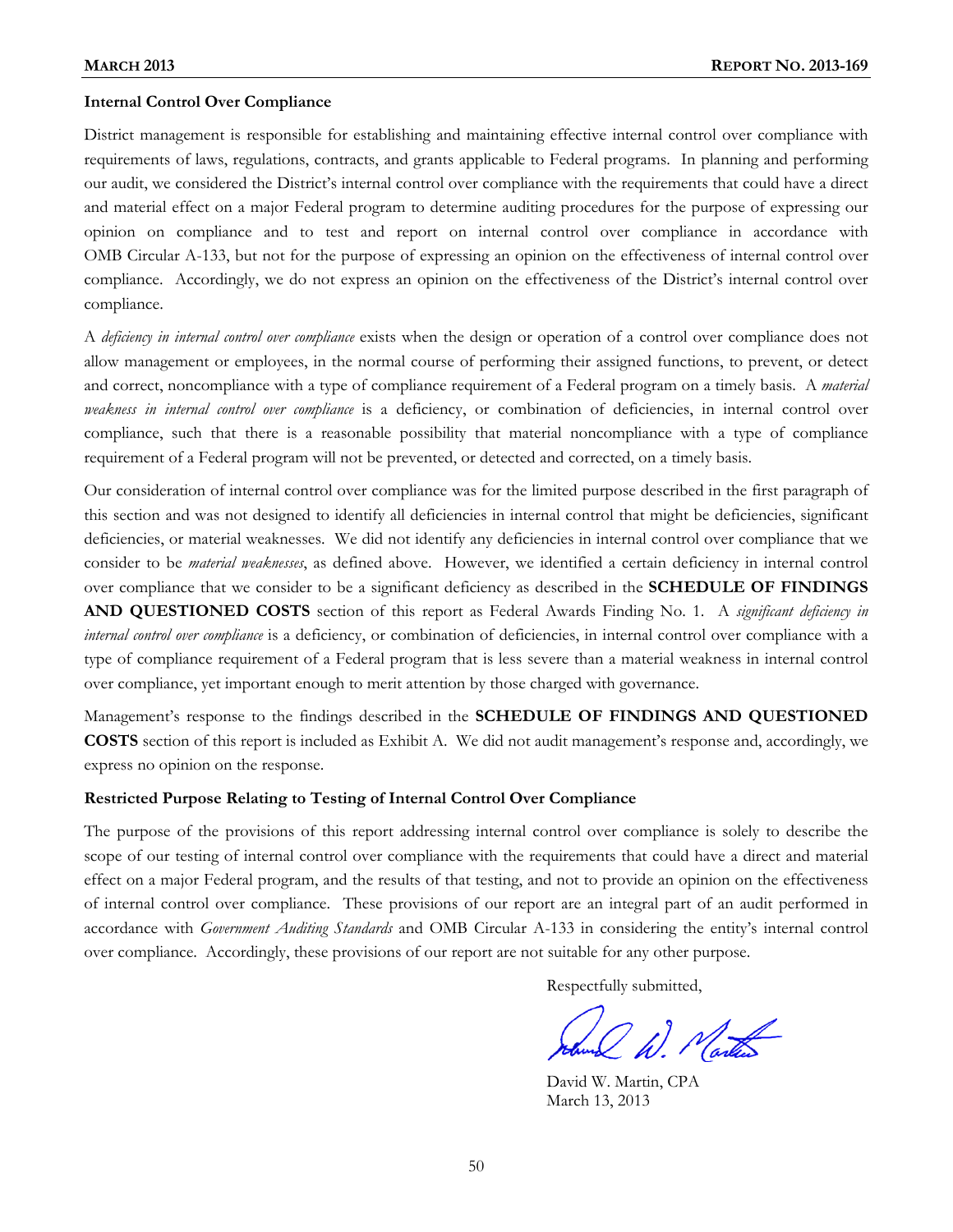### Internal Control Over Compliance

District management is responsible for establishing and maintaining effective internal control over compliance with requirements of laws, regulations, contracts, and grants applicable to Federal programs. In planning and performing our audit, we considered the District's internal control over compliance with the requirements that could have a direct and material effect on a major Federal program to determine auditing procedures for the purpose of expressing our opinion on compliance and to test and report on internal control over compliance in accordance with OMB Circular A-133, but not for the purpose of expressing an opinion on the effectiveness of internal control over compliance. Accordingly, we do not express an opinion on the effectiveness of the District's internal control over compliance.

A *deficiency in internal control over compliance* exists when the design or operation of a control over compliance does not allow management or employees, in the normal course of performing their assigned functions, to prevent, or detect and correct, noncompliance with a type of compliance requirement of a Federal program on a timely basis. A *material weakness in internal control over compliance* is a deficiency, or combination of deficiencies, in internal control over compliance, such that there is a reasonable possibility that material noncompliance with a type of compliance requirement of a Federal program will not be prevented, or detected and corrected, on a timely basis.

Our consideration of internal control over compliance was for the limited purpose described in the first paragraph of this section and was not designed to identify all deficiencies in internal control that might be deficiencies, significant deficiencies, or material weaknesses. We did not identify any deficiencies in internal control over compliance that we consider to be *material weaknesses*, as defined above. However, we identified a certain deficiency in internal control over compliance that we consider to be a significant deficiency as described in the **SCHEDULE OF FINDINGS AND QUESTIONED COSTS** section of this report as Federal Awards Finding No. 1. A *significant deficiency in internal control over compliance* is a deficiency, or combination of deficiencies, in internal control over compliance with a type of compliance requirement of a Federal program that is less severe than a material weakness in internal control over compliance, yet important enough to merit attention by those charged with governance.

Management's response to the findings described in the **SCHEDULE OF FINDINGS AND QUESTIONED COSTS** section of this report is included as Exhibit A. We did not audit management's response and, accordingly, we express no opinion on the response.

### Restricted Purpose Relating to Testing of Internal Control Over Compliance

The purpose of the provisions of this report addressing internal control over compliance is solely to describe the scope of our testing of internal control over compliance with the requirements that could have a direct and material effect on a major Federal program, and the results of that testing, and not to provide an opinion on the effectiveness of internal control over compliance. These provisions of our report are an integral part of an audit performed in accordance with *Government Auditing Standards* and OMB Circular A-133 in considering the entity's internal control over compliance. Accordingly, these provisions of our report are not suitable for any other purpose.

Respectfully submitted,

David W. Martin, CPA
March 13, 2013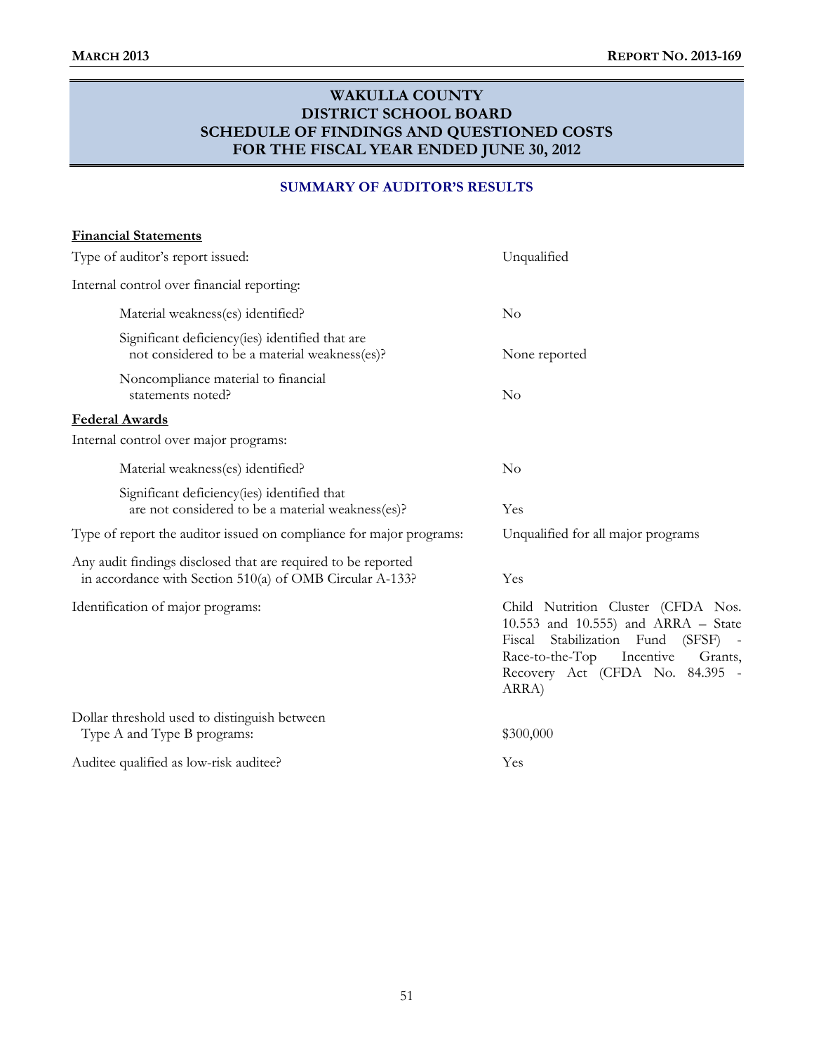# WAKULLA COUNTY
# DISTRICT SCHOOL BOARD
# SCHEDULE OF FINDINGS AND QUESTIONED COSTS
# FOR THE FISCAL YEAR ENDED JUNE 30, 2012

## SUMMARY OF AUDITOR'S RESULTS

**Financial Statements**

| | |
|---|---|
| Type of auditor's report issued: | Unqualified |
| Internal control over financial reporting: | |
| Material weakness(es) identified? | No |
| Significant deficiency(ies) identified that are not considered to be a material weakness(es)? | None reported |
| Noncompliance material to financial statements noted? | No |

**Federal Awards**

| | |
|---|---|
| Internal control over major programs: | |
| Material weakness(es) identified? | No |
| Significant deficiency(ies) identified that are not considered to be a material weakness(es)? | Yes |
| Type of report the auditor issued on compliance for major programs: | Unqualified for all major programs |
| Any audit findings disclosed that are required to be reported in accordance with Section 510(a) of OMB Circular A-133? | Yes |
| Identification of major programs: | Child Nutrition Cluster (CFDA Nos. 10.553 and 10.555) and ARRA – State Fiscal Stabilization Fund (SFSF) - Race-to-the-Top Incentive Grants, Recovery Act (CFDA No. 84.395 - ARRA) |
| Dollar threshold used to distinguish between Type A and Type B programs: | $300,000 |
| Auditee qualified as low-risk auditee? | Yes |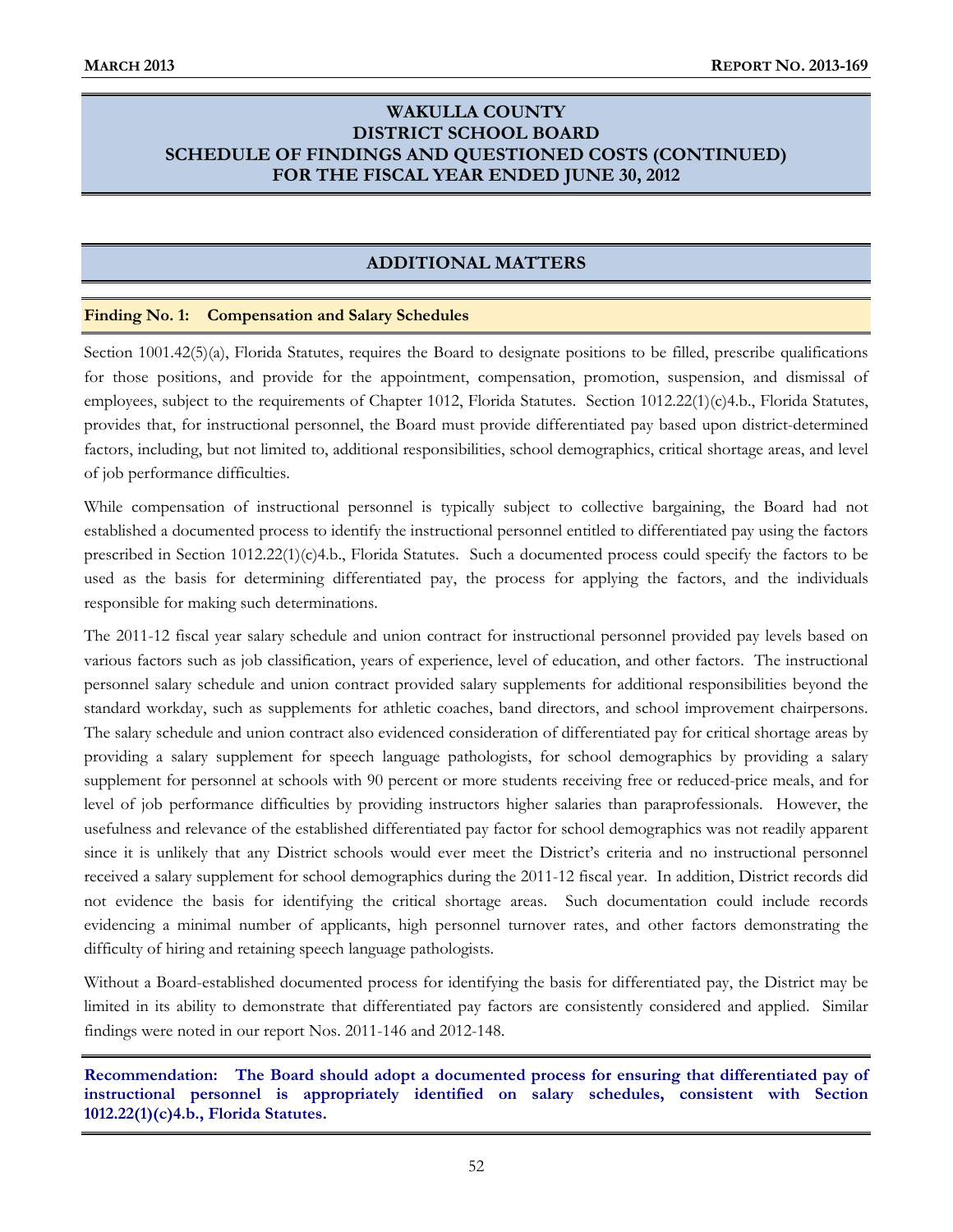# WAKULLA COUNTY DISTRICT SCHOOL BOARD SCHEDULE OF FINDINGS AND QUESTIONED COSTS (CONTINUED) FOR THE FISCAL YEAR ENDED JUNE 30, 2012

## ADDITIONAL MATTERS

### Finding No. 1: Compensation and Salary Schedules

Section 1001.42(5)(a), Florida Statutes, requires the Board to designate positions to be filled, prescribe qualifications for those positions, and provide for the appointment, compensation, promotion, suspension, and dismissal of employees, subject to the requirements of Chapter 1012, Florida Statutes. Section 1012.22(1)(c)4.b., Florida Statutes, provides that, for instructional personnel, the Board must provide differentiated pay based upon district-determined factors, including, but not limited to, additional responsibilities, school demographics, critical shortage areas, and level of job performance difficulties.

While compensation of instructional personnel is typically subject to collective bargaining, the Board had not established a documented process to identify the instructional personnel entitled to differentiated pay using the factors prescribed in Section 1012.22(1)(c)4.b., Florida Statutes. Such a documented process could specify the factors to be used as the basis for determining differentiated pay, the process for applying the factors, and the individuals responsible for making such determinations.

The 2011-12 fiscal year salary schedule and union contract for instructional personnel provided pay levels based on various factors such as job classification, years of experience, level of education, and other factors. The instructional personnel salary schedule and union contract provided salary supplements for additional responsibilities beyond the standard workday, such as supplements for athletic coaches, band directors, and school improvement chairpersons. The salary schedule and union contract also evidenced consideration of differentiated pay for critical shortage areas by providing a salary supplement for speech language pathologists, for school demographics by providing a salary supplement for personnel at schools with 90 percent or more students receiving free or reduced-price meals, and for level of job performance difficulties by providing instructors higher salaries than paraprofessionals. However, the usefulness and relevance of the established differentiated pay factor for school demographics was not readily apparent since it is unlikely that any District schools would ever meet the District's criteria and no instructional personnel received a salary supplement for school demographics during the 2011-12 fiscal year. In addition, District records did not evidence the basis for identifying the critical shortage areas. Such documentation could include records evidencing a minimal number of applicants, high personnel turnover rates, and other factors demonstrating the difficulty of hiring and retaining speech language pathologists.

Without a Board-established documented process for identifying the basis for differentiated pay, the District may be limited in its ability to demonstrate that differentiated pay factors are consistently considered and applied. Similar findings were noted in our report Nos. 2011-146 and 2012-148.

**Recommendation: The Board should adopt a documented process for ensuring that differentiated pay of instructional personnel is appropriately identified on salary schedules, consistent with Section 1012.22(1)(c)4.b., Florida Statutes.**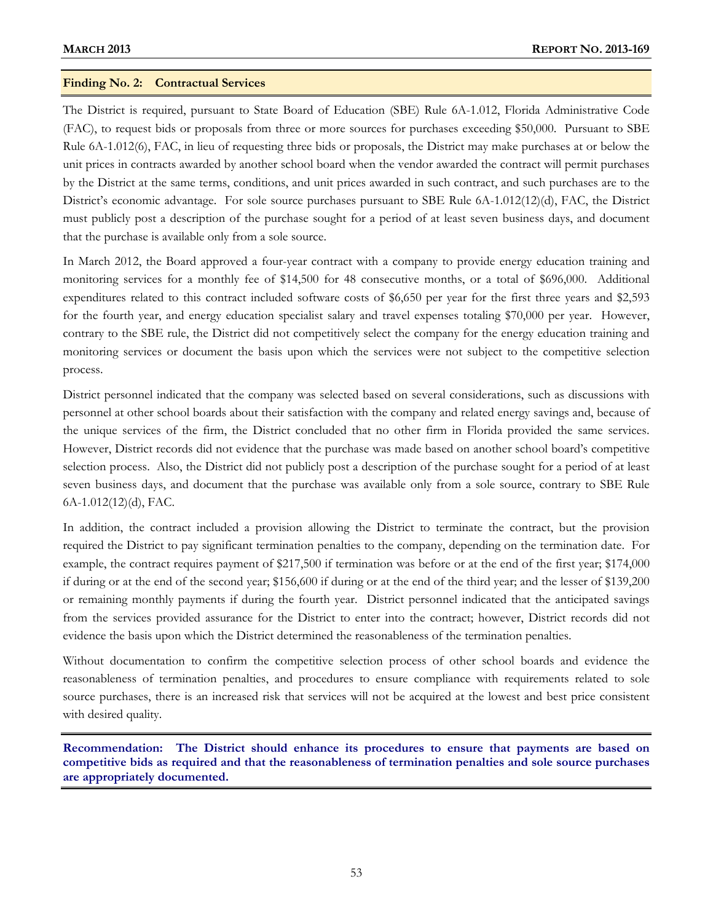## Finding No. 2: Contractual Services

The District is required, pursuant to State Board of Education (SBE) Rule 6A-1.012, Florida Administrative Code (FAC), to request bids or proposals from three or more sources for purchases exceeding $50,000. Pursuant to SBE Rule 6A-1.012(6), FAC, in lieu of requesting three bids or proposals, the District may make purchases at or below the unit prices in contracts awarded by another school board when the vendor awarded the contract will permit purchases by the District at the same terms, conditions, and unit prices awarded in such contract, and such purchases are to the District's economic advantage. For sole source purchases pursuant to SBE Rule 6A-1.012(12)(d), FAC, the District must publicly post a description of the purchase sought for a period of at least seven business days, and document that the purchase is available only from a sole source.

In March 2012, the Board approved a four-year contract with a company to provide energy education training and monitoring services for a monthly fee of $14,500 for 48 consecutive months, or a total of $696,000. Additional expenditures related to this contract included software costs of $6,650 per year for the first three years and $2,593 for the fourth year, and energy education specialist salary and travel expenses totaling $70,000 per year. However, contrary to the SBE rule, the District did not competitively select the company for the energy education training and monitoring services or document the basis upon which the services were not subject to the competitive selection process.

District personnel indicated that the company was selected based on several considerations, such as discussions with personnel at other school boards about their satisfaction with the company and related energy savings and, because of the unique services of the firm, the District concluded that no other firm in Florida provided the same services. However, District records did not evidence that the purchase was made based on another school board's competitive selection process. Also, the District did not publicly post a description of the purchase sought for a period of at least seven business days, and document that the purchase was available only from a sole source, contrary to SBE Rule 6A-1.012(12)(d), FAC.

In addition, the contract included a provision allowing the District to terminate the contract, but the provision required the District to pay significant termination penalties to the company, depending on the termination date. For example, the contract requires payment of $217,500 if termination was before or at the end of the first year; $174,000 if during or at the end of the second year; $156,600 if during or at the end of the third year; and the lesser of $139,200 or remaining monthly payments if during the fourth year. District personnel indicated that the anticipated savings from the services provided assurance for the District to enter into the contract; however, District records did not evidence the basis upon which the District determined the reasonableness of the termination penalties.

Without documentation to confirm the competitive selection process of other school boards and evidence the reasonableness of termination penalties, and procedures to ensure compliance with requirements related to sole source purchases, there is an increased risk that services will not be acquired at the lowest and best price consistent with desired quality.

**Recommendation: The District should enhance its procedures to ensure that payments are based on competitive bids as required and that the reasonableness of termination penalties and sole source purchases are appropriately documented.**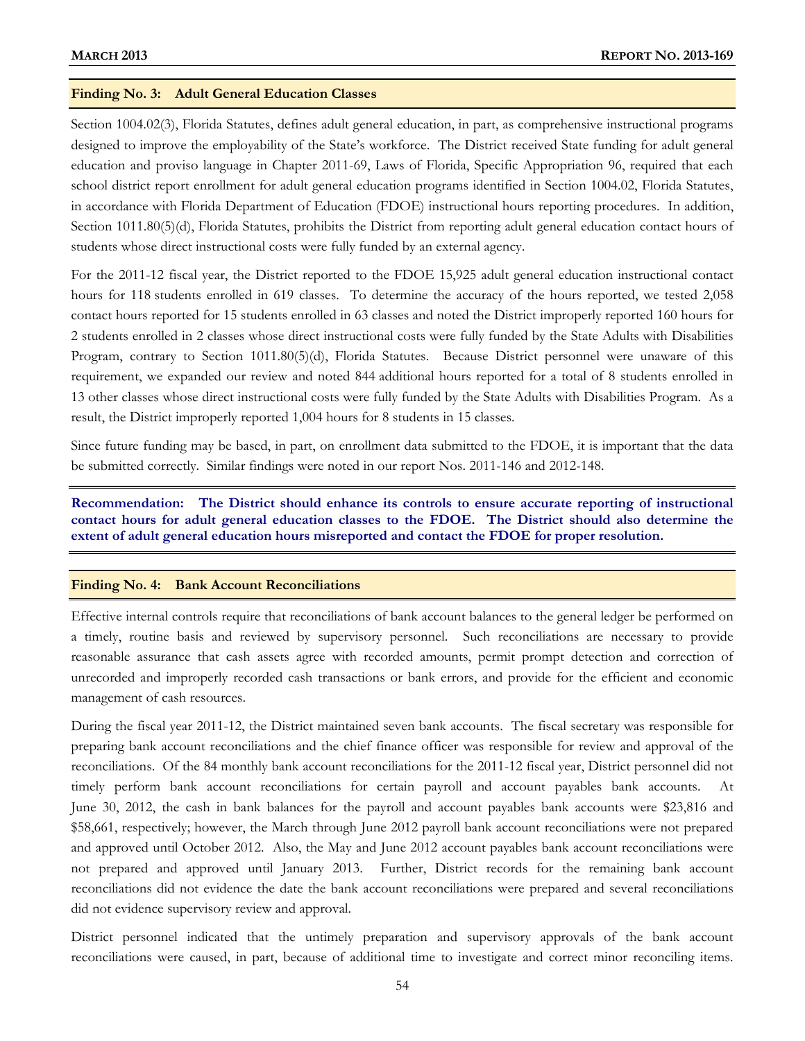## Finding No. 3: Adult General Education Classes

Section 1004.02(3), Florida Statutes, defines adult general education, in part, as comprehensive instructional programs designed to improve the employability of the State's workforce. The District received State funding for adult general education and proviso language in Chapter 2011-69, Laws of Florida, Specific Appropriation 96, required that each school district report enrollment for adult general education programs identified in Section 1004.02, Florida Statutes, in accordance with Florida Department of Education (FDOE) instructional hours reporting procedures. In addition, Section 1011.80(5)(d), Florida Statutes, prohibits the District from reporting adult general education contact hours of students whose direct instructional costs were fully funded by an external agency.

For the 2011-12 fiscal year, the District reported to the FDOE 15,925 adult general education instructional contact hours for 118 students enrolled in 619 classes. To determine the accuracy of the hours reported, we tested 2,058 contact hours reported for 15 students enrolled in 63 classes and noted the District improperly reported 160 hours for 2 students enrolled in 2 classes whose direct instructional costs were fully funded by the State Adults with Disabilities Program, contrary to Section 1011.80(5)(d), Florida Statutes. Because District personnel were unaware of this requirement, we expanded our review and noted 844 additional hours reported for a total of 8 students enrolled in 13 other classes whose direct instructional costs were fully funded by the State Adults with Disabilities Program. As a result, the District improperly reported 1,004 hours for 8 students in 15 classes.

Since future funding may be based, in part, on enrollment data submitted to the FDOE, it is important that the data be submitted correctly. Similar findings were noted in our report Nos. 2011-146 and 2012-148.

**Recommendation: The District should enhance its controls to ensure accurate reporting of instructional contact hours for adult general education classes to the FDOE. The District should also determine the extent of adult general education hours misreported and contact the FDOE for proper resolution.**

## Finding No. 4: Bank Account Reconciliations

Effective internal controls require that reconciliations of bank account balances to the general ledger be performed on a timely, routine basis and reviewed by supervisory personnel. Such reconciliations are necessary to provide reasonable assurance that cash assets agree with recorded amounts, permit prompt detection and correction of unrecorded and improperly recorded cash transactions or bank errors, and provide for the efficient and economic management of cash resources.

During the fiscal year 2011-12, the District maintained seven bank accounts. The fiscal secretary was responsible for preparing bank account reconciliations and the chief finance officer was responsible for review and approval of the reconciliations. Of the 84 monthly bank account reconciliations for the 2011-12 fiscal year, District personnel did not timely perform bank account reconciliations for certain payroll and account payables bank accounts. At June 30, 2012, the cash in bank balances for the payroll and account payables bank accounts were $23,816 and $58,661, respectively; however, the March through June 2012 payroll bank account reconciliations were not prepared and approved until October 2012. Also, the May and June 2012 account payables bank account reconciliations were not prepared and approved until January 2013. Further, District records for the remaining bank account reconciliations did not evidence the date the bank account reconciliations were prepared and several reconciliations did not evidence supervisory review and approval.

District personnel indicated that the untimely preparation and supervisory approvals of the bank account reconciliations were caused, in part, because of additional time to investigate and correct minor reconciling items.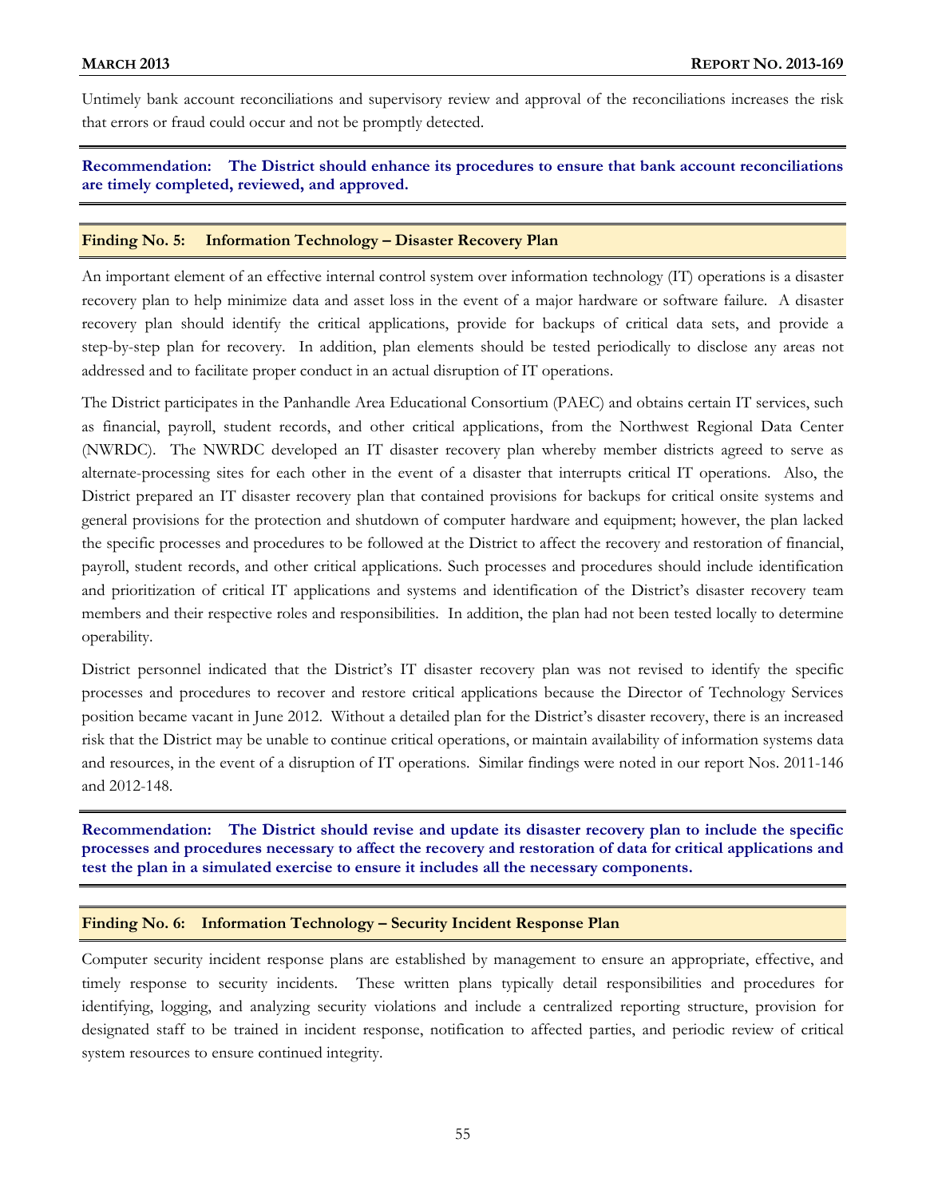Untimely bank account reconciliations and supervisory review and approval of the reconciliations increases the risk that errors or fraud could occur and not be promptly detected.

**Recommendation: The District should enhance its procedures to ensure that bank account reconciliations are timely completed, reviewed, and approved.**

### Finding No. 5: Information Technology – Disaster Recovery Plan

An important element of an effective internal control system over information technology (IT) operations is a disaster recovery plan to help minimize data and asset loss in the event of a major hardware or software failure. A disaster recovery plan should identify the critical applications, provide for backups of critical data sets, and provide a step-by-step plan for recovery. In addition, plan elements should be tested periodically to disclose any areas not addressed and to facilitate proper conduct in an actual disruption of IT operations.

The District participates in the Panhandle Area Educational Consortium (PAEC) and obtains certain IT services, such as financial, payroll, student records, and other critical applications, from the Northwest Regional Data Center (NWRDC). The NWRDC developed an IT disaster recovery plan whereby member districts agreed to serve as alternate-processing sites for each other in the event of a disaster that interrupts critical IT operations. Also, the District prepared an IT disaster recovery plan that contained provisions for backups for critical onsite systems and general provisions for the protection and shutdown of computer hardware and equipment; however, the plan lacked the specific processes and procedures to be followed at the District to affect the recovery and restoration of financial, payroll, student records, and other critical applications. Such processes and procedures should include identification and prioritization of critical IT applications and systems and identification of the District's disaster recovery team members and their respective roles and responsibilities. In addition, the plan had not been tested locally to determine operability.

District personnel indicated that the District's IT disaster recovery plan was not revised to identify the specific processes and procedures to recover and restore critical applications because the Director of Technology Services position became vacant in June 2012. Without a detailed plan for the District's disaster recovery, there is an increased risk that the District may be unable to continue critical operations, or maintain availability of information systems data and resources, in the event of a disruption of IT operations. Similar findings were noted in our report Nos. 2011-146 and 2012-148.

**Recommendation: The District should revise and update its disaster recovery plan to include the specific processes and procedures necessary to affect the recovery and restoration of data for critical applications and test the plan in a simulated exercise to ensure it includes all the necessary components.**

### Finding No. 6: Information Technology – Security Incident Response Plan

Computer security incident response plans are established by management to ensure an appropriate, effective, and timely response to security incidents. These written plans typically detail responsibilities and procedures for identifying, logging, and analyzing security violations and include a centralized reporting structure, provision for designated staff to be trained in incident response, notification to affected parties, and periodic review of critical system resources to ensure continued integrity.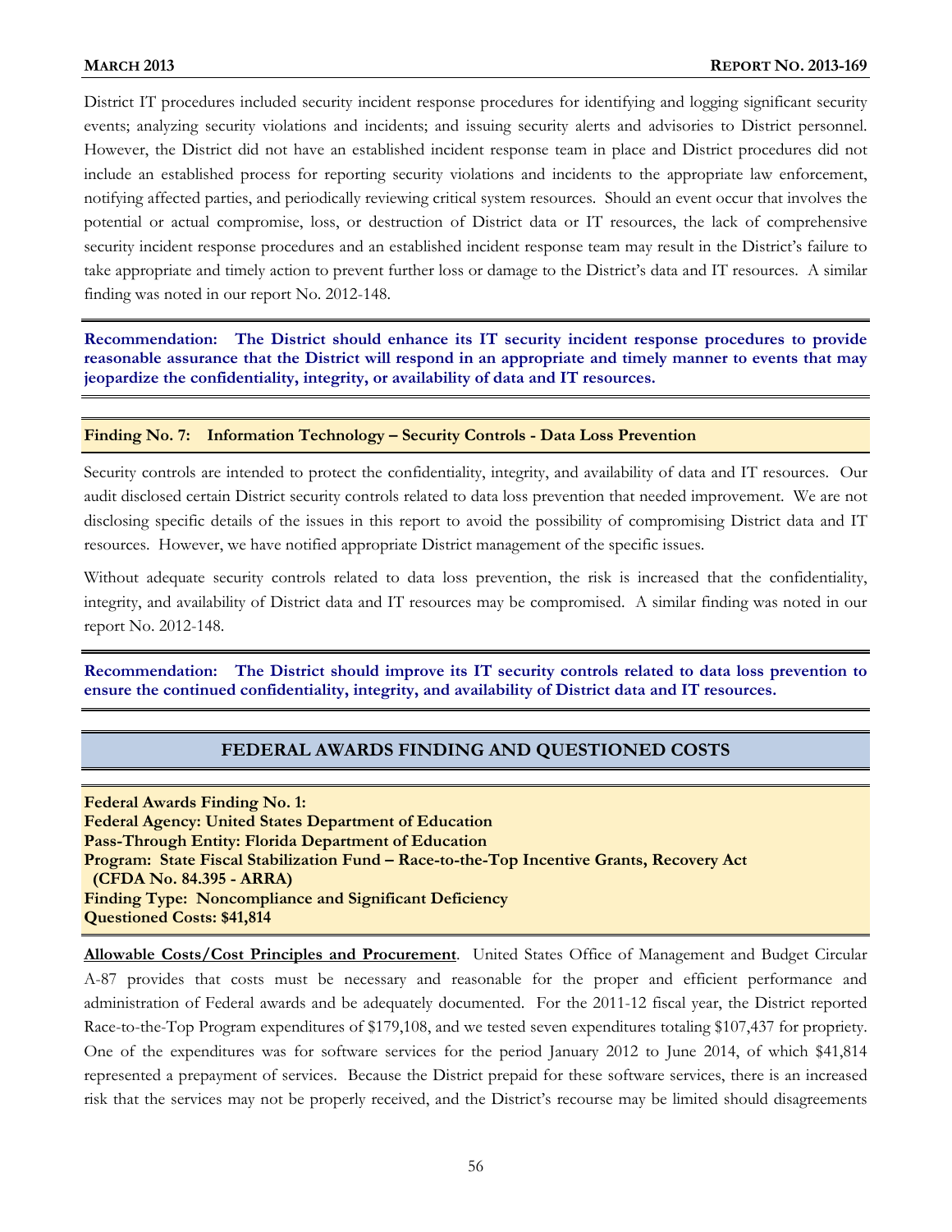District IT procedures included security incident response procedures for identifying and logging significant security events; analyzing security violations and incidents; and issuing security alerts and advisories to District personnel. However, the District did not have an established incident response team in place and District procedures did not include an established process for reporting security violations and incidents to the appropriate law enforcement, notifying affected parties, and periodically reviewing critical system resources. Should an event occur that involves the potential or actual compromise, loss, or destruction of District data or IT resources, the lack of comprehensive security incident response procedures and an established incident response team may result in the District's failure to take appropriate and timely action to prevent further loss or damage to the District's data and IT resources. A similar finding was noted in our report No. 2012-148.

**Recommendation: The District should enhance its IT security incident response procedures to provide reasonable assurance that the District will respond in an appropriate and timely manner to events that may jeopardize the confidentiality, integrity, or availability of data and IT resources.**

**Finding No. 7: Information Technology – Security Controls - Data Loss Prevention**

Security controls are intended to protect the confidentiality, integrity, and availability of data and IT resources. Our audit disclosed certain District security controls related to data loss prevention that needed improvement. We are not disclosing specific details of the issues in this report to avoid the possibility of compromising District data and IT resources. However, we have notified appropriate District management of the specific issues.

Without adequate security controls related to data loss prevention, the risk is increased that the confidentiality, integrity, and availability of District data and IT resources may be compromised. A similar finding was noted in our report No. 2012-148.

**Recommendation: The District should improve its IT security controls related to data loss prevention to ensure the continued confidentiality, integrity, and availability of District data and IT resources.**

## FEDERAL AWARDS FINDING AND QUESTIONED COSTS

**Federal Awards Finding No. 1:**
**Federal Agency: United States Department of Education**
**Pass-Through Entity: Florida Department of Education**
**Program: State Fiscal Stabilization Fund – Race-to-the-Top Incentive Grants, Recovery Act (CFDA No. 84.395 - ARRA)**
**Finding Type: Noncompliance and Significant Deficiency**
**Questioned Costs: $41,814**

**Allowable Costs/Cost Principles and Procurement**. United States Office of Management and Budget Circular A-87 provides that costs must be necessary and reasonable for the proper and efficient performance and administration of Federal awards and be adequately documented. For the 2011-12 fiscal year, the District reported Race-to-the-Top Program expenditures of $179,108, and we tested seven expenditures totaling $107,437 for propriety. One of the expenditures was for software services for the period January 2012 to June 2014, of which $41,814 represented a prepayment of services. Because the District prepaid for these software services, there is an increased risk that the services may not be properly received, and the District's recourse may be limited should disagreements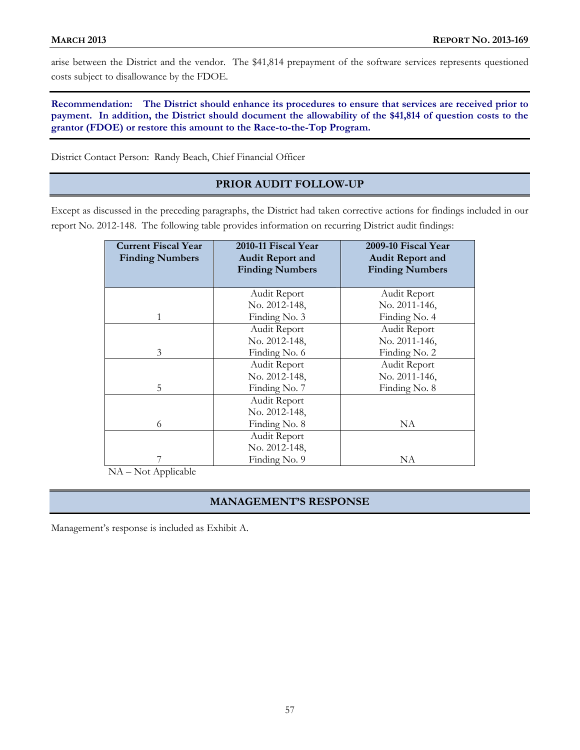arise between the District and the vendor. The $41,814 prepayment of the software services represents questioned costs subject to disallowance by the FDOE.

**Recommendation: The District should enhance its procedures to ensure that services are received prior to payment. In addition, the District should document the allowability of the $41,814 of question costs to the grantor (FDOE) or restore this amount to the Race-to-the-Top Program.**

District Contact Person: Randy Beach, Chief Financial Officer

## PRIOR AUDIT FOLLOW-UP

Except as discussed in the preceding paragraphs, the District had taken corrective actions for findings included in our report No. 2012-148. The following table provides information on recurring District audit findings:

| Current Fiscal Year Finding Numbers | 2010-11 Fiscal Year Audit Report and Finding Numbers | 2009-10 Fiscal Year Audit Report and Finding Numbers |
|---|---|---|
| 1 | Audit Report No. 2012-148, Finding No. 3 | Audit Report No. 2011-146, Finding No. 4 |
| 3 | Audit Report No. 2012-148, Finding No. 6 | Audit Report No. 2011-146, Finding No. 2 |
| 5 | Audit Report No. 2012-148, Finding No. 7 | Audit Report No. 2011-146, Finding No. 8 |
| 6 | Audit Report No. 2012-148, Finding No. 8 | NA |
| 7 | Audit Report No. 2012-148, Finding No. 9 | NA |

NA – Not Applicable

## MANAGEMENT'S RESPONSE

Management's response is included as Exhibit A.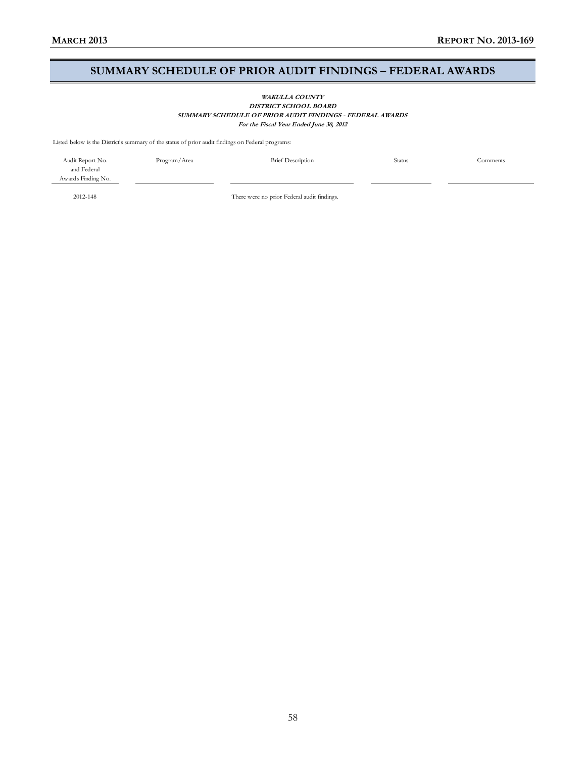## SUMMARY SCHEDULE OF PRIOR AUDIT FINDINGS – FEDERAL AWARDS

***WAKULLA COUNTY***
***DISTRICT SCHOOL BOARD***
***SUMMARY SCHEDULE OF PRIOR AUDIT FINDINGS - FEDERAL AWARDS***
***For the Fiscal Year Ended June 30, 2012***

Listed below is the District's summary of the status of prior audit findings on Federal programs:

| Audit Report No. and Federal Awards Finding No. | Program/Area | Brief Description | Status | Comments |
|---|---|---|---|---|
| 2012-148 | | There were no prior Federal audit findings. | | |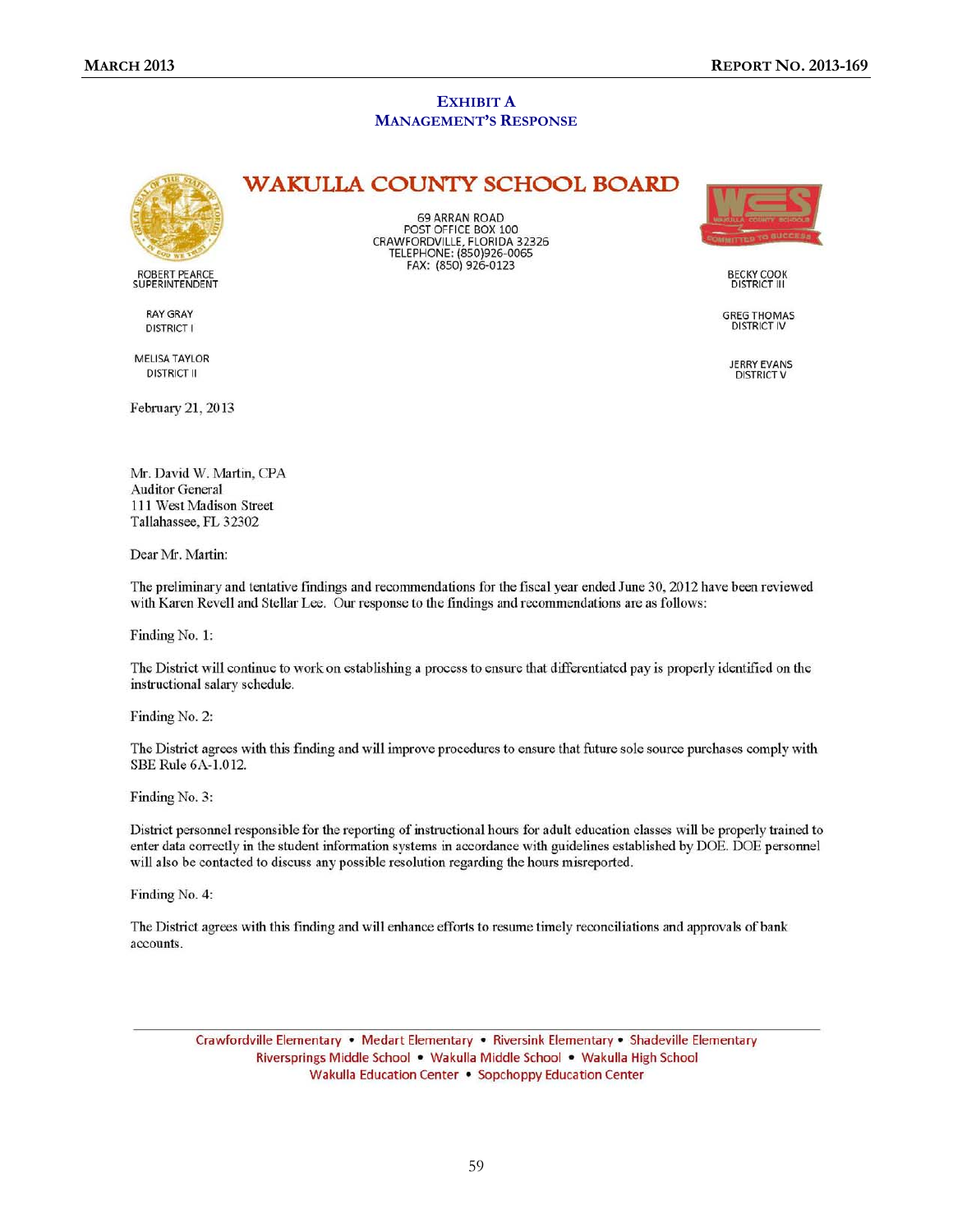## EXHIBIT A
## MANAGEMENT'S RESPONSE

# WAKULLA COUNTY SCHOOL BOARD

69 ARRAN ROAD
POST OFFICE BOX 100
CRAWFORDVILLE, FLORIDA 32326
TELEPHONE: (850)926-0065
FAX: (850) 926-0123

ROBERT PEARCE
SUPERINTENDENT

RAY GRAY
DISTRICT I

MELISA TAYLOR
DISTRICT II

BECKY COOK
DISTRICT III

GREG THOMAS
DISTRICT IV

JERRY EVANS
DISTRICT V

February 21, 2013

Mr. David W. Martin, CPA
Auditor General
111 West Madison Street
Tallahassee, FL 32302

Dear Mr. Martin:

The preliminary and tentative findings and recommendations for the fiscal year ended June 30, 2012 have been reviewed with Karen Revell and Stellar Lee. Our response to the findings and recommendations are as follows:

Finding No. 1:

The District will continue to work on establishing a process to ensure that differentiated pay is properly identified on the instructional salary schedule.

Finding No. 2:

The District agrees with this finding and will improve procedures to ensure that future sole source purchases comply with SBE Rule 6A-1.012.

Finding No. 3:

District personnel responsible for the reporting of instructional hours for adult education classes will be properly trained to enter data correctly in the student information systems in accordance with guidelines established by DOE. DOE personnel will also be contacted to discuss any possible resolution regarding the hours misreported.

Finding No. 4:

The District agrees with this finding and will enhance efforts to resume timely reconciliations and approvals of bank accounts.

Crawfordville Elementary • Medart Elementary • Riversink Elementary • Shadeville Elementary
Riversprings Middle School • Wakulla Middle School • Wakulla High School
Wakulla Education Center • Sopchoppy Education Center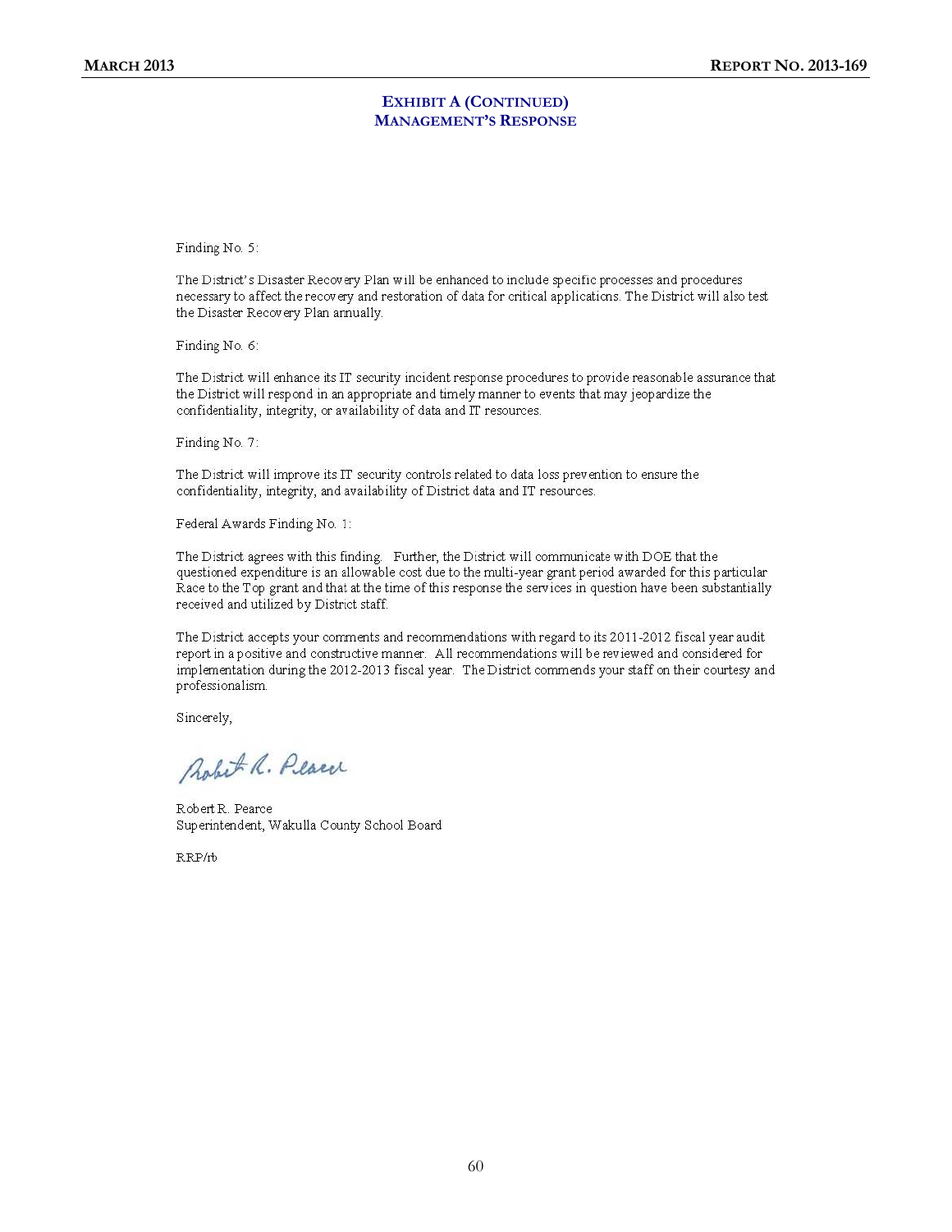## EXHIBIT A (CONTINUED)
## MANAGEMENT'S RESPONSE

Finding No. 5:

The District's Disaster Recovery Plan will be enhanced to include specific processes and procedures necessary to affect the recovery and restoration of data for critical applications. The District will also test the Disaster Recovery Plan annually.

Finding No. 6:

The District will enhance its IT security incident response procedures to provide reasonable assurance that the District will respond in an appropriate and timely manner to events that may jeopardize the confidentiality, integrity, or availability of data and IT resources.

Finding No. 7:

The District will improve its IT security controls related to data loss prevention to ensure the confidentiality, integrity, and availability of District data and IT resources.

Federal Awards Finding No. 1:

The District agrees with this finding. Further, the District will communicate with DOE that the questioned expenditure is an allowable cost due to the multi-year grant period awarded for this particular Race to the Top grant and that at the time of this response the services in question have been substantially received and utilized by District staff.

The District accepts your comments and recommendations with regard to its 2011-2012 fiscal year audit report in a positive and constructive manner. All recommendations will be reviewed and considered for implementation during the 2012-2013 fiscal year. The District commends your staff on their courtesy and professionalism.

Sincerely,

Robert R. Pearce

Robert R. Pearce
Superintendent, Wakulla County School Board

RRP/rb